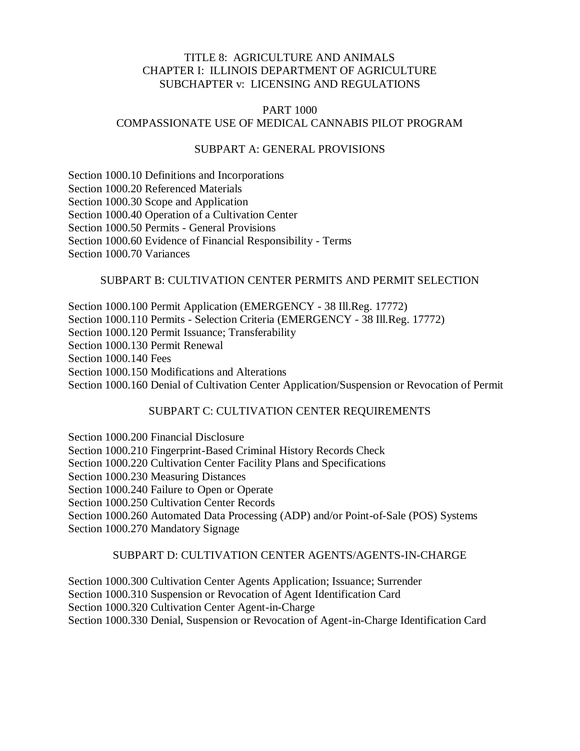TITLE 8: AGRICULTURE AND ANIMALS
CHAPTER I: ILLINOIS DEPARTMENT OF AGRICULTURE
SUBCHAPTER v: LICENSING AND REGULATIONS

# PART 1000
# COMPASSIONATE USE OF MEDICAL CANNABIS PILOT PROGRAM

## SUBPART A: GENERAL PROVISIONS

Section 1000.10 Definitions and Incorporations
Section 1000.20 Referenced Materials
Section 1000.30 Scope and Application
Section 1000.40 Operation of a Cultivation Center
Section 1000.50 Permits - General Provisions
Section 1000.60 Evidence of Financial Responsibility - Terms
Section 1000.70 Variances

## SUBPART B: CULTIVATION CENTER PERMITS AND PERMIT SELECTION

Section 1000.100 Permit Application (EMERGENCY - 38 Ill.Reg. 17772)
Section 1000.110 Permits - Selection Criteria (EMERGENCY - 38 Ill.Reg. 17772)
Section 1000.120 Permit Issuance; Transferability
Section 1000.130 Permit Renewal
Section 1000.140 Fees
Section 1000.150 Modifications and Alterations
Section 1000.160 Denial of Cultivation Center Application/Suspension or Revocation of Permit

## SUBPART C: CULTIVATION CENTER REQUIREMENTS

Section 1000.200 Financial Disclosure
Section 1000.210 Fingerprint-Based Criminal History Records Check
Section 1000.220 Cultivation Center Facility Plans and Specifications
Section 1000.230 Measuring Distances
Section 1000.240 Failure to Open or Operate
Section 1000.250 Cultivation Center Records
Section 1000.260 Automated Data Processing (ADP) and/or Point-of-Sale (POS) Systems
Section 1000.270 Mandatory Signage

## SUBPART D: CULTIVATION CENTER AGENTS/AGENTS-IN-CHARGE

Section 1000.300 Cultivation Center Agents Application; Issuance; Surrender
Section 1000.310 Suspension or Revocation of Agent Identification Card
Section 1000.320 Cultivation Center Agent-in-Charge
Section 1000.330 Denial, Suspension or Revocation of Agent-in-Charge Identification Card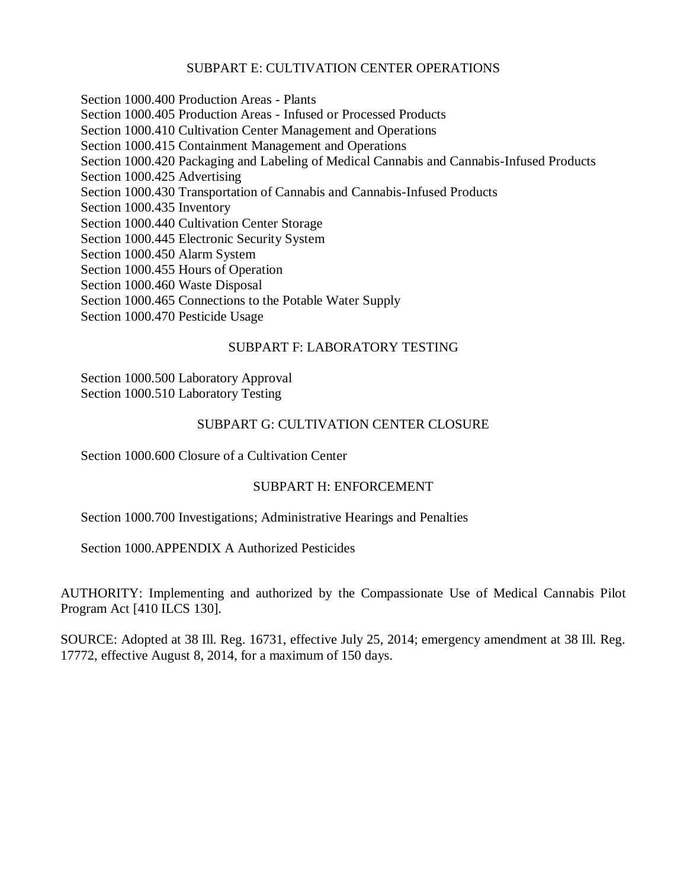## SUBPART E: CULTIVATION CENTER OPERATIONS

Section 1000.400 Production Areas - Plants
Section 1000.405 Production Areas - Infused or Processed Products
Section 1000.410 Cultivation Center Management and Operations
Section 1000.415 Containment Management and Operations
Section 1000.420 Packaging and Labeling of Medical Cannabis and Cannabis-Infused Products
Section 1000.425 Advertising
Section 1000.430 Transportation of Cannabis and Cannabis-Infused Products
Section 1000.435 Inventory
Section 1000.440 Cultivation Center Storage
Section 1000.445 Electronic Security System
Section 1000.450 Alarm System
Section 1000.455 Hours of Operation
Section 1000.460 Waste Disposal
Section 1000.465 Connections to the Potable Water Supply
Section 1000.470 Pesticide Usage

## SUBPART F: LABORATORY TESTING

Section 1000.500 Laboratory Approval
Section 1000.510 Laboratory Testing

## SUBPART G: CULTIVATION CENTER CLOSURE

Section 1000.600 Closure of a Cultivation Center

## SUBPART H: ENFORCEMENT

Section 1000.700 Investigations; Administrative Hearings and Penalties

Section 1000.APPENDIX A Authorized Pesticides

AUTHORITY: Implementing and authorized by the Compassionate Use of Medical Cannabis Pilot Program Act [410 ILCS 130].

SOURCE: Adopted at 38 Ill. Reg. 16731, effective July 25, 2014; emergency amendment at 38 Ill. Reg. 17772, effective August 8, 2014, for a maximum of 150 days.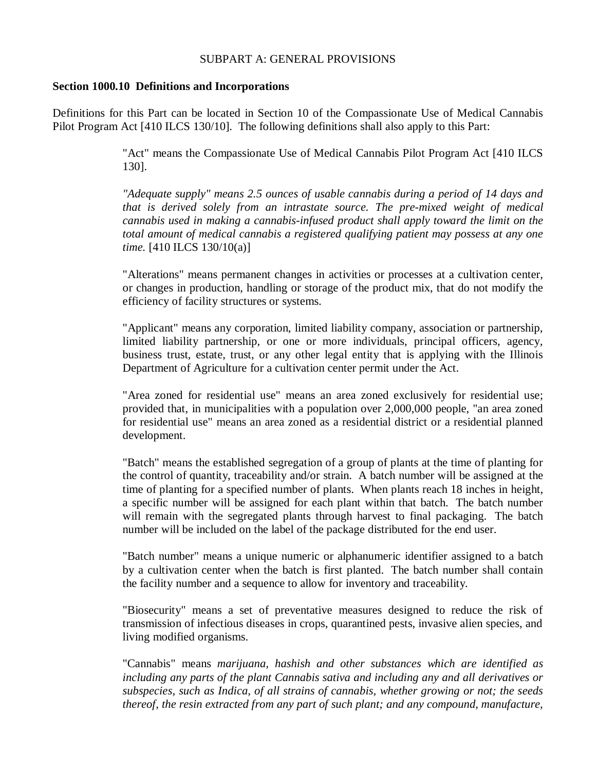SUBPART A: GENERAL PROVISIONS

**Section 1000.10 Definitions and Incorporations**

Definitions for this Part can be located in Section 10 of the Compassionate Use of Medical Cannabis Pilot Program Act [410 ILCS 130/10]. The following definitions shall also apply to this Part:

"Act" means the Compassionate Use of Medical Cannabis Pilot Program Act [410 ILCS 130].

*"Adequate supply" means 2.5 ounces of usable cannabis during a period of 14 days and that is derived solely from an intrastate source. The pre-mixed weight of medical cannabis used in making a cannabis-infused product shall apply toward the limit on the total amount of medical cannabis a registered qualifying patient may possess at any one time.* [410 ILCS 130/10(a)]

"Alterations" means permanent changes in activities or processes at a cultivation center, or changes in production, handling or storage of the product mix, that do not modify the efficiency of facility structures or systems.

"Applicant" means any corporation, limited liability company, association or partnership, limited liability partnership, or one or more individuals, principal officers, agency, business trust, estate, trust, or any other legal entity that is applying with the Illinois Department of Agriculture for a cultivation center permit under the Act.

"Area zoned for residential use" means an area zoned exclusively for residential use; provided that, in municipalities with a population over 2,000,000 people, "an area zoned for residential use" means an area zoned as a residential district or a residential planned development.

"Batch" means the established segregation of a group of plants at the time of planting for the control of quantity, traceability and/or strain. A batch number will be assigned at the time of planting for a specified number of plants. When plants reach 18 inches in height, a specific number will be assigned for each plant within that batch. The batch number will remain with the segregated plants through harvest to final packaging. The batch number will be included on the label of the package distributed for the end user.

"Batch number" means a unique numeric or alphanumeric identifier assigned to a batch by a cultivation center when the batch is first planted. The batch number shall contain the facility number and a sequence to allow for inventory and traceability.

"Biosecurity" means a set of preventative measures designed to reduce the risk of transmission of infectious diseases in crops, quarantined pests, invasive alien species, and living modified organisms.

"Cannabis" means *marijuana, hashish and other substances which are identified as including any parts of the plant Cannabis sativa and including any and all derivatives or subspecies, such as Indica, of all strains of cannabis, whether growing or not; the seeds thereof, the resin extracted from any part of such plant; and any compound, manufacture,*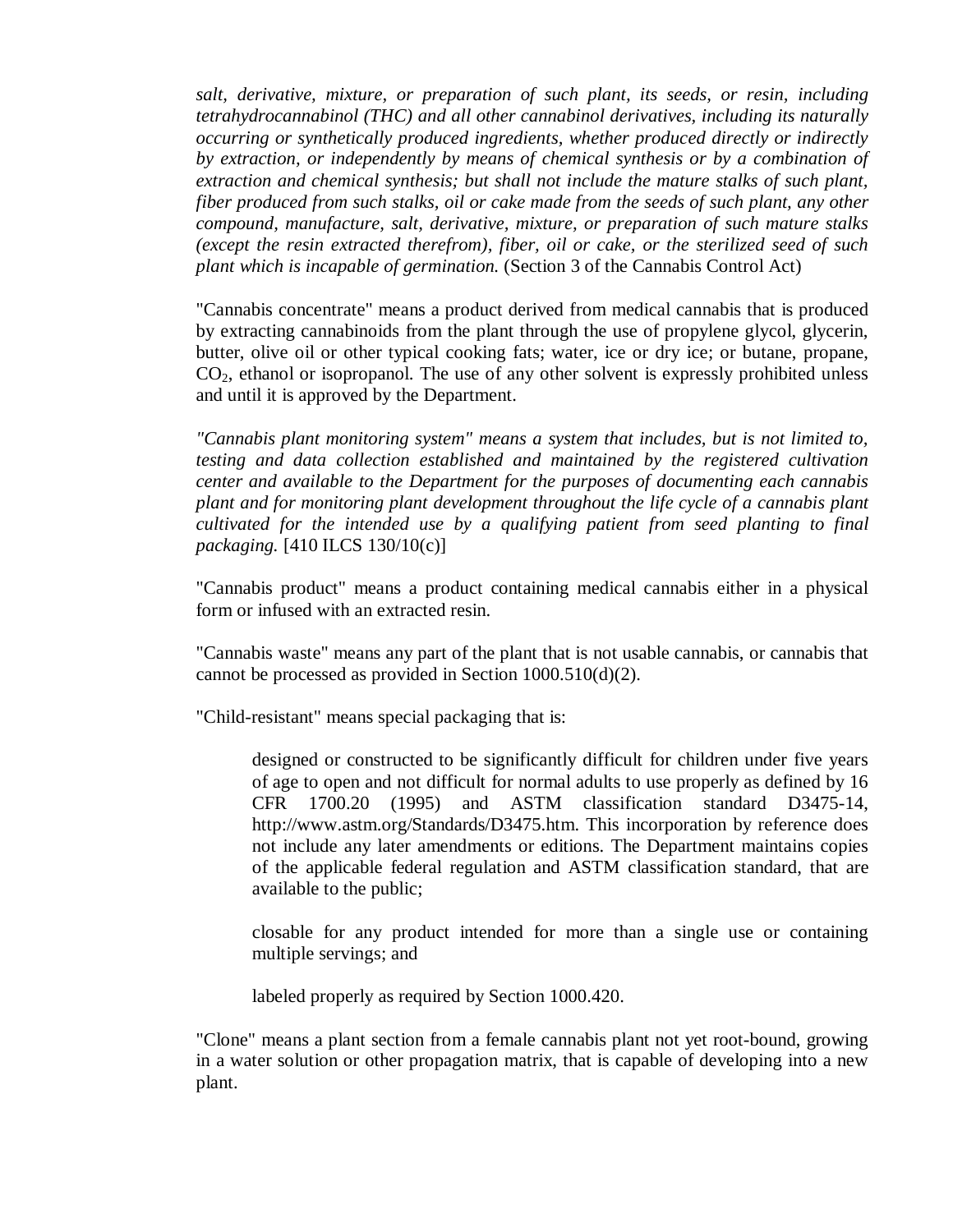*salt, derivative, mixture, or preparation of such plant, its seeds, or resin, including tetrahydrocannabinol (THC) and all other cannabinol derivatives, including its naturally occurring or synthetically produced ingredients, whether produced directly or indirectly by extraction, or independently by means of chemical synthesis or by a combination of extraction and chemical synthesis; but shall not include the mature stalks of such plant, fiber produced from such stalks, oil or cake made from the seeds of such plant, any other compound, manufacture, salt, derivative, mixture, or preparation of such mature stalks (except the resin extracted therefrom), fiber, oil or cake, or the sterilized seed of such plant which is incapable of germination.* (Section 3 of the Cannabis Control Act)

"Cannabis concentrate" means a product derived from medical cannabis that is produced by extracting cannabinoids from the plant through the use of propylene glycol, glycerin, butter, olive oil or other typical cooking fats; water, ice or dry ice; or butane, propane, $CO_2$, ethanol or isopropanol. The use of any other solvent is expressly prohibited unless and until it is approved by the Department.

*"Cannabis plant monitoring system" means a system that includes, but is not limited to, testing and data collection established and maintained by the registered cultivation center and available to the Department for the purposes of documenting each cannabis plant and for monitoring plant development throughout the life cycle of a cannabis plant cultivated for the intended use by a qualifying patient from seed planting to final packaging.* [410 ILCS 130/10(c)]

"Cannabis product" means a product containing medical cannabis either in a physical form or infused with an extracted resin.

"Cannabis waste" means any part of the plant that is not usable cannabis, or cannabis that cannot be processed as provided in Section 1000.510(d)(2).

"Child-resistant" means special packaging that is:

> designed or constructed to be significantly difficult for children under five years of age to open and not difficult for normal adults to use properly as defined by 16 CFR 1700.20 (1995) and ASTM classification standard D3475-14, http://www.astm.org/Standards/D3475.htm. This incorporation by reference does not include any later amendments or editions. The Department maintains copies of the applicable federal regulation and ASTM classification standard, that are available to the public;
>
> closable for any product intended for more than a single use or containing multiple servings; and
>
> labeled properly as required by Section 1000.420.

"Clone" means a plant section from a female cannabis plant not yet root-bound, growing in a water solution or other propagation matrix, that is capable of developing into a new plant.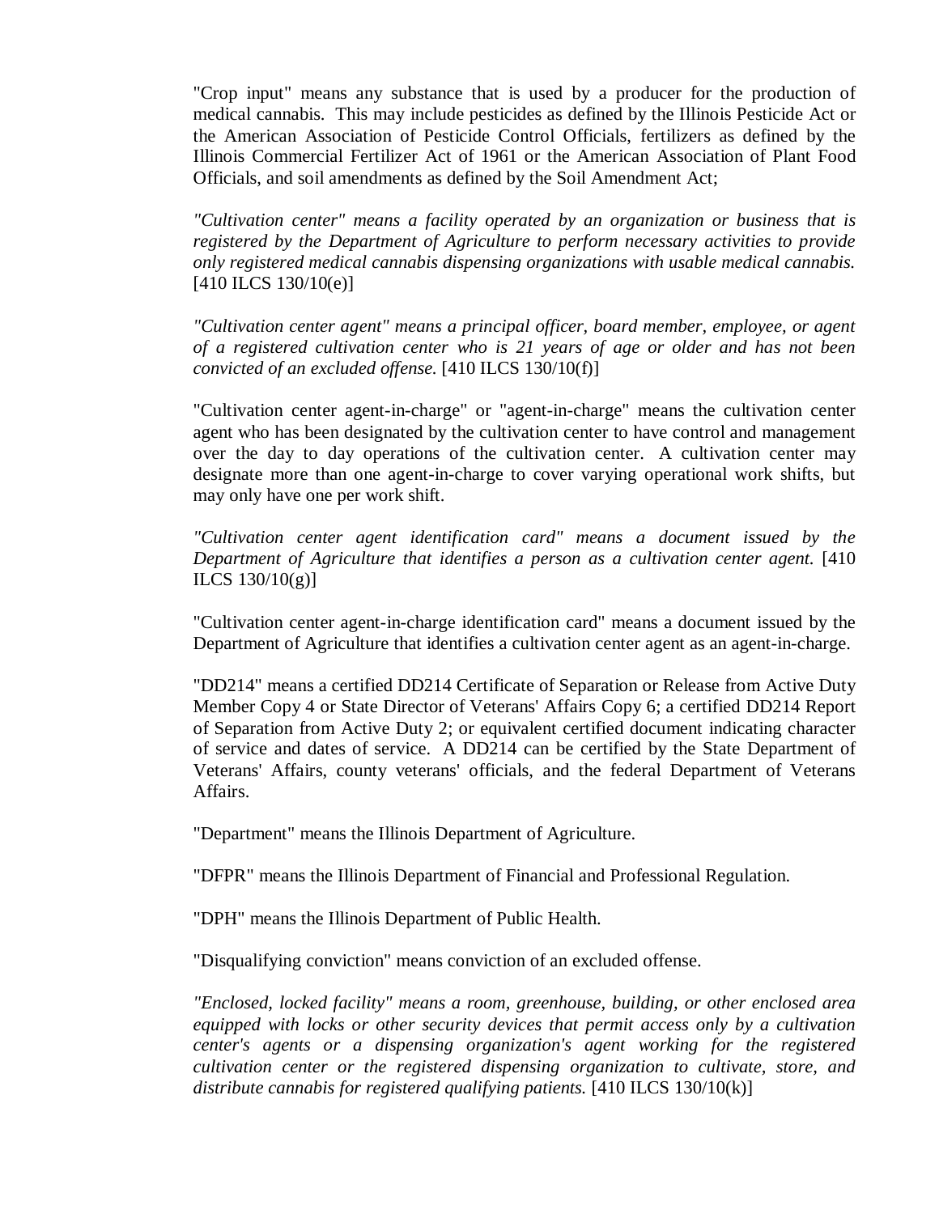"Crop input" means any substance that is used by a producer for the production of medical cannabis. This may include pesticides as defined by the Illinois Pesticide Act or the American Association of Pesticide Control Officials, fertilizers as defined by the Illinois Commercial Fertilizer Act of 1961 or the American Association of Plant Food Officials, and soil amendments as defined by the Soil Amendment Act;

*"Cultivation center" means a facility operated by an organization or business that is registered by the Department of Agriculture to perform necessary activities to provide only registered medical cannabis dispensing organizations with usable medical cannabis.* [410 ILCS 130/10(e)]

*"Cultivation center agent" means a principal officer, board member, employee, or agent of a registered cultivation center who is 21 years of age or older and has not been convicted of an excluded offense.* [410 ILCS 130/10(f)]

"Cultivation center agent-in-charge" or "agent-in-charge" means the cultivation center agent who has been designated by the cultivation center to have control and management over the day to day operations of the cultivation center. A cultivation center may designate more than one agent-in-charge to cover varying operational work shifts, but may only have one per work shift.

*"Cultivation center agent identification card" means a document issued by the Department of Agriculture that identifies a person as a cultivation center agent.* [410 ILCS 130/10(g)]

"Cultivation center agent-in-charge identification card" means a document issued by the Department of Agriculture that identifies a cultivation center agent as an agent-in-charge.

"DD214" means a certified DD214 Certificate of Separation or Release from Active Duty Member Copy 4 or State Director of Veterans' Affairs Copy 6; a certified DD214 Report of Separation from Active Duty 2; or equivalent certified document indicating character of service and dates of service. A DD214 can be certified by the State Department of Veterans' Affairs, county veterans' officials, and the federal Department of Veterans Affairs.

"Department" means the Illinois Department of Agriculture.

"DFPR" means the Illinois Department of Financial and Professional Regulation.

"DPH" means the Illinois Department of Public Health.

"Disqualifying conviction" means conviction of an excluded offense.

*"Enclosed, locked facility" means a room, greenhouse, building, or other enclosed area equipped with locks or other security devices that permit access only by a cultivation center's agents or a dispensing organization's agent working for the registered cultivation center or the registered dispensing organization to cultivate, store, and distribute cannabis for registered qualifying patients.* [410 ILCS 130/10(k)]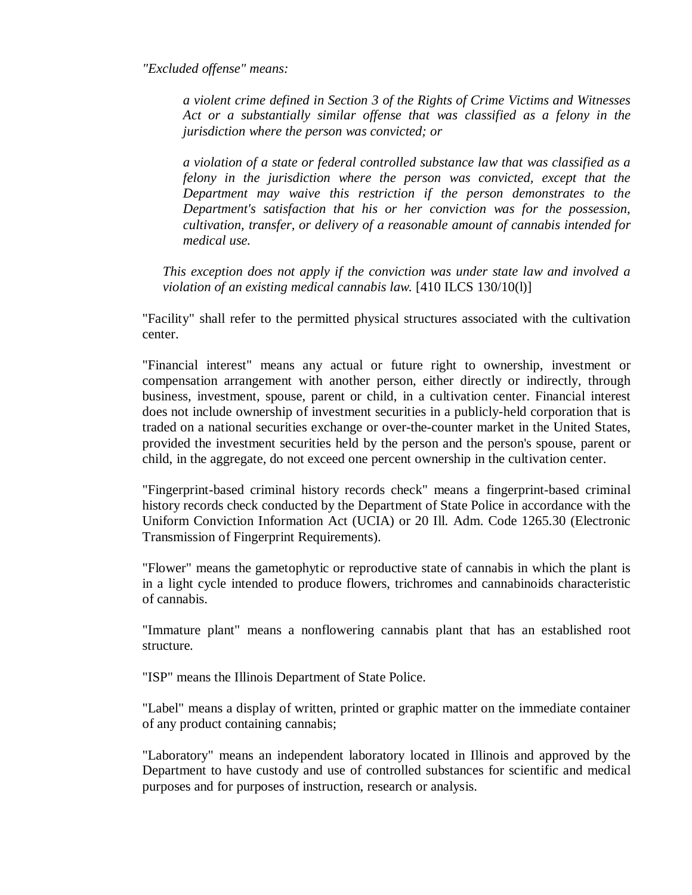*"Excluded offense" means:*

> *a violent crime defined in Section 3 of the Rights of Crime Victims and Witnesses Act or a substantially similar offense that was classified as a felony in the jurisdiction where the person was convicted; or*
>
> *a violation of a state or federal controlled substance law that was classified as a felony in the jurisdiction where the person was convicted, except that the Department may waive this restriction if the person demonstrates to the Department's satisfaction that his or her conviction was for the possession, cultivation, transfer, or delivery of a reasonable amount of cannabis intended for medical use.*

*This exception does not apply if the conviction was under state law and involved a violation of an existing medical cannabis law.* [410 ILCS 130/10(l)]

"Facility" shall refer to the permitted physical structures associated with the cultivation center.

"Financial interest" means any actual or future right to ownership, investment or compensation arrangement with another person, either directly or indirectly, through business, investment, spouse, parent or child, in a cultivation center. Financial interest does not include ownership of investment securities in a publicly-held corporation that is traded on a national securities exchange or over-the-counter market in the United States, provided the investment securities held by the person and the person's spouse, parent or child, in the aggregate, do not exceed one percent ownership in the cultivation center.

"Fingerprint-based criminal history records check" means a fingerprint-based criminal history records check conducted by the Department of State Police in accordance with the Uniform Conviction Information Act (UCIA) or 20 Ill. Adm. Code 1265.30 (Electronic Transmission of Fingerprint Requirements).

"Flower" means the gametophytic or reproductive state of cannabis in which the plant is in a light cycle intended to produce flowers, trichromes and cannabinoids characteristic of cannabis.

"Immature plant" means a nonflowering cannabis plant that has an established root structure.

"ISP" means the Illinois Department of State Police.

"Label" means a display of written, printed or graphic matter on the immediate container of any product containing cannabis;

"Laboratory" means an independent laboratory located in Illinois and approved by the Department to have custody and use of controlled substances for scientific and medical purposes and for purposes of instruction, research or analysis.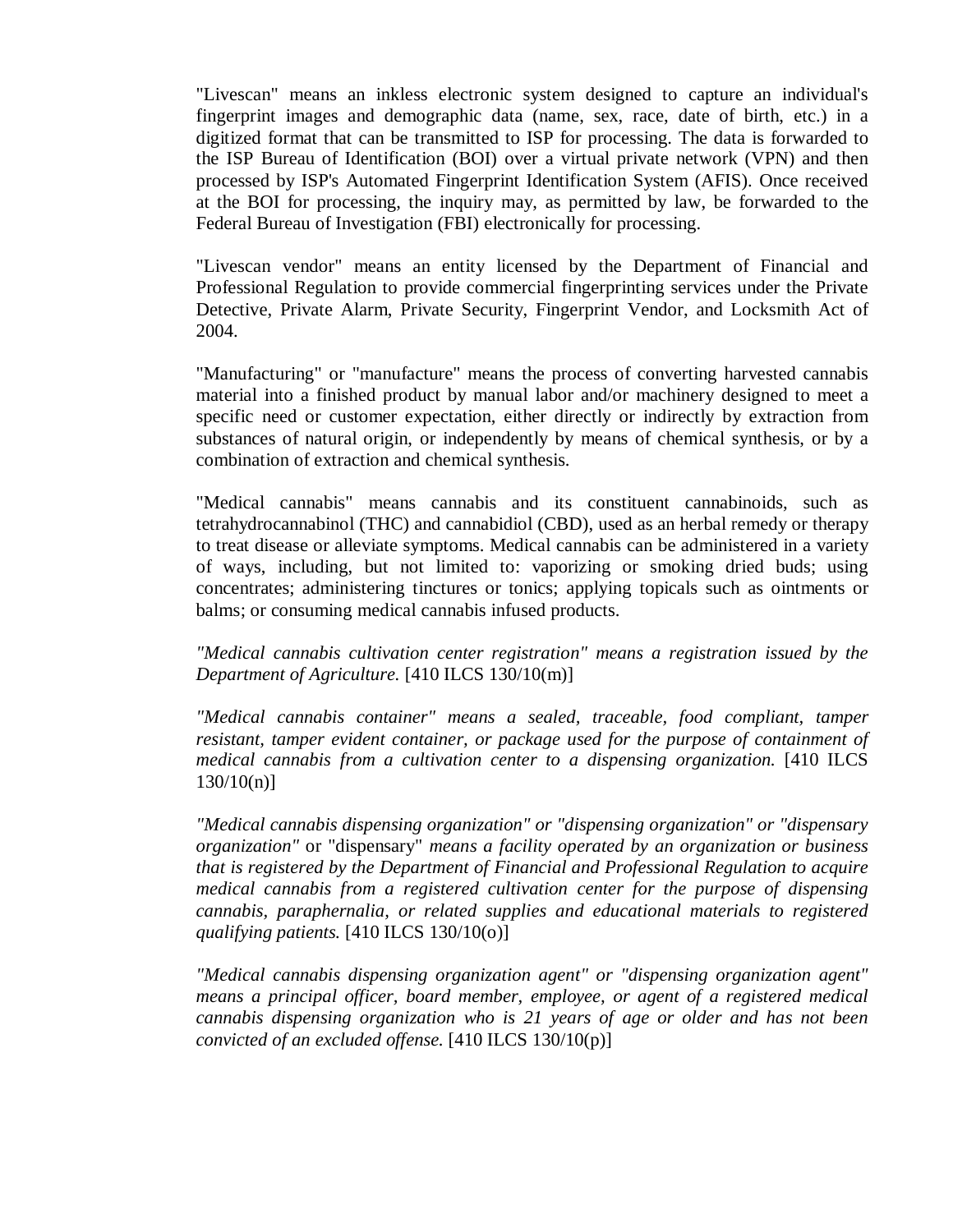"Livescan" means an inkless electronic system designed to capture an individual's fingerprint images and demographic data (name, sex, race, date of birth, etc.) in a digitized format that can be transmitted to ISP for processing. The data is forwarded to the ISP Bureau of Identification (BOI) over a virtual private network (VPN) and then processed by ISP's Automated Fingerprint Identification System (AFIS). Once received at the BOI for processing, the inquiry may, as permitted by law, be forwarded to the Federal Bureau of Investigation (FBI) electronically for processing.

"Livescan vendor" means an entity licensed by the Department of Financial and Professional Regulation to provide commercial fingerprinting services under the Private Detective, Private Alarm, Private Security, Fingerprint Vendor, and Locksmith Act of 2004.

"Manufacturing" or "manufacture" means the process of converting harvested cannabis material into a finished product by manual labor and/or machinery designed to meet a specific need or customer expectation, either directly or indirectly by extraction from substances of natural origin, or independently by means of chemical synthesis, or by a combination of extraction and chemical synthesis.

"Medical cannabis" means cannabis and its constituent cannabinoids, such as tetrahydrocannabinol (THC) and cannabidiol (CBD), used as an herbal remedy or therapy to treat disease or alleviate symptoms. Medical cannabis can be administered in a variety of ways, including, but not limited to: vaporizing or smoking dried buds; using concentrates; administering tinctures or tonics; applying topicals such as ointments or balms; or consuming medical cannabis infused products.

*"Medical cannabis cultivation center registration" means a registration issued by the Department of Agriculture.* [410 ILCS 130/10(m)]

*"Medical cannabis container" means a sealed, traceable, food compliant, tamper resistant, tamper evident container, or package used for the purpose of containment of medical cannabis from a cultivation center to a dispensing organization.* [410 ILCS 130/10(n)]

*"Medical cannabis dispensing organization" or "dispensing organization" or "dispensary organization"* or "dispensary" *means a facility operated by an organization or business that is registered by the Department of Financial and Professional Regulation to acquire medical cannabis from a registered cultivation center for the purpose of dispensing cannabis, paraphernalia, or related supplies and educational materials to registered qualifying patients.* [410 ILCS 130/10(o)]

*"Medical cannabis dispensing organization agent" or "dispensing organization agent" means a principal officer, board member, employee, or agent of a registered medical cannabis dispensing organization who is 21 years of age or older and has not been convicted of an excluded offense.* [410 ILCS 130/10(p)]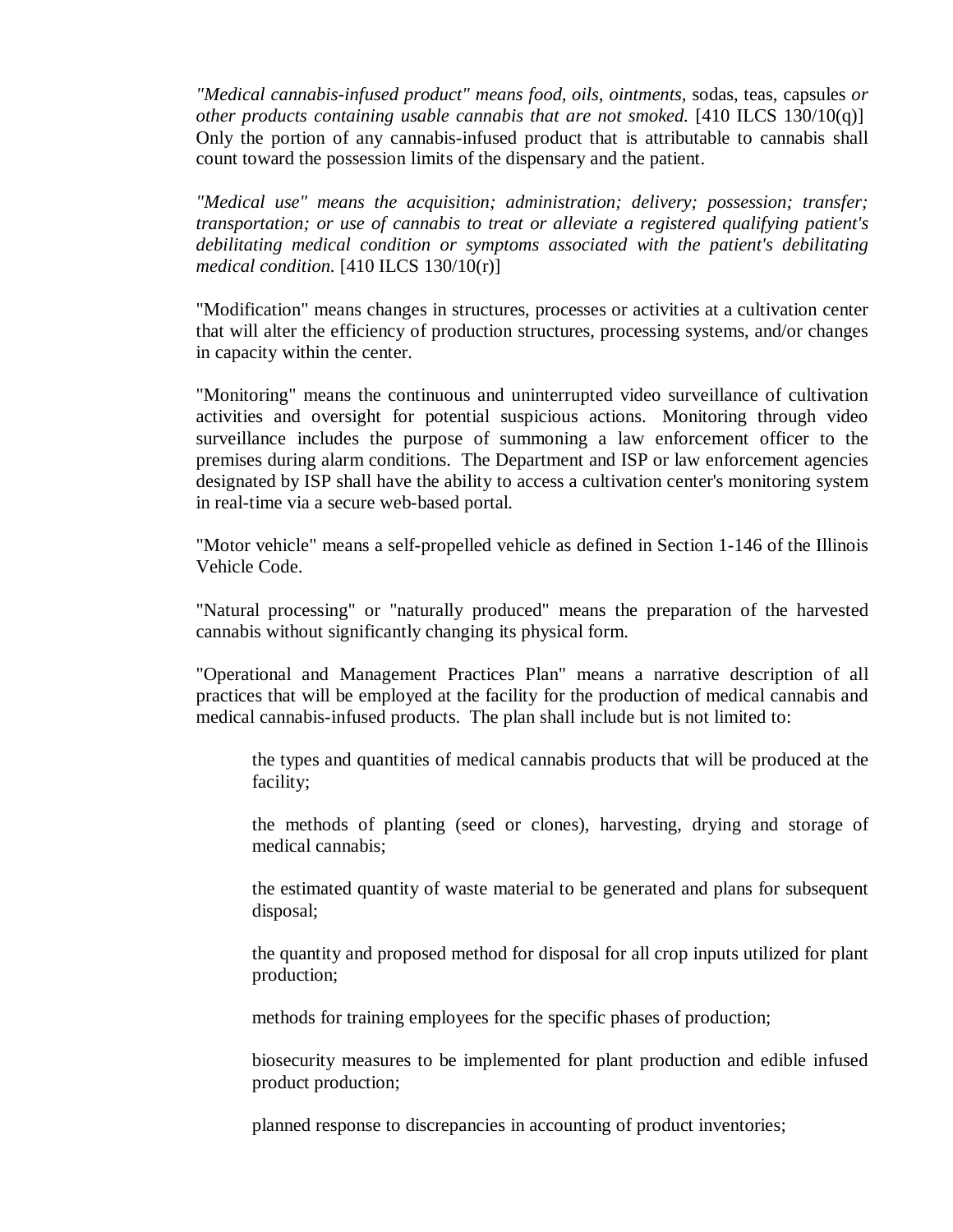*"Medical cannabis-infused product" means food, oils, ointments,* sodas, teas, capsules *or other products containing usable cannabis that are not smoked.* [410 ILCS 130/10(q)] Only the portion of any cannabis-infused product that is attributable to cannabis shall count toward the possession limits of the dispensary and the patient.

*"Medical use" means the acquisition; administration; delivery; possession; transfer; transportation; or use of cannabis to treat or alleviate a registered qualifying patient's debilitating medical condition or symptoms associated with the patient's debilitating medical condition.* [410 ILCS 130/10(r)]

"Modification" means changes in structures, processes or activities at a cultivation center that will alter the efficiency of production structures, processing systems, and/or changes in capacity within the center.

"Monitoring" means the continuous and uninterrupted video surveillance of cultivation activities and oversight for potential suspicious actions. Monitoring through video surveillance includes the purpose of summoning a law enforcement officer to the premises during alarm conditions. The Department and ISP or law enforcement agencies designated by ISP shall have the ability to access a cultivation center's monitoring system in real-time via a secure web-based portal.

"Motor vehicle" means a self-propelled vehicle as defined in Section 1-146 of the Illinois Vehicle Code.

"Natural processing" or "naturally produced" means the preparation of the harvested cannabis without significantly changing its physical form.

"Operational and Management Practices Plan" means a narrative description of all practices that will be employed at the facility for the production of medical cannabis and medical cannabis-infused products. The plan shall include but is not limited to:

> the types and quantities of medical cannabis products that will be produced at the facility;
>
> the methods of planting (seed or clones), harvesting, drying and storage of medical cannabis;
>
> the estimated quantity of waste material to be generated and plans for subsequent disposal;
>
> the quantity and proposed method for disposal for all crop inputs utilized for plant production;
>
> methods for training employees for the specific phases of production;
>
> biosecurity measures to be implemented for plant production and edible infused product production;
>
> planned response to discrepancies in accounting of product inventories;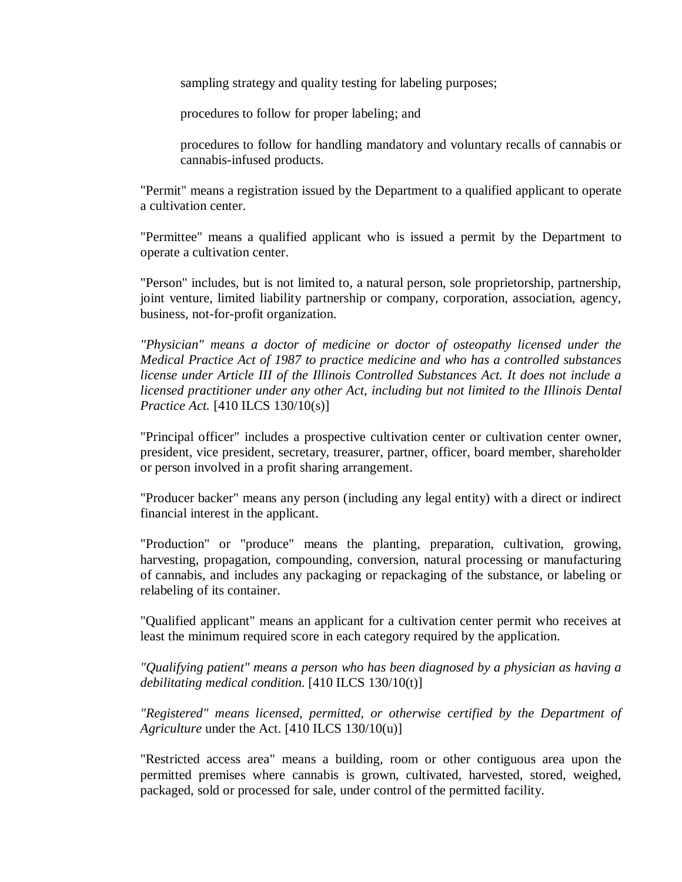sampling strategy and quality testing for labeling purposes;

procedures to follow for proper labeling; and

procedures to follow for handling mandatory and voluntary recalls of cannabis or cannabis-infused products.

"Permit" means a registration issued by the Department to a qualified applicant to operate a cultivation center.

"Permittee" means a qualified applicant who is issued a permit by the Department to operate a cultivation center.

"Person" includes, but is not limited to, a natural person, sole proprietorship, partnership, joint venture, limited liability partnership or company, corporation, association, agency, business, not-for-profit organization.

*"Physician" means a doctor of medicine or doctor of osteopathy licensed under the Medical Practice Act of 1987 to practice medicine and who has a controlled substances license under Article III of the Illinois Controlled Substances Act. It does not include a licensed practitioner under any other Act, including but not limited to the Illinois Dental Practice Act.* [410 ILCS 130/10(s)]

"Principal officer" includes a prospective cultivation center or cultivation center owner, president, vice president, secretary, treasurer, partner, officer, board member, shareholder or person involved in a profit sharing arrangement.

"Producer backer" means any person (including any legal entity) with a direct or indirect financial interest in the applicant.

"Production" or "produce" means the planting, preparation, cultivation, growing, harvesting, propagation, compounding, conversion, natural processing or manufacturing of cannabis, and includes any packaging or repackaging of the substance, or labeling or relabeling of its container.

"Qualified applicant" means an applicant for a cultivation center permit who receives at least the minimum required score in each category required by the application.

*"Qualifying patient" means a person who has been diagnosed by a physician as having a debilitating medical condition.* [410 ILCS 130/10(t)]

*"Registered" means licensed, permitted, or otherwise certified by the Department of Agriculture* under the Act. [410 ILCS 130/10(u)]

"Restricted access area" means a building, room or other contiguous area upon the permitted premises where cannabis is grown, cultivated, harvested, stored, weighed, packaged, sold or processed for sale, under control of the permitted facility.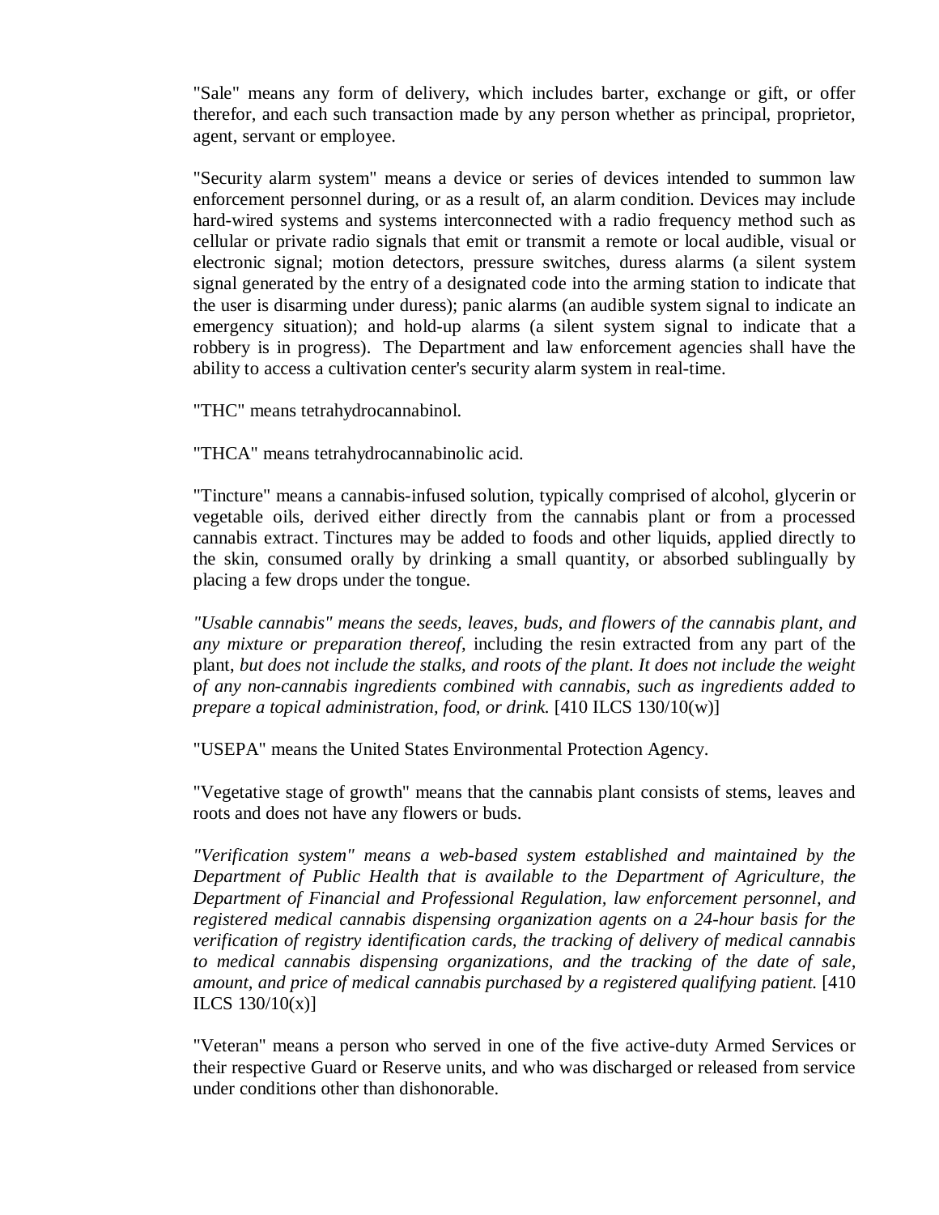"Sale" means any form of delivery, which includes barter, exchange or gift, or offer therefor, and each such transaction made by any person whether as principal, proprietor, agent, servant or employee.

"Security alarm system" means a device or series of devices intended to summon law enforcement personnel during, or as a result of, an alarm condition. Devices may include hard-wired systems and systems interconnected with a radio frequency method such as cellular or private radio signals that emit or transmit a remote or local audible, visual or electronic signal; motion detectors, pressure switches, duress alarms (a silent system signal generated by the entry of a designated code into the arming station to indicate that the user is disarming under duress); panic alarms (an audible system signal to indicate an emergency situation); and hold-up alarms (a silent system signal to indicate that a robbery is in progress). The Department and law enforcement agencies shall have the ability to access a cultivation center's security alarm system in real-time.

"THC" means tetrahydrocannabinol.

"THCA" means tetrahydrocannabinolic acid.

"Tincture" means a cannabis-infused solution, typically comprised of alcohol, glycerin or vegetable oils, derived either directly from the cannabis plant or from a processed cannabis extract. Tinctures may be added to foods and other liquids, applied directly to the skin, consumed orally by drinking a small quantity, or absorbed sublingually by placing a few drops under the tongue.

*"Usable cannabis" means the seeds, leaves, buds, and flowers of the cannabis plant, and any mixture or preparation thereof,* including the resin extracted from any part of the plant, *but does not include the stalks, and roots of the plant. It does not include the weight of any non-cannabis ingredients combined with cannabis, such as ingredients added to prepare a topical administration, food, or drink.* [410 ILCS 130/10(w)]

"USEPA" means the United States Environmental Protection Agency.

"Vegetative stage of growth" means that the cannabis plant consists of stems, leaves and roots and does not have any flowers or buds.

*"Verification system" means a web-based system established and maintained by the Department of Public Health that is available to the Department of Agriculture, the Department of Financial and Professional Regulation, law enforcement personnel, and registered medical cannabis dispensing organization agents on a 24-hour basis for the verification of registry identification cards, the tracking of delivery of medical cannabis to medical cannabis dispensing organizations, and the tracking of the date of sale, amount, and price of medical cannabis purchased by a registered qualifying patient.* [410 ILCS 130/10(x)]

"Veteran" means a person who served in one of the five active-duty Armed Services or their respective Guard or Reserve units, and who was discharged or released from service under conditions other than dishonorable.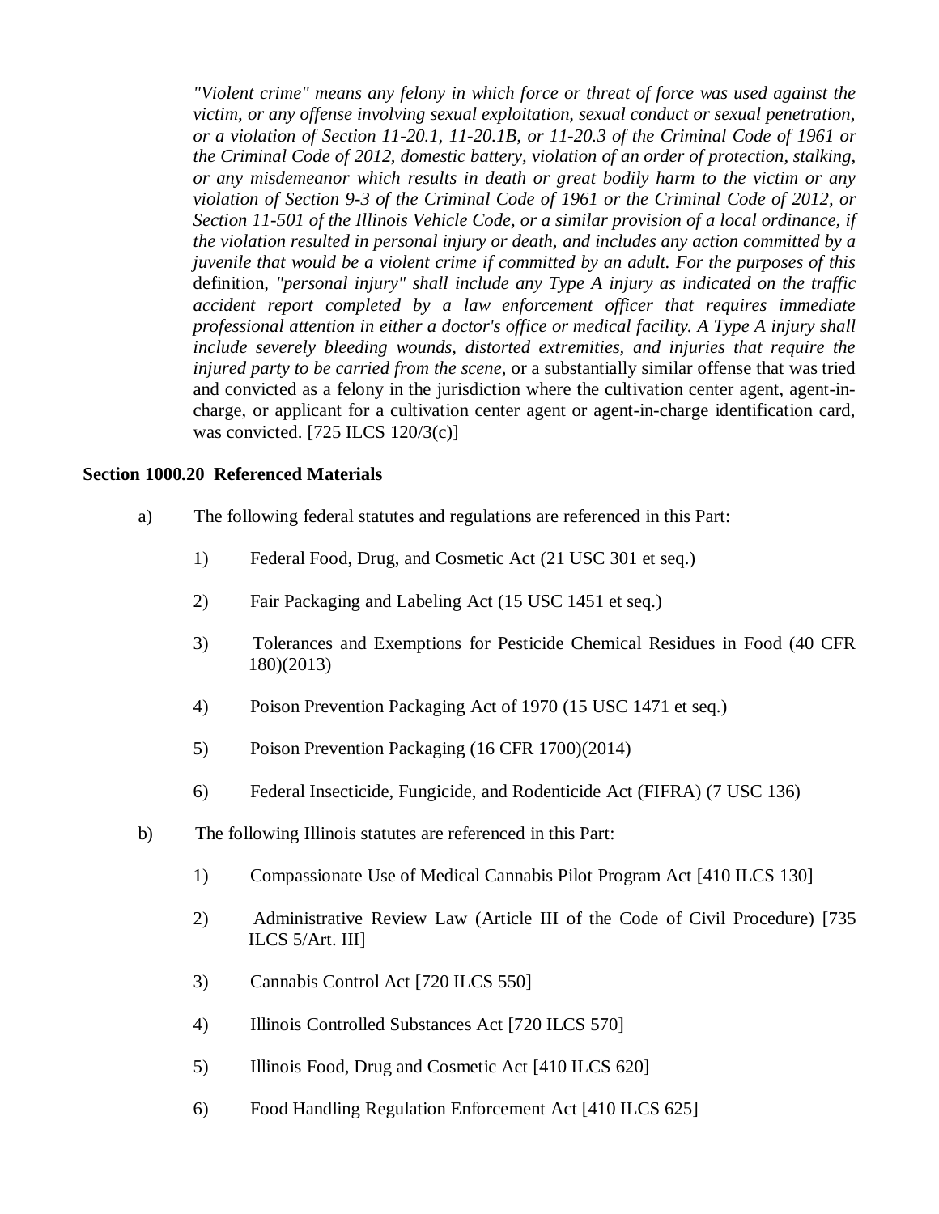*"Violent crime" means any felony in which force or threat of force was used against the victim, or any offense involving sexual exploitation, sexual conduct or sexual penetration, or a violation of Section 11-20.1, 11-20.1B, or 11-20.3 of the Criminal Code of 1961 or the Criminal Code of 2012, domestic battery, violation of an order of protection, stalking, or any misdemeanor which results in death or great bodily harm to the victim or any violation of Section 9-3 of the Criminal Code of 1961 or the Criminal Code of 2012, or Section 11-501 of the Illinois Vehicle Code, or a similar provision of a local ordinance, if the violation resulted in personal injury or death, and includes any action committed by a juvenile that would be a violent crime if committed by an adult. For the purposes of this* definition, *"personal injury" shall include any Type A injury as indicated on the traffic accident report completed by a law enforcement officer that requires immediate professional attention in either a doctor's office or medical facility. A Type A injury shall include severely bleeding wounds, distorted extremities, and injuries that require the injured party to be carried from the scene*, or a substantially similar offense that was tried and convicted as a felony in the jurisdiction where the cultivation center agent, agent-in-charge, or applicant for a cultivation center agent or agent-in-charge identification card, was convicted. [725 ILCS 120/3(c)]

**Section 1000.20 Referenced Materials**

a) The following federal statutes and regulations are referenced in this Part:

1) Federal Food, Drug, and Cosmetic Act (21 USC 301 et seq.)

2) Fair Packaging and Labeling Act (15 USC 1451 et seq.)

3) Tolerances and Exemptions for Pesticide Chemical Residues in Food (40 CFR 180)(2013)

4) Poison Prevention Packaging Act of 1970 (15 USC 1471 et seq.)

5) Poison Prevention Packaging (16 CFR 1700)(2014)

6) Federal Insecticide, Fungicide, and Rodenticide Act (FIFRA) (7 USC 136)

b) The following Illinois statutes are referenced in this Part:

1) Compassionate Use of Medical Cannabis Pilot Program Act [410 ILCS 130]

2) Administrative Review Law (Article III of the Code of Civil Procedure) [735 ILCS 5/Art. III]

3) Cannabis Control Act [720 ILCS 550]

4) Illinois Controlled Substances Act [720 ILCS 570]

5) Illinois Food, Drug and Cosmetic Act [410 ILCS 620]

6) Food Handling Regulation Enforcement Act [410 ILCS 625]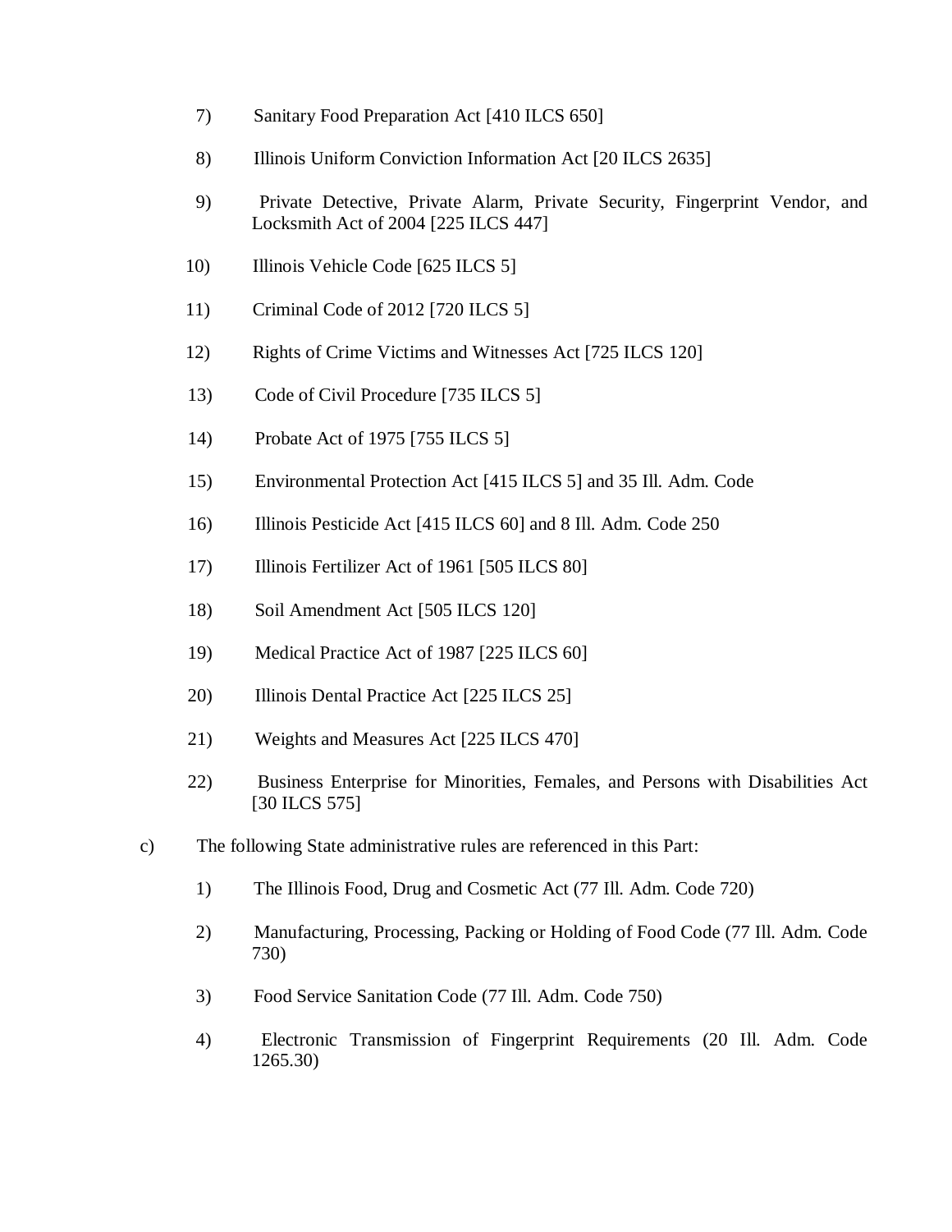7) Sanitary Food Preparation Act [410 ILCS 650]

8) Illinois Uniform Conviction Information Act [20 ILCS 2635]

9) Private Detective, Private Alarm, Private Security, Fingerprint Vendor, and Locksmith Act of 2004 [225 ILCS 447]

10) Illinois Vehicle Code [625 ILCS 5]

11) Criminal Code of 2012 [720 ILCS 5]

12) Rights of Crime Victims and Witnesses Act [725 ILCS 120]

13) Code of Civil Procedure [735 ILCS 5]

14) Probate Act of 1975 [755 ILCS 5]

15) Environmental Protection Act [415 ILCS 5] and 35 Ill. Adm. Code

16) Illinois Pesticide Act [415 ILCS 60] and 8 Ill. Adm. Code 250

17) Illinois Fertilizer Act of 1961 [505 ILCS 80]

18) Soil Amendment Act [505 ILCS 120]

19) Medical Practice Act of 1987 [225 ILCS 60]

20) Illinois Dental Practice Act [225 ILCS 25]

21) Weights and Measures Act [225 ILCS 470]

22) Business Enterprise for Minorities, Females, and Persons with Disabilities Act [30 ILCS 575]

c) The following State administrative rules are referenced in this Part:

1) The Illinois Food, Drug and Cosmetic Act (77 Ill. Adm. Code 720)

2) Manufacturing, Processing, Packing or Holding of Food Code (77 Ill. Adm. Code 730)

3) Food Service Sanitation Code (77 Ill. Adm. Code 750)

4) Electronic Transmission of Fingerprint Requirements (20 Ill. Adm. Code 1265.30)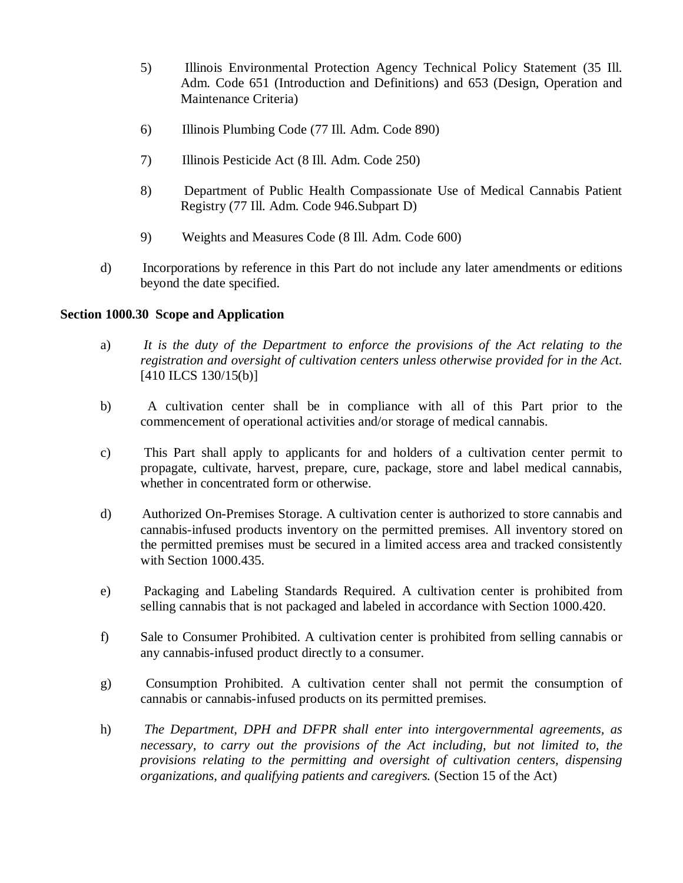5) Illinois Environmental Protection Agency Technical Policy Statement (35 Ill. Adm. Code 651 (Introduction and Definitions) and 653 (Design, Operation and Maintenance Criteria)

6) Illinois Plumbing Code (77 Ill. Adm. Code 890)

7) Illinois Pesticide Act (8 Ill. Adm. Code 250)

8) Department of Public Health Compassionate Use of Medical Cannabis Patient Registry (77 Ill. Adm. Code 946.Subpart D)

9) Weights and Measures Code (8 Ill. Adm. Code 600)

d) Incorporations by reference in this Part do not include any later amendments or editions beyond the date specified.

**Section 1000.30 Scope and Application**

a) *It is the duty of the Department to enforce the provisions of the Act relating to the registration and oversight of cultivation centers unless otherwise provided for in the Act.* [410 ILCS 130/15(b)]

b) A cultivation center shall be in compliance with all of this Part prior to the commencement of operational activities and/or storage of medical cannabis.

c) This Part shall apply to applicants for and holders of a cultivation center permit to propagate, cultivate, harvest, prepare, cure, package, store and label medical cannabis, whether in concentrated form or otherwise.

d) Authorized On-Premises Storage. A cultivation center is authorized to store cannabis and cannabis-infused products inventory on the permitted premises. All inventory stored on the permitted premises must be secured in a limited access area and tracked consistently with Section 1000.435.

e) Packaging and Labeling Standards Required. A cultivation center is prohibited from selling cannabis that is not packaged and labeled in accordance with Section 1000.420.

f) Sale to Consumer Prohibited. A cultivation center is prohibited from selling cannabis or any cannabis-infused product directly to a consumer.

g) Consumption Prohibited. A cultivation center shall not permit the consumption of cannabis or cannabis-infused products on its permitted premises.

h) *The Department, DPH and DFPR shall enter into intergovernmental agreements, as necessary, to carry out the provisions of the Act including, but not limited to, the provisions relating to the permitting and oversight of cultivation centers, dispensing organizations, and qualifying patients and caregivers.* (Section 15 of the Act)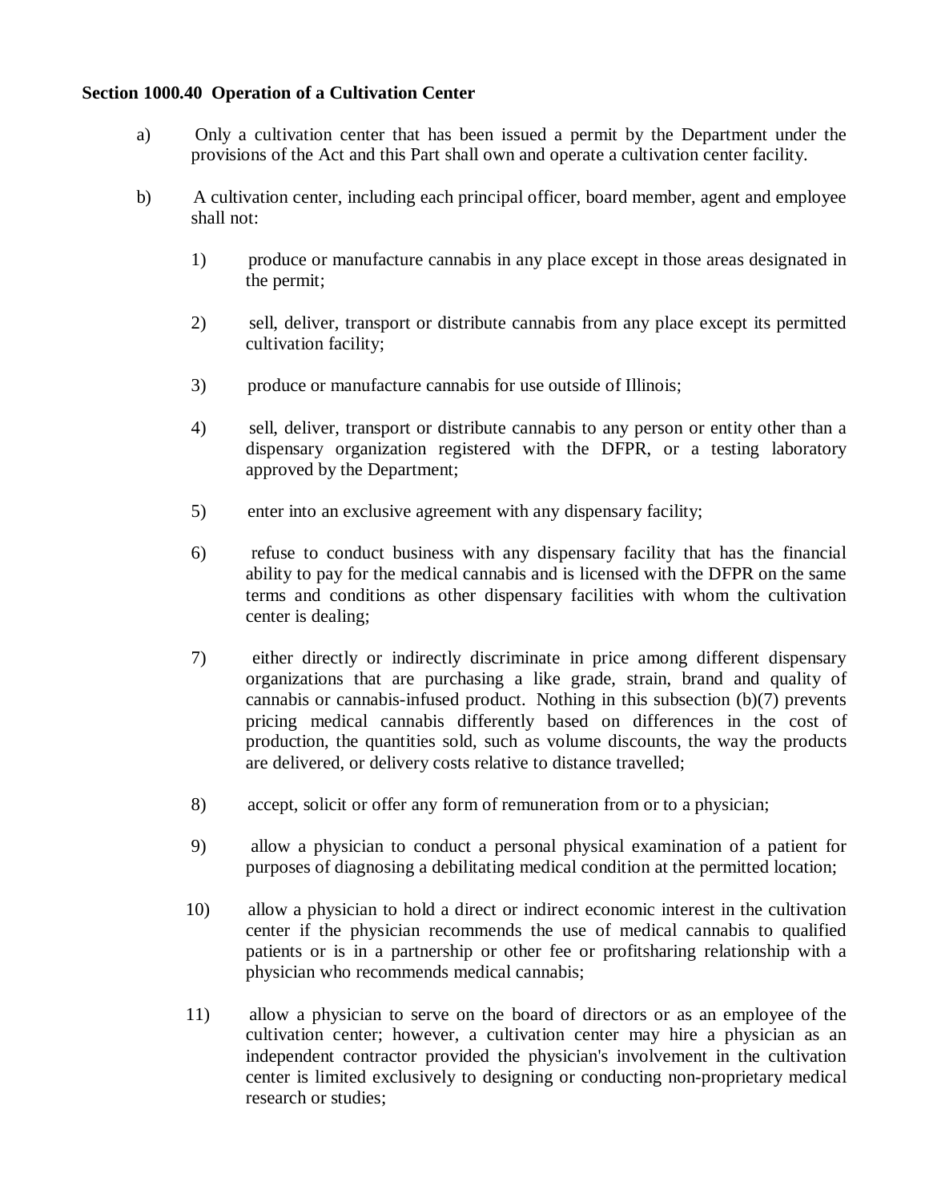**Section 1000.40 Operation of a Cultivation Center**

a) Only a cultivation center that has been issued a permit by the Department under the provisions of the Act and this Part shall own and operate a cultivation center facility.

b) A cultivation center, including each principal officer, board member, agent and employee shall not:

1) produce or manufacture cannabis in any place except in those areas designated in the permit;

2) sell, deliver, transport or distribute cannabis from any place except its permitted cultivation facility;

3) produce or manufacture cannabis for use outside of Illinois;

4) sell, deliver, transport or distribute cannabis to any person or entity other than a dispensary organization registered with the DFPR, or a testing laboratory approved by the Department;

5) enter into an exclusive agreement with any dispensary facility;

6) refuse to conduct business with any dispensary facility that has the financial ability to pay for the medical cannabis and is licensed with the DFPR on the same terms and conditions as other dispensary facilities with whom the cultivation center is dealing;

7) either directly or indirectly discriminate in price among different dispensary organizations that are purchasing a like grade, strain, brand and quality of cannabis or cannabis-infused product. Nothing in this subsection (b)(7) prevents pricing medical cannabis differently based on differences in the cost of production, the quantities sold, such as volume discounts, the way the products are delivered, or delivery costs relative to distance travelled;

8) accept, solicit or offer any form of remuneration from or to a physician;

9) allow a physician to conduct a personal physical examination of a patient for purposes of diagnosing a debilitating medical condition at the permitted location;

10) allow a physician to hold a direct or indirect economic interest in the cultivation center if the physician recommends the use of medical cannabis to qualified patients or is in a partnership or other fee or profitsharing relationship with a physician who recommends medical cannabis;

11) allow a physician to serve on the board of directors or as an employee of the cultivation center; however, a cultivation center may hire a physician as an independent contractor provided the physician's involvement in the cultivation center is limited exclusively to designing or conducting non-proprietary medical research or studies;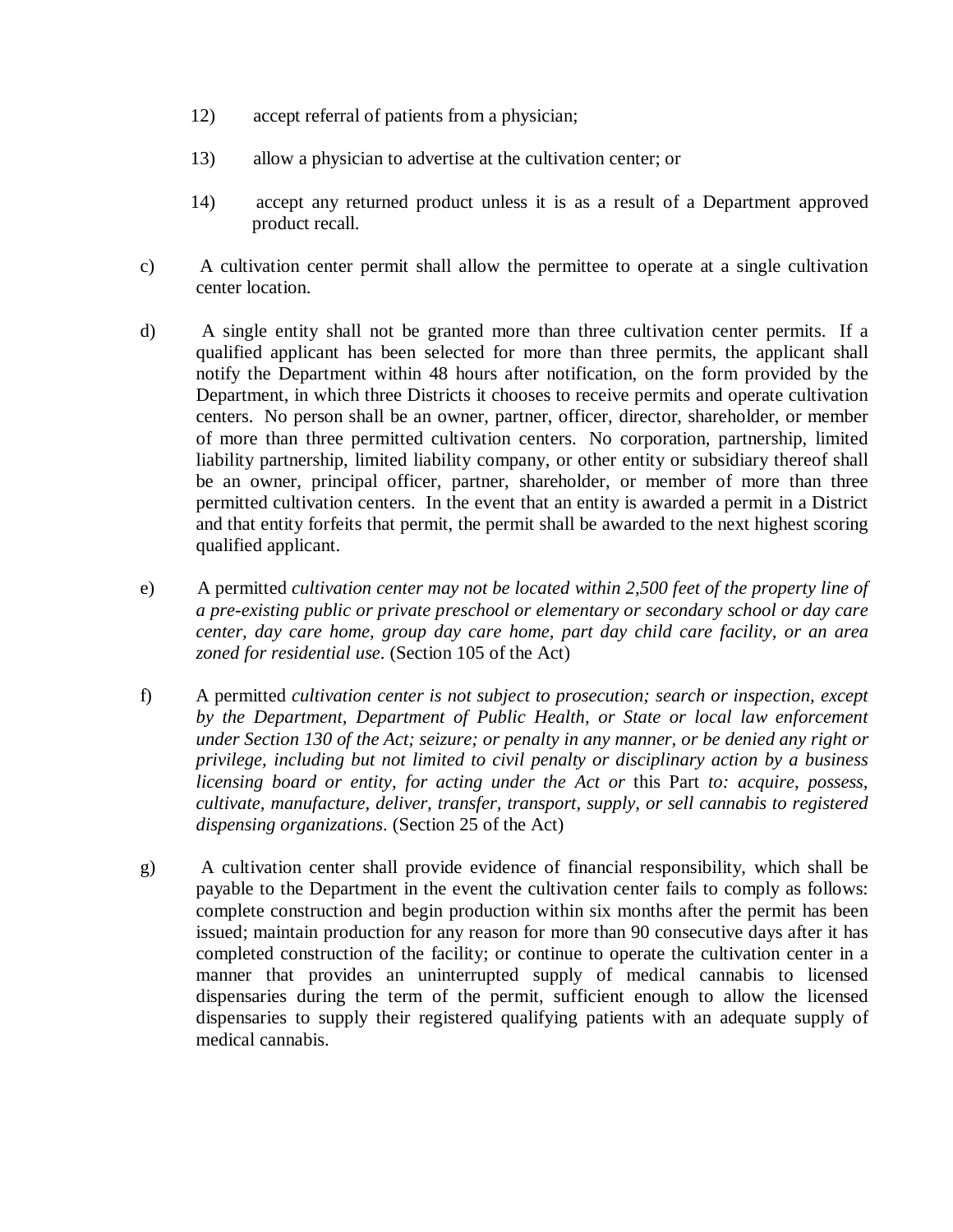12) accept referral of patients from a physician;

13) allow a physician to advertise at the cultivation center; or

14) accept any returned product unless it is as a result of a Department approved product recall.

c) A cultivation center permit shall allow the permittee to operate at a single cultivation center location.

d) A single entity shall not be granted more than three cultivation center permits. If a qualified applicant has been selected for more than three permits, the applicant shall notify the Department within 48 hours after notification, on the form provided by the Department, in which three Districts it chooses to receive permits and operate cultivation centers. No person shall be an owner, partner, officer, director, shareholder, or member of more than three permitted cultivation centers. No corporation, partnership, limited liability partnership, limited liability company, or other entity or subsidiary thereof shall be an owner, principal officer, partner, shareholder, or member of more than three permitted cultivation centers. In the event that an entity is awarded a permit in a District and that entity forfeits that permit, the permit shall be awarded to the next highest scoring qualified applicant.

e) A permitted *cultivation center may not be located within 2,500 feet of the property line of a pre-existing public or private preschool or elementary or secondary school or day care center, day care home, group day care home, part day child care facility, or an area zoned for residential use*. (Section 105 of the Act)

f) A permitted *cultivation center is not subject to prosecution; search or inspection, except by the Department, Department of Public Health, or State or local law enforcement under Section 130 of the Act; seizure; or penalty in any manner, or be denied any right or privilege, including but not limited to civil penalty or disciplinary action by a business licensing board or entity, for acting under the Act or* this Part *to: acquire, possess, cultivate, manufacture, deliver, transfer, transport, supply, or sell cannabis to registered dispensing organizations*. (Section 25 of the Act)

g) A cultivation center shall provide evidence of financial responsibility, which shall be payable to the Department in the event the cultivation center fails to comply as follows: complete construction and begin production within six months after the permit has been issued; maintain production for any reason for more than 90 consecutive days after it has completed construction of the facility; or continue to operate the cultivation center in a manner that provides an uninterrupted supply of medical cannabis to licensed dispensaries during the term of the permit, sufficient enough to allow the licensed dispensaries to supply their registered qualifying patients with an adequate supply of medical cannabis.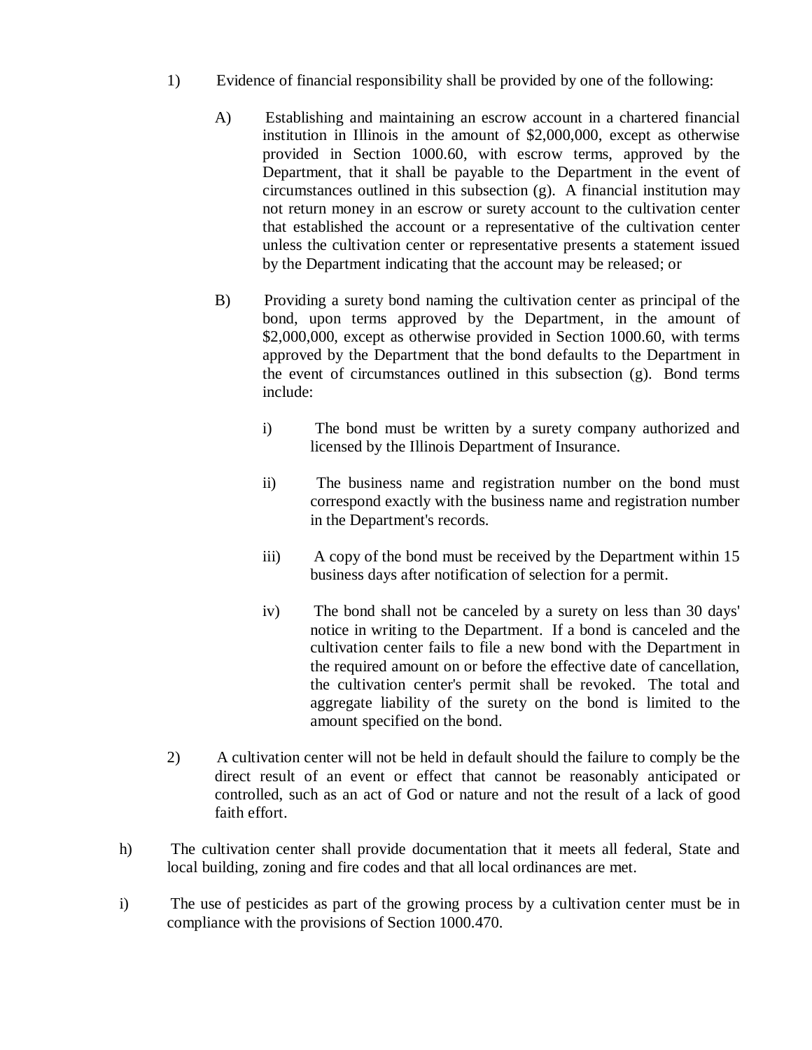1) Evidence of financial responsibility shall be provided by one of the following:

   A) Establishing and maintaining an escrow account in a chartered financial institution in Illinois in the amount of $2,000,000, except as otherwise provided in Section 1000.60, with escrow terms, approved by the Department, that it shall be payable to the Department in the event of circumstances outlined in this subsection (g). A financial institution may not return money in an escrow or surety account to the cultivation center that established the account or a representative of the cultivation center unless the cultivation center or representative presents a statement issued by the Department indicating that the account may be released; or

   B) Providing a surety bond naming the cultivation center as principal of the bond, upon terms approved by the Department, in the amount of $2,000,000, except as otherwise provided in Section 1000.60, with terms approved by the Department that the bond defaults to the Department in the event of circumstances outlined in this subsection (g). Bond terms include:

      i) The bond must be written by a surety company authorized and licensed by the Illinois Department of Insurance.

      ii) The business name and registration number on the bond must correspond exactly with the business name and registration number in the Department's records.

      iii) A copy of the bond must be received by the Department within 15 business days after notification of selection for a permit.

      iv) The bond shall not be canceled by a surety on less than 30 days' notice in writing to the Department. If a bond is canceled and the cultivation center fails to file a new bond with the Department in the required amount on or before the effective date of cancellation, the cultivation center's permit shall be revoked. The total and aggregate liability of the surety on the bond is limited to the amount specified on the bond.

2) A cultivation center will not be held in default should the failure to comply be the direct result of an event or effect that cannot be reasonably anticipated or controlled, such as an act of God or nature and not the result of a lack of good faith effort.

h) The cultivation center shall provide documentation that it meets all federal, State and local building, zoning and fire codes and that all local ordinances are met.

i) The use of pesticides as part of the growing process by a cultivation center must be in compliance with the provisions of Section 1000.470.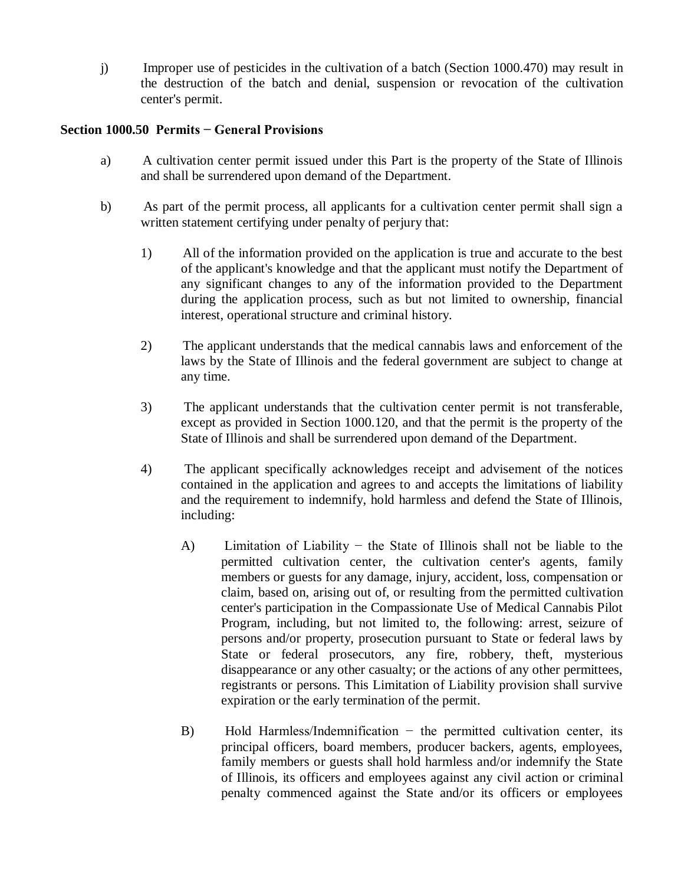j) Improper use of pesticides in the cultivation of a batch (Section 1000.470) may result in the destruction of the batch and denial, suspension or revocation of the cultivation center's permit.

**Section 1000.50 Permits − General Provisions**

a) A cultivation center permit issued under this Part is the property of the State of Illinois and shall be surrendered upon demand of the Department.

b) As part of the permit process, all applicants for a cultivation center permit shall sign a written statement certifying under penalty of perjury that:

1) All of the information provided on the application is true and accurate to the best of the applicant's knowledge and that the applicant must notify the Department of any significant changes to any of the information provided to the Department during the application process, such as but not limited to ownership, financial interest, operational structure and criminal history.

2) The applicant understands that the medical cannabis laws and enforcement of the laws by the State of Illinois and the federal government are subject to change at any time.

3) The applicant understands that the cultivation center permit is not transferable, except as provided in Section 1000.120, and that the permit is the property of the State of Illinois and shall be surrendered upon demand of the Department.

4) The applicant specifically acknowledges receipt and advisement of the notices contained in the application and agrees to and accepts the limitations of liability and the requirement to indemnify, hold harmless and defend the State of Illinois, including:

A) Limitation of Liability − the State of Illinois shall not be liable to the permitted cultivation center, the cultivation center's agents, family members or guests for any damage, injury, accident, loss, compensation or claim, based on, arising out of, or resulting from the permitted cultivation center's participation in the Compassionate Use of Medical Cannabis Pilot Program, including, but not limited to, the following: arrest, seizure of persons and/or property, prosecution pursuant to State or federal laws by State or federal prosecutors, any fire, robbery, theft, mysterious disappearance or any other casualty; or the actions of any other permittees, registrants or persons. This Limitation of Liability provision shall survive expiration or the early termination of the permit.

B) Hold Harmless/Indemnification − the permitted cultivation center, its principal officers, board members, producer backers, agents, employees, family members or guests shall hold harmless and/or indemnify the State of Illinois, its officers and employees against any civil action or criminal penalty commenced against the State and/or its officers or employees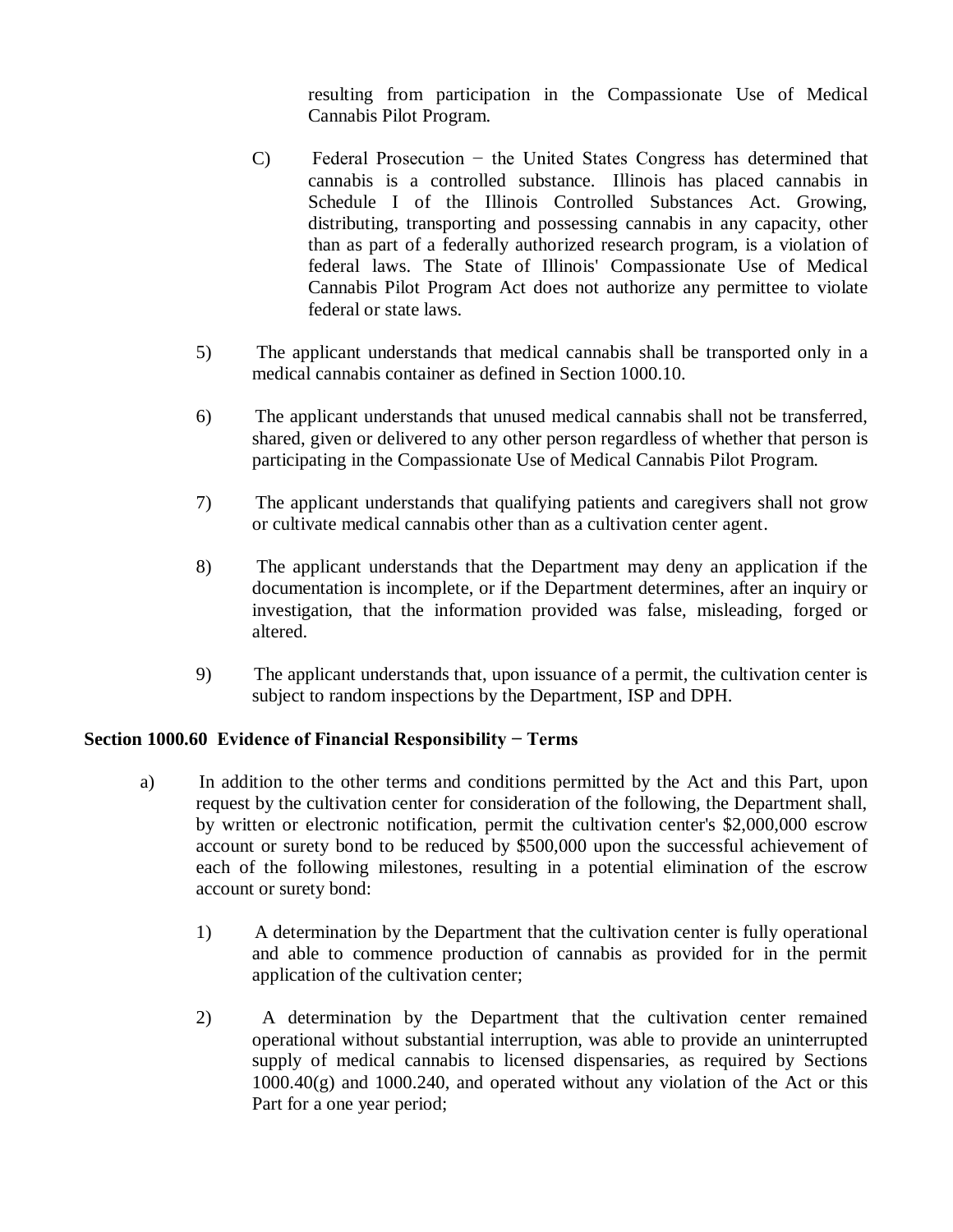resulting from participation in the Compassionate Use of Medical Cannabis Pilot Program.

C) Federal Prosecution − the United States Congress has determined that cannabis is a controlled substance. Illinois has placed cannabis in Schedule I of the Illinois Controlled Substances Act. Growing, distributing, transporting and possessing cannabis in any capacity, other than as part of a federally authorized research program, is a violation of federal laws. The State of Illinois' Compassionate Use of Medical Cannabis Pilot Program Act does not authorize any permittee to violate federal or state laws.

5) The applicant understands that medical cannabis shall be transported only in a medical cannabis container as defined in Section 1000.10.

6) The applicant understands that unused medical cannabis shall not be transferred, shared, given or delivered to any other person regardless of whether that person is participating in the Compassionate Use of Medical Cannabis Pilot Program.

7) The applicant understands that qualifying patients and caregivers shall not grow or cultivate medical cannabis other than as a cultivation center agent.

8) The applicant understands that the Department may deny an application if the documentation is incomplete, or if the Department determines, after an inquiry or investigation, that the information provided was false, misleading, forged or altered.

9) The applicant understands that, upon issuance of a permit, the cultivation center is subject to random inspections by the Department, ISP and DPH.

**Section 1000.60 Evidence of Financial Responsibility − Terms**

a) In addition to the other terms and conditions permitted by the Act and this Part, upon request by the cultivation center for consideration of the following, the Department shall, by written or electronic notification, permit the cultivation center's $2,000,000 escrow account or surety bond to be reduced by $500,000 upon the successful achievement of each of the following milestones, resulting in a potential elimination of the escrow account or surety bond:

1) A determination by the Department that the cultivation center is fully operational and able to commence production of cannabis as provided for in the permit application of the cultivation center;

2) A determination by the Department that the cultivation center remained operational without substantial interruption, was able to provide an uninterrupted supply of medical cannabis to licensed dispensaries, as required by Sections 1000.40(g) and 1000.240, and operated without any violation of the Act or this Part for a one year period;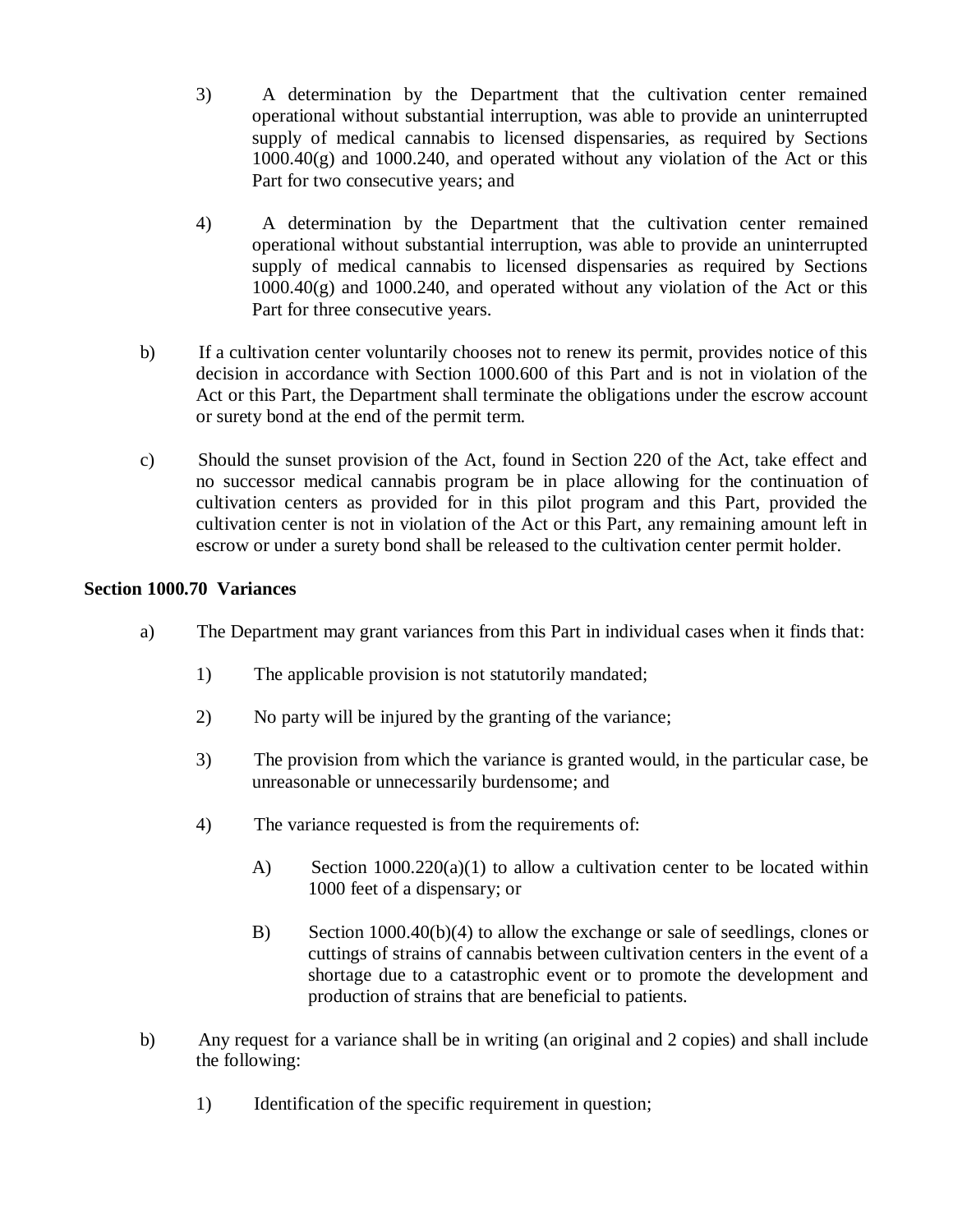3) A determination by the Department that the cultivation center remained operational without substantial interruption, was able to provide an uninterrupted supply of medical cannabis to licensed dispensaries, as required by Sections 1000.40(g) and 1000.240, and operated without any violation of the Act or this Part for two consecutive years; and

4) A determination by the Department that the cultivation center remained operational without substantial interruption, was able to provide an uninterrupted supply of medical cannabis to licensed dispensaries as required by Sections 1000.40(g) and 1000.240, and operated without any violation of the Act or this Part for three consecutive years.

b) If a cultivation center voluntarily chooses not to renew its permit, provides notice of this decision in accordance with Section 1000.600 of this Part and is not in violation of the Act or this Part, the Department shall terminate the obligations under the escrow account or surety bond at the end of the permit term.

c) Should the sunset provision of the Act, found in Section 220 of the Act, take effect and no successor medical cannabis program be in place allowing for the continuation of cultivation centers as provided for in this pilot program and this Part, provided the cultivation center is not in violation of the Act or this Part, any remaining amount left in escrow or under a surety bond shall be released to the cultivation center permit holder.

**Section 1000.70 Variances**

a) The Department may grant variances from this Part in individual cases when it finds that:

1) The applicable provision is not statutorily mandated;

2) No party will be injured by the granting of the variance;

3) The provision from which the variance is granted would, in the particular case, be unreasonable or unnecessarily burdensome; and

4) The variance requested is from the requirements of:

A) Section 1000.220(a)(1) to allow a cultivation center to be located within 1000 feet of a dispensary; or

B) Section 1000.40(b)(4) to allow the exchange or sale of seedlings, clones or cuttings of strains of cannabis between cultivation centers in the event of a shortage due to a catastrophic event or to promote the development and production of strains that are beneficial to patients.

b) Any request for a variance shall be in writing (an original and 2 copies) and shall include the following:

1) Identification of the specific requirement in question;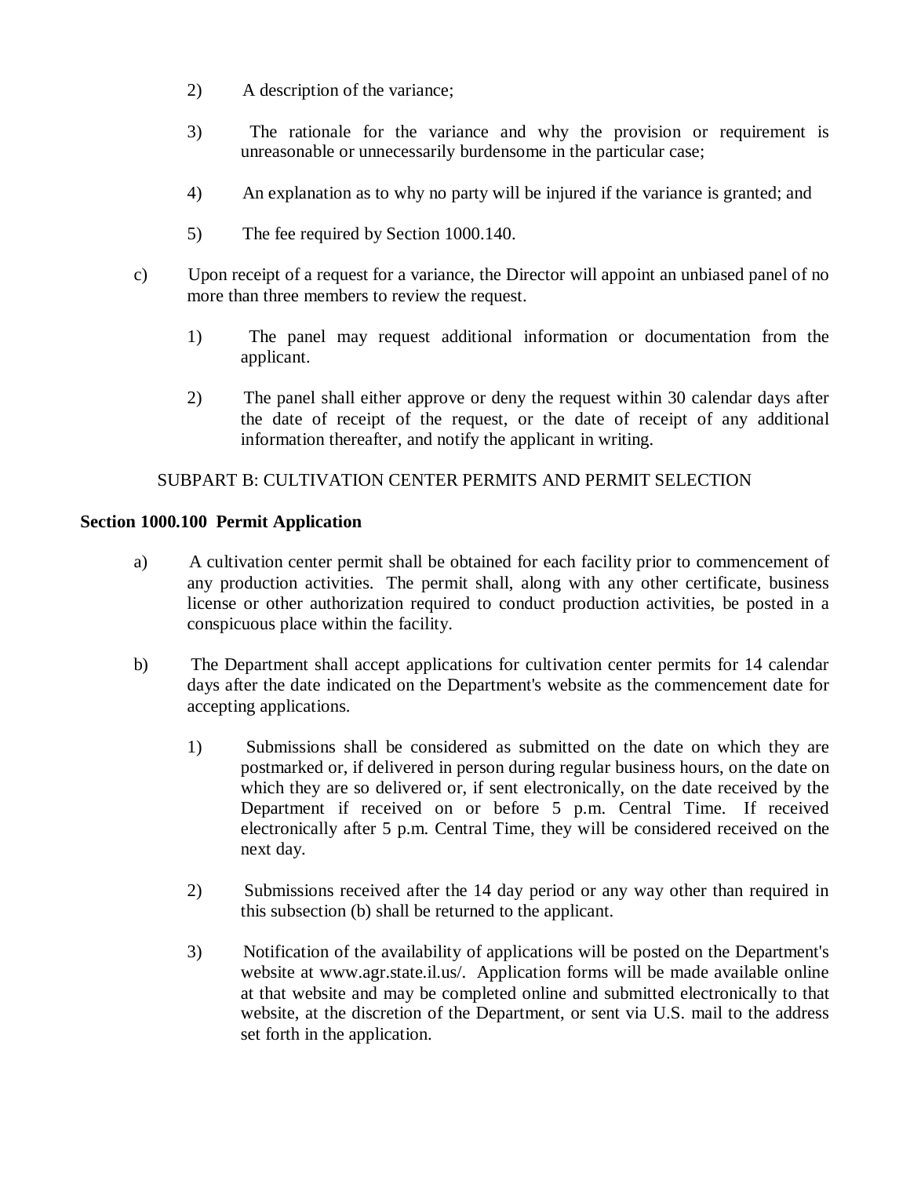2) A description of the variance;

3) The rationale for the variance and why the provision or requirement is unreasonable or unnecessarily burdensome in the particular case;

4) An explanation as to why no party will be injured if the variance is granted; and

5) The fee required by Section 1000.140.

c) Upon receipt of a request for a variance, the Director will appoint an unbiased panel of no more than three members to review the request.

1) The panel may request additional information or documentation from the applicant.

2) The panel shall either approve or deny the request within 30 calendar days after the date of receipt of the request, or the date of receipt of any additional information thereafter, and notify the applicant in writing.

SUBPART B: CULTIVATION CENTER PERMITS AND PERMIT SELECTION

**Section 1000.100 Permit Application**

a) A cultivation center permit shall be obtained for each facility prior to commencement of any production activities. The permit shall, along with any other certificate, business license or other authorization required to conduct production activities, be posted in a conspicuous place within the facility.

b) The Department shall accept applications for cultivation center permits for 14 calendar days after the date indicated on the Department's website as the commencement date for accepting applications.

1) Submissions shall be considered as submitted on the date on which they are postmarked or, if delivered in person during regular business hours, on the date on which they are so delivered or, if sent electronically, on the date received by the Department if received on or before 5 p.m. Central Time. If received electronically after 5 p.m. Central Time, they will be considered received on the next day.

2) Submissions received after the 14 day period or any way other than required in this subsection (b) shall be returned to the applicant.

3) Notification of the availability of applications will be posted on the Department's website at www.agr.state.il.us/. Application forms will be made available online at that website and may be completed online and submitted electronically to that website, at the discretion of the Department, or sent via U.S. mail to the address set forth in the application.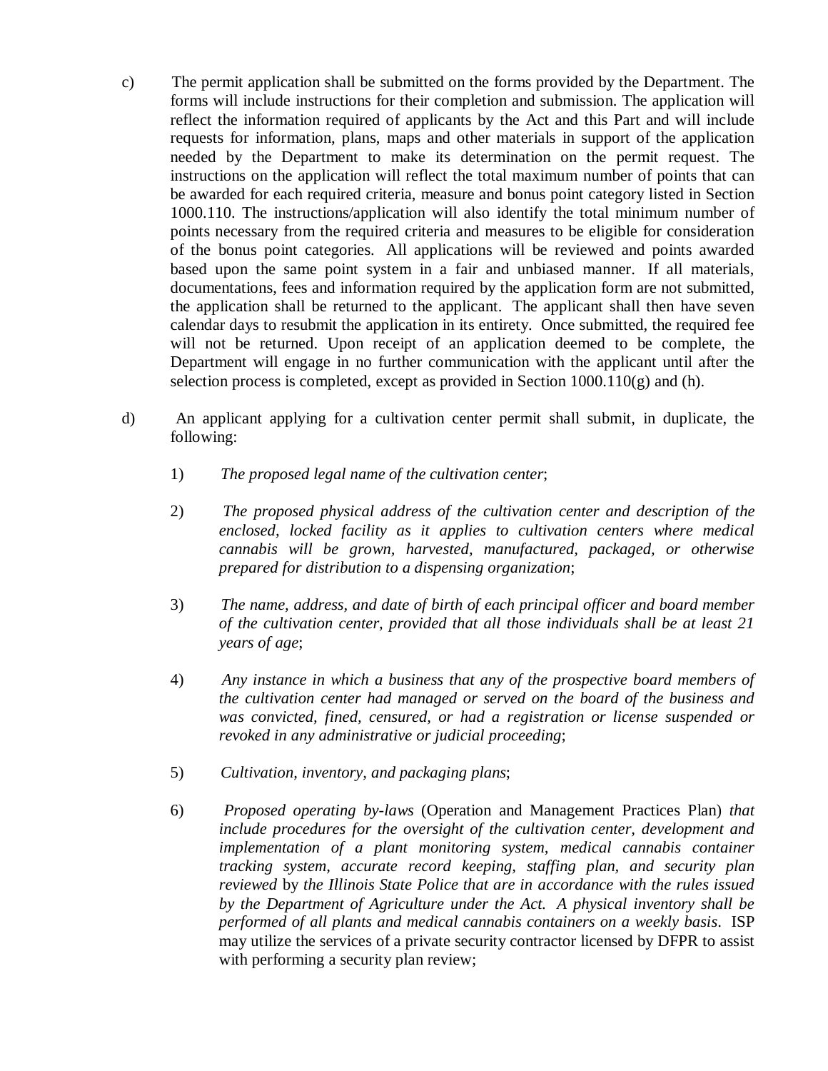c) The permit application shall be submitted on the forms provided by the Department. The forms will include instructions for their completion and submission. The application will reflect the information required of applicants by the Act and this Part and will include requests for information, plans, maps and other materials in support of the application needed by the Department to make its determination on the permit request. The instructions on the application will reflect the total maximum number of points that can be awarded for each required criteria, measure and bonus point category listed in Section 1000.110. The instructions/application will also identify the total minimum number of points necessary from the required criteria and measures to be eligible for consideration of the bonus point categories. All applications will be reviewed and points awarded based upon the same point system in a fair and unbiased manner. If all materials, documentations, fees and information required by the application form are not submitted, the application shall be returned to the applicant. The applicant shall then have seven calendar days to resubmit the application in its entirety. Once submitted, the required fee will not be returned. Upon receipt of an application deemed to be complete, the Department will engage in no further communication with the applicant until after the selection process is completed, except as provided in Section 1000.110(g) and (h).

d) An applicant applying for a cultivation center permit shall submit, in duplicate, the following:

1) *The proposed legal name of the cultivation center*;

2) *The proposed physical address of the cultivation center and description of the enclosed, locked facility as it applies to cultivation centers where medical cannabis will be grown, harvested, manufactured, packaged, or otherwise prepared for distribution to a dispensing organization*;

3) *The name, address, and date of birth of each principal officer and board member of the cultivation center, provided that all those individuals shall be at least 21 years of age*;

4) *Any instance in which a business that any of the prospective board members of the cultivation center had managed or served on the board of the business and was convicted, fined, censured, or had a registration or license suspended or revoked in any administrative or judicial proceeding*;

5) *Cultivation, inventory, and packaging plans*;

6) *Proposed operating by-laws* (Operation and Management Practices Plan) *that include procedures for the oversight of the cultivation center, development and implementation of a plant monitoring system, medical cannabis container tracking system, accurate record keeping, staffing plan, and security plan reviewed* by *the Illinois State Police that are in accordance with the rules issued by the Department of Agriculture under the Act. A physical inventory shall be performed of all plants and medical cannabis containers on a weekly basis*. ISP may utilize the services of a private security contractor licensed by DFPR to assist with performing a security plan review;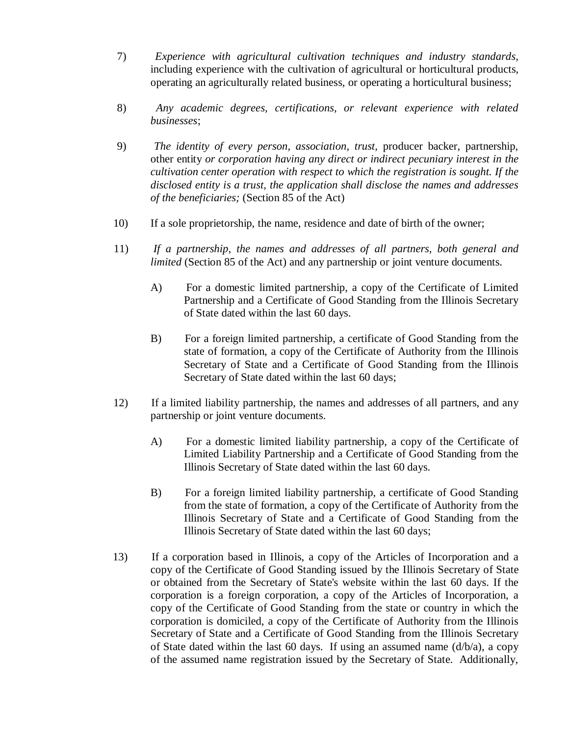7) *Experience with agricultural cultivation techniques and industry standards*, including experience with the cultivation of agricultural or horticultural products, operating an agriculturally related business, or operating a horticultural business;

8) *Any academic degrees, certifications, or relevant experience with related businesses*;

9) *The identity of every person, association, trust,* producer backer, partnership, other entity *or corporation having any direct or indirect pecuniary interest in the cultivation center operation with respect to which the registration is sought. If the disclosed entity is a trust, the application shall disclose the names and addresses of the beneficiaries;* (Section 85 of the Act)

10) If a sole proprietorship, the name, residence and date of birth of the owner;

11) *If a partnership, the names and addresses of all partners, both general and limited* (Section 85 of the Act) and any partnership or joint venture documents.

   A) For a domestic limited partnership, a copy of the Certificate of Limited Partnership and a Certificate of Good Standing from the Illinois Secretary of State dated within the last 60 days.

   B) For a foreign limited partnership, a certificate of Good Standing from the state of formation, a copy of the Certificate of Authority from the Illinois Secretary of State and a Certificate of Good Standing from the Illinois Secretary of State dated within the last 60 days;

12) If a limited liability partnership, the names and addresses of all partners, and any partnership or joint venture documents.

   A) For a domestic limited liability partnership, a copy of the Certificate of Limited Liability Partnership and a Certificate of Good Standing from the Illinois Secretary of State dated within the last 60 days.

   B) For a foreign limited liability partnership, a certificate of Good Standing from the state of formation, a copy of the Certificate of Authority from the Illinois Secretary of State and a Certificate of Good Standing from the Illinois Secretary of State dated within the last 60 days;

13) If a corporation based in Illinois, a copy of the Articles of Incorporation and a copy of the Certificate of Good Standing issued by the Illinois Secretary of State or obtained from the Secretary of State's website within the last 60 days. If the corporation is a foreign corporation, a copy of the Articles of Incorporation, a copy of the Certificate of Good Standing from the state or country in which the corporation is domiciled, a copy of the Certificate of Authority from the Illinois Secretary of State and a Certificate of Good Standing from the Illinois Secretary of State dated within the last 60 days. If using an assumed name (d/b/a), a copy of the assumed name registration issued by the Secretary of State. Additionally,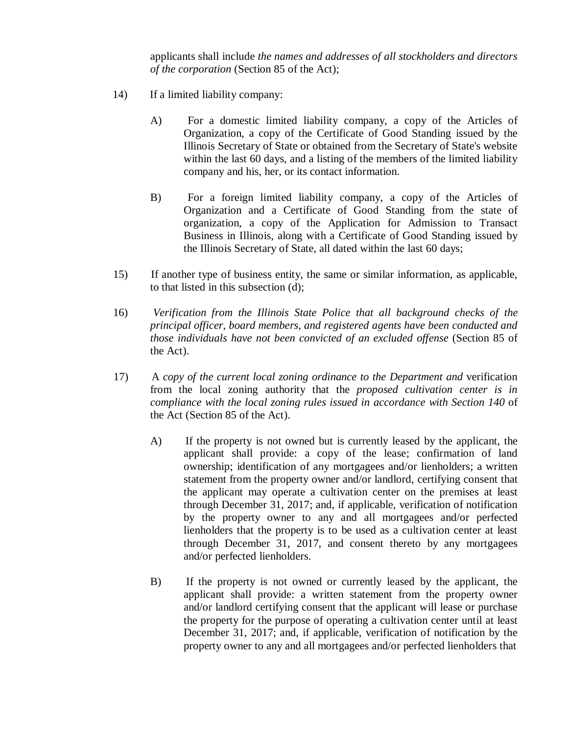applicants shall include *the names and addresses of all stockholders and directors of the corporation* (Section 85 of the Act);

14) If a limited liability company:

   A) For a domestic limited liability company, a copy of the Articles of Organization, a copy of the Certificate of Good Standing issued by the Illinois Secretary of State or obtained from the Secretary of State's website within the last 60 days, and a listing of the members of the limited liability company and his, her, or its contact information.

   B) For a foreign limited liability company, a copy of the Articles of Organization and a Certificate of Good Standing from the state of organization, a copy of the Application for Admission to Transact Business in Illinois, along with a Certificate of Good Standing issued by the Illinois Secretary of State, all dated within the last 60 days;

15) If another type of business entity, the same or similar information, as applicable, to that listed in this subsection (d);

16) *Verification from the Illinois State Police that all background checks of the principal officer, board members, and registered agents have been conducted and those individuals have not been convicted of an excluded offense* (Section 85 of the Act).

17) A *copy of the current local zoning ordinance to the Department and* verification from the local zoning authority that the *proposed cultivation center is in compliance with the local zoning rules issued in accordance with Section 140* of the Act (Section 85 of the Act).

   A) If the property is not owned but is currently leased by the applicant, the applicant shall provide: a copy of the lease; confirmation of land ownership; identification of any mortgagees and/or lienholders; a written statement from the property owner and/or landlord, certifying consent that the applicant may operate a cultivation center on the premises at least through December 31, 2017; and, if applicable, verification of notification by the property owner to any and all mortgagees and/or perfected lienholders that the property is to be used as a cultivation center at least through December 31, 2017, and consent thereto by any mortgagees and/or perfected lienholders.

   B) If the property is not owned or currently leased by the applicant, the applicant shall provide: a written statement from the property owner and/or landlord certifying consent that the applicant will lease or purchase the property for the purpose of operating a cultivation center until at least December 31, 2017; and, if applicable, verification of notification by the property owner to any and all mortgagees and/or perfected lienholders that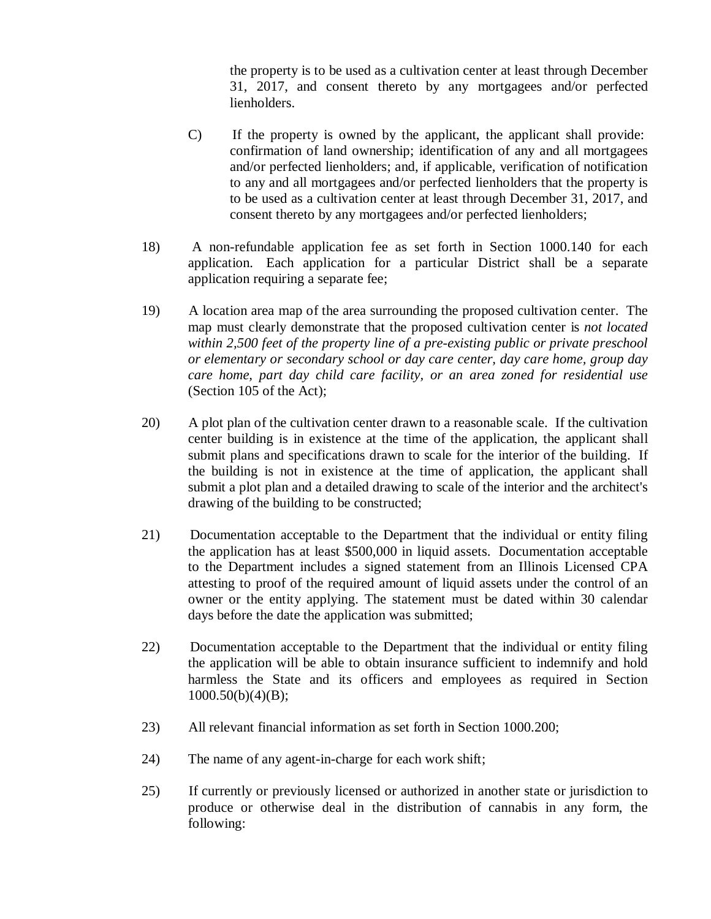the property is to be used as a cultivation center at least through December 31, 2017, and consent thereto by any mortgagees and/or perfected lienholders.

C) If the property is owned by the applicant, the applicant shall provide: confirmation of land ownership; identification of any and all mortgagees and/or perfected lienholders; and, if applicable, verification of notification to any and all mortgagees and/or perfected lienholders that the property is to be used as a cultivation center at least through December 31, 2017, and consent thereto by any mortgagees and/or perfected lienholders;

18) A non-refundable application fee as set forth in Section 1000.140 for each application. Each application for a particular District shall be a separate application requiring a separate fee;

19) A location area map of the area surrounding the proposed cultivation center. The map must clearly demonstrate that the proposed cultivation center is *not located within 2,500 feet of the property line of a pre-existing public or private preschool or elementary or secondary school or day care center, day care home, group day care home, part day child care facility, or an area zoned for residential use* (Section 105 of the Act);

20) A plot plan of the cultivation center drawn to a reasonable scale. If the cultivation center building is in existence at the time of the application, the applicant shall submit plans and specifications drawn to scale for the interior of the building. If the building is not in existence at the time of application, the applicant shall submit a plot plan and a detailed drawing to scale of the interior and the architect's drawing of the building to be constructed;

21) Documentation acceptable to the Department that the individual or entity filing the application has at least $500,000 in liquid assets. Documentation acceptable to the Department includes a signed statement from an Illinois Licensed CPA attesting to proof of the required amount of liquid assets under the control of an owner or the entity applying. The statement must be dated within 30 calendar days before the date the application was submitted;

22) Documentation acceptable to the Department that the individual or entity filing the application will be able to obtain insurance sufficient to indemnify and hold harmless the State and its officers and employees as required in Section 1000.50(b)(4)(B);

23) All relevant financial information as set forth in Section 1000.200;

24) The name of any agent-in-charge for each work shift;

25) If currently or previously licensed or authorized in another state or jurisdiction to produce or otherwise deal in the distribution of cannabis in any form, the following: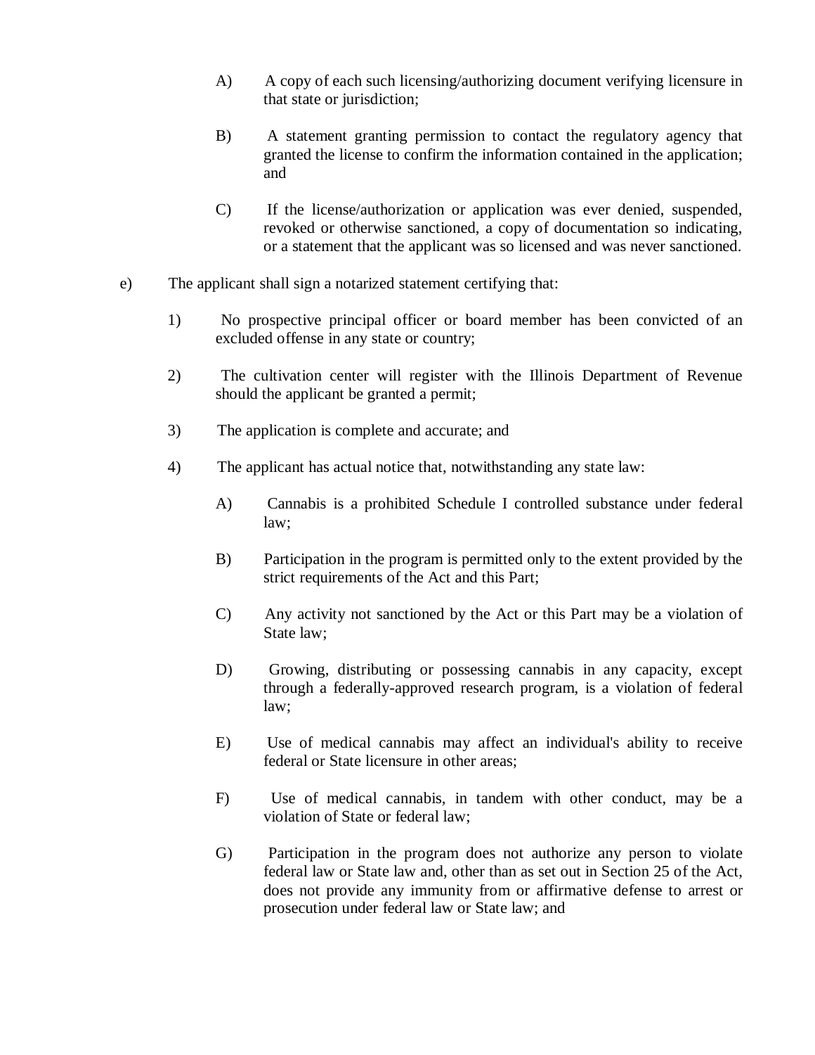A) A copy of each such licensing/authorizing document verifying licensure in that state or jurisdiction;

B) A statement granting permission to contact the regulatory agency that granted the license to confirm the information contained in the application; and

C) If the license/authorization or application was ever denied, suspended, revoked or otherwise sanctioned, a copy of documentation so indicating, or a statement that the applicant was so licensed and was never sanctioned.

e) The applicant shall sign a notarized statement certifying that:

1) No prospective principal officer or board member has been convicted of an excluded offense in any state or country;

2) The cultivation center will register with the Illinois Department of Revenue should the applicant be granted a permit;

3) The application is complete and accurate; and

4) The applicant has actual notice that, notwithstanding any state law:

A) Cannabis is a prohibited Schedule I controlled substance under federal law;

B) Participation in the program is permitted only to the extent provided by the strict requirements of the Act and this Part;

C) Any activity not sanctioned by the Act or this Part may be a violation of State law;

D) Growing, distributing or possessing cannabis in any capacity, except through a federally-approved research program, is a violation of federal law;

E) Use of medical cannabis may affect an individual's ability to receive federal or State licensure in other areas;

F) Use of medical cannabis, in tandem with other conduct, may be a violation of State or federal law;

G) Participation in the program does not authorize any person to violate federal law or State law and, other than as set out in Section 25 of the Act, does not provide any immunity from or affirmative defense to arrest or prosecution under federal law or State law; and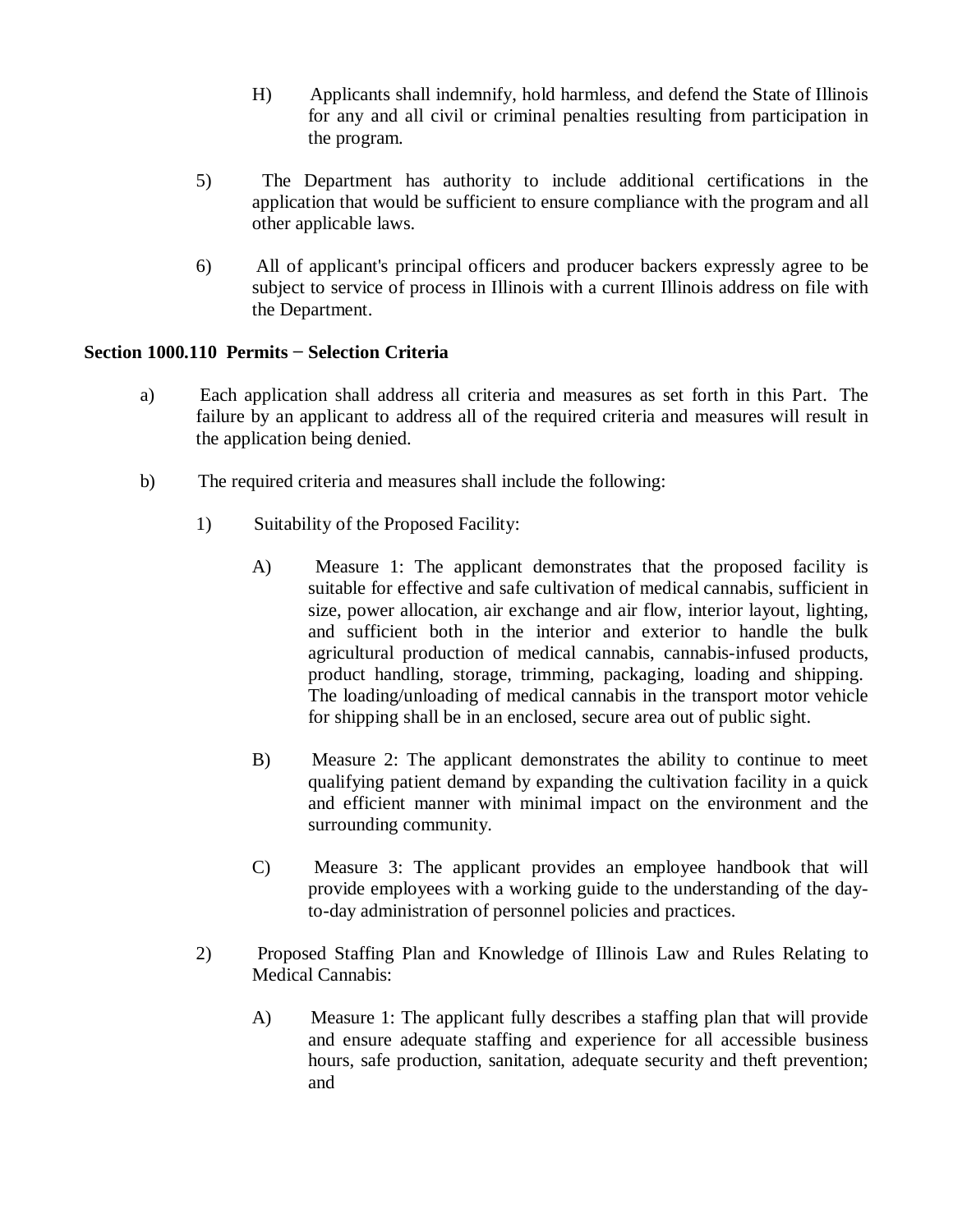H) Applicants shall indemnify, hold harmless, and defend the State of Illinois for any and all civil or criminal penalties resulting from participation in the program.

5) The Department has authority to include additional certifications in the application that would be sufficient to ensure compliance with the program and all other applicable laws.

6) All of applicant's principal officers and producer backers expressly agree to be subject to service of process in Illinois with a current Illinois address on file with the Department.

**Section 1000.110 Permits − Selection Criteria**

a) Each application shall address all criteria and measures as set forth in this Part. The failure by an applicant to address all of the required criteria and measures will result in the application being denied.

b) The required criteria and measures shall include the following:

1) Suitability of the Proposed Facility:

A) Measure 1: The applicant demonstrates that the proposed facility is suitable for effective and safe cultivation of medical cannabis, sufficient in size, power allocation, air exchange and air flow, interior layout, lighting, and sufficient both in the interior and exterior to handle the bulk agricultural production of medical cannabis, cannabis-infused products, product handling, storage, trimming, packaging, loading and shipping. The loading/unloading of medical cannabis in the transport motor vehicle for shipping shall be in an enclosed, secure area out of public sight.

B) Measure 2: The applicant demonstrates the ability to continue to meet qualifying patient demand by expanding the cultivation facility in a quick and efficient manner with minimal impact on the environment and the surrounding community.

C) Measure 3: The applicant provides an employee handbook that will provide employees with a working guide to the understanding of the day-to-day administration of personnel policies and practices.

2) Proposed Staffing Plan and Knowledge of Illinois Law and Rules Relating to Medical Cannabis:

A) Measure 1: The applicant fully describes a staffing plan that will provide and ensure adequate staffing and experience for all accessible business hours, safe production, sanitation, adequate security and theft prevention; and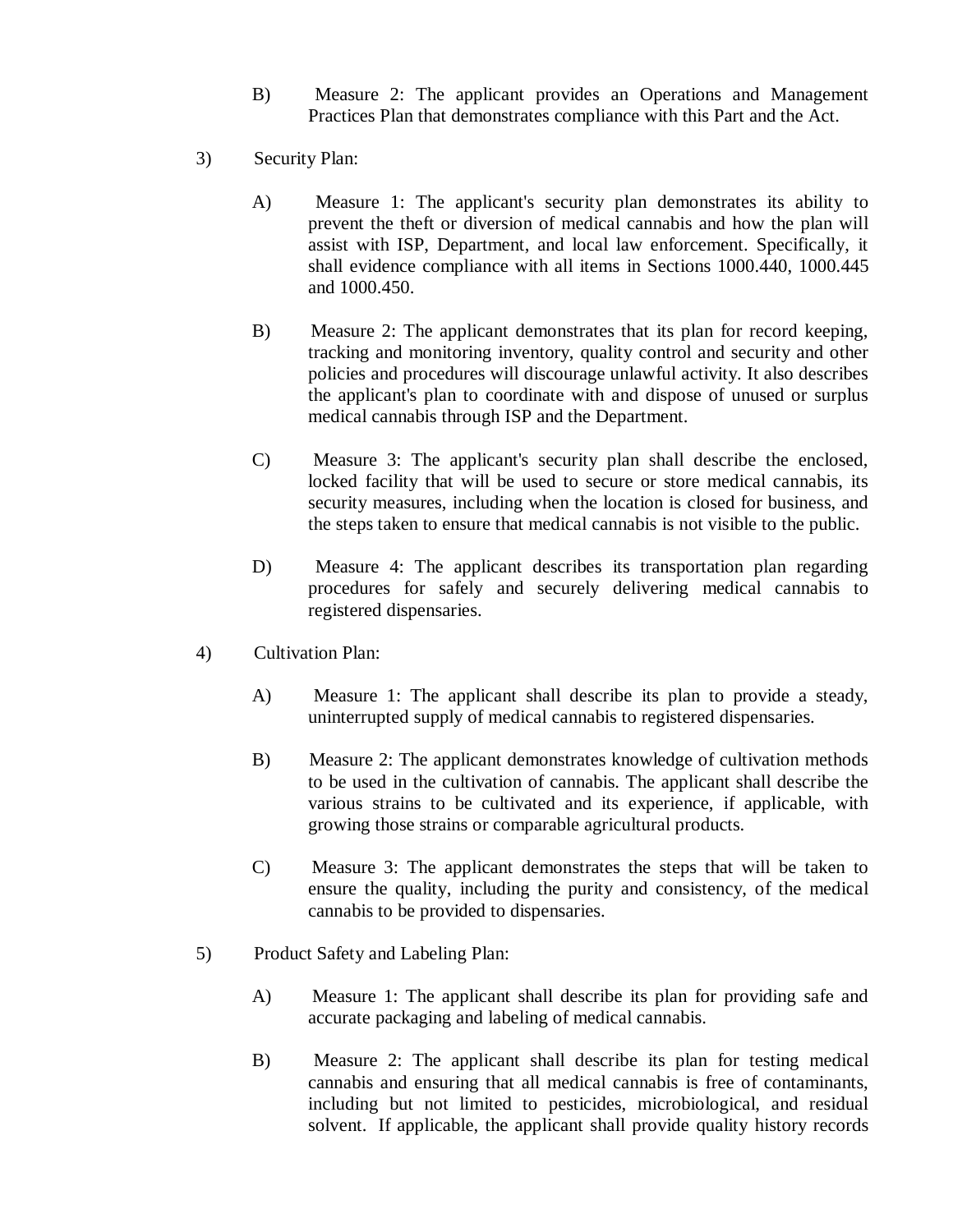B) Measure 2: The applicant provides an Operations and Management Practices Plan that demonstrates compliance with this Part and the Act.

3) Security Plan:

A) Measure 1: The applicant's security plan demonstrates its ability to prevent the theft or diversion of medical cannabis and how the plan will assist with ISP, Department, and local law enforcement. Specifically, it shall evidence compliance with all items in Sections 1000.440, 1000.445 and 1000.450.

B) Measure 2: The applicant demonstrates that its plan for record keeping, tracking and monitoring inventory, quality control and security and other policies and procedures will discourage unlawful activity. It also describes the applicant's plan to coordinate with and dispose of unused or surplus medical cannabis through ISP and the Department.

C) Measure 3: The applicant's security plan shall describe the enclosed, locked facility that will be used to secure or store medical cannabis, its security measures, including when the location is closed for business, and the steps taken to ensure that medical cannabis is not visible to the public.

D) Measure 4: The applicant describes its transportation plan regarding procedures for safely and securely delivering medical cannabis to registered dispensaries.

4) Cultivation Plan:

A) Measure 1: The applicant shall describe its plan to provide a steady, uninterrupted supply of medical cannabis to registered dispensaries.

B) Measure 2: The applicant demonstrates knowledge of cultivation methods to be used in the cultivation of cannabis. The applicant shall describe the various strains to be cultivated and its experience, if applicable, with growing those strains or comparable agricultural products.

C) Measure 3: The applicant demonstrates the steps that will be taken to ensure the quality, including the purity and consistency, of the medical cannabis to be provided to dispensaries.

5) Product Safety and Labeling Plan:

A) Measure 1: The applicant shall describe its plan for providing safe and accurate packaging and labeling of medical cannabis.

B) Measure 2: The applicant shall describe its plan for testing medical cannabis and ensuring that all medical cannabis is free of contaminants, including but not limited to pesticides, microbiological, and residual solvent. If applicable, the applicant shall provide quality history records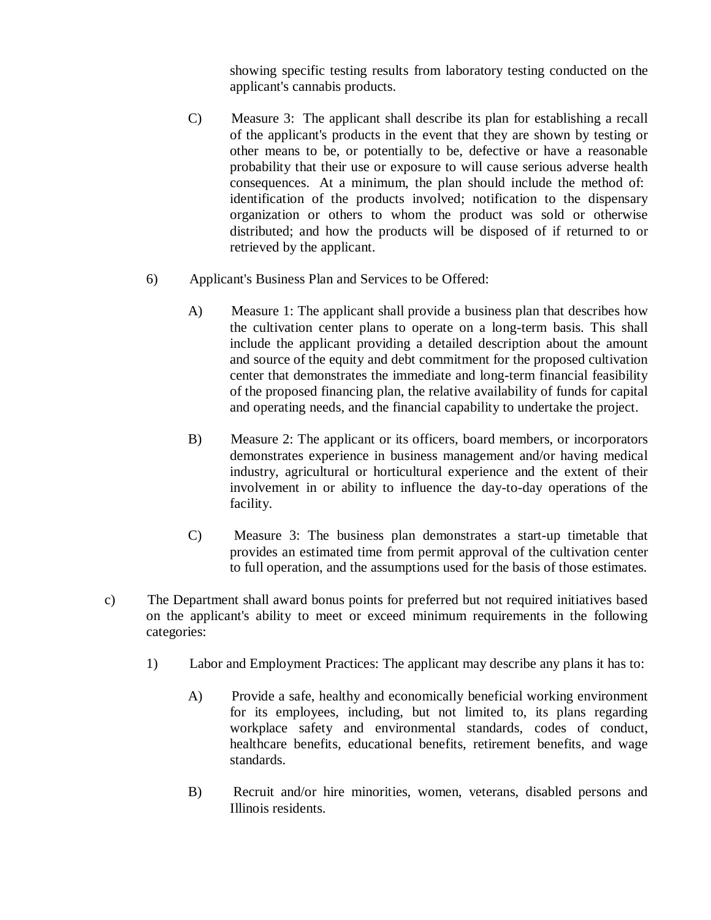showing specific testing results from laboratory testing conducted on the applicant's cannabis products.

C) Measure 3: The applicant shall describe its plan for establishing a recall of the applicant's products in the event that they are shown by testing or other means to be, or potentially to be, defective or have a reasonable probability that their use or exposure to will cause serious adverse health consequences. At a minimum, the plan should include the method of: identification of the products involved; notification to the dispensary organization or others to whom the product was sold or otherwise distributed; and how the products will be disposed of if returned to or retrieved by the applicant.

6) Applicant's Business Plan and Services to be Offered:

A) Measure 1: The applicant shall provide a business plan that describes how the cultivation center plans to operate on a long-term basis. This shall include the applicant providing a detailed description about the amount and source of the equity and debt commitment for the proposed cultivation center that demonstrates the immediate and long-term financial feasibility of the proposed financing plan, the relative availability of funds for capital and operating needs, and the financial capability to undertake the project.

B) Measure 2: The applicant or its officers, board members, or incorporators demonstrates experience in business management and/or having medical industry, agricultural or horticultural experience and the extent of their involvement in or ability to influence the day-to-day operations of the facility.

C) Measure 3: The business plan demonstrates a start-up timetable that provides an estimated time from permit approval of the cultivation center to full operation, and the assumptions used for the basis of those estimates.

c) The Department shall award bonus points for preferred but not required initiatives based on the applicant's ability to meet or exceed minimum requirements in the following categories:

1) Labor and Employment Practices: The applicant may describe any plans it has to:

A) Provide a safe, healthy and economically beneficial working environment for its employees, including, but not limited to, its plans regarding workplace safety and environmental standards, codes of conduct, healthcare benefits, educational benefits, retirement benefits, and wage standards.

B) Recruit and/or hire minorities, women, veterans, disabled persons and Illinois residents.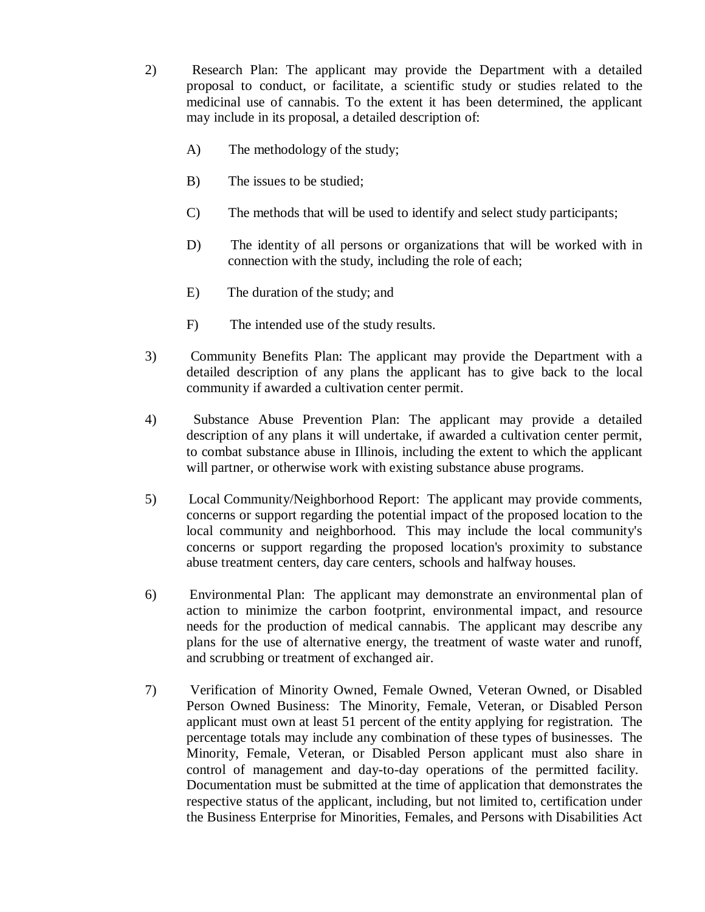2) Research Plan: The applicant may provide the Department with a detailed proposal to conduct, or facilitate, a scientific study or studies related to the medicinal use of cannabis. To the extent it has been determined, the applicant may include in its proposal, a detailed description of:

   A) The methodology of the study;

   B) The issues to be studied;

   C) The methods that will be used to identify and select study participants;

   D) The identity of all persons or organizations that will be worked with in connection with the study, including the role of each;

   E) The duration of the study; and

   F) The intended use of the study results.

3) Community Benefits Plan: The applicant may provide the Department with a detailed description of any plans the applicant has to give back to the local community if awarded a cultivation center permit.

4) Substance Abuse Prevention Plan: The applicant may provide a detailed description of any plans it will undertake, if awarded a cultivation center permit, to combat substance abuse in Illinois, including the extent to which the applicant will partner, or otherwise work with existing substance abuse programs.

5) Local Community/Neighborhood Report: The applicant may provide comments, concerns or support regarding the potential impact of the proposed location to the local community and neighborhood. This may include the local community's concerns or support regarding the proposed location's proximity to substance abuse treatment centers, day care centers, schools and halfway houses.

6) Environmental Plan: The applicant may demonstrate an environmental plan of action to minimize the carbon footprint, environmental impact, and resource needs for the production of medical cannabis. The applicant may describe any plans for the use of alternative energy, the treatment of waste water and runoff, and scrubbing or treatment of exchanged air.

7) Verification of Minority Owned, Female Owned, Veteran Owned, or Disabled Person Owned Business: The Minority, Female, Veteran, or Disabled Person applicant must own at least 51 percent of the entity applying for registration. The percentage totals may include any combination of these types of businesses. The Minority, Female, Veteran, or Disabled Person applicant must also share in control of management and day-to-day operations of the permitted facility. Documentation must be submitted at the time of application that demonstrates the respective status of the applicant, including, but not limited to, certification under the Business Enterprise for Minorities, Females, and Persons with Disabilities Act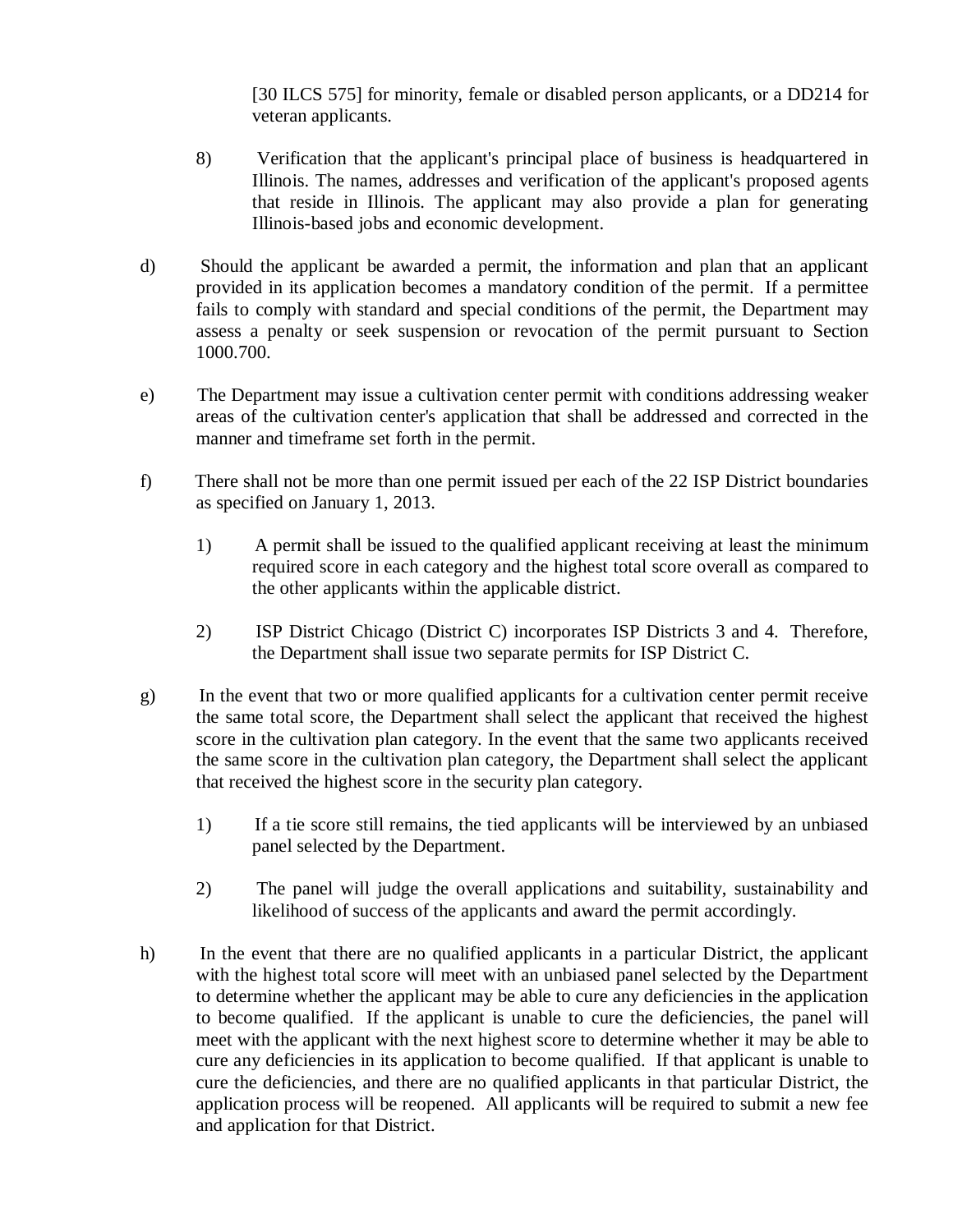[30 ILCS 575] for minority, female or disabled person applicants, or a DD214 for veteran applicants.

8) Verification that the applicant's principal place of business is headquartered in Illinois. The names, addresses and verification of the applicant's proposed agents that reside in Illinois. The applicant may also provide a plan for generating Illinois-based jobs and economic development.

d) Should the applicant be awarded a permit, the information and plan that an applicant provided in its application becomes a mandatory condition of the permit. If a permittee fails to comply with standard and special conditions of the permit, the Department may assess a penalty or seek suspension or revocation of the permit pursuant to Section 1000.700.

e) The Department may issue a cultivation center permit with conditions addressing weaker areas of the cultivation center's application that shall be addressed and corrected in the manner and timeframe set forth in the permit.

f) There shall not be more than one permit issued per each of the 22 ISP District boundaries as specified on January 1, 2013.

1) A permit shall be issued to the qualified applicant receiving at least the minimum required score in each category and the highest total score overall as compared to the other applicants within the applicable district.

2) ISP District Chicago (District C) incorporates ISP Districts 3 and 4. Therefore, the Department shall issue two separate permits for ISP District C.

g) In the event that two or more qualified applicants for a cultivation center permit receive the same total score, the Department shall select the applicant that received the highest score in the cultivation plan category. In the event that the same two applicants received the same score in the cultivation plan category, the Department shall select the applicant that received the highest score in the security plan category.

1) If a tie score still remains, the tied applicants will be interviewed by an unbiased panel selected by the Department.

2) The panel will judge the overall applications and suitability, sustainability and likelihood of success of the applicants and award the permit accordingly.

h) In the event that there are no qualified applicants in a particular District, the applicant with the highest total score will meet with an unbiased panel selected by the Department to determine whether the applicant may be able to cure any deficiencies in the application to become qualified. If the applicant is unable to cure the deficiencies, the panel will meet with the applicant with the next highest score to determine whether it may be able to cure any deficiencies in its application to become qualified. If that applicant is unable to cure the deficiencies, and there are no qualified applicants in that particular District, the application process will be reopened. All applicants will be required to submit a new fee and application for that District.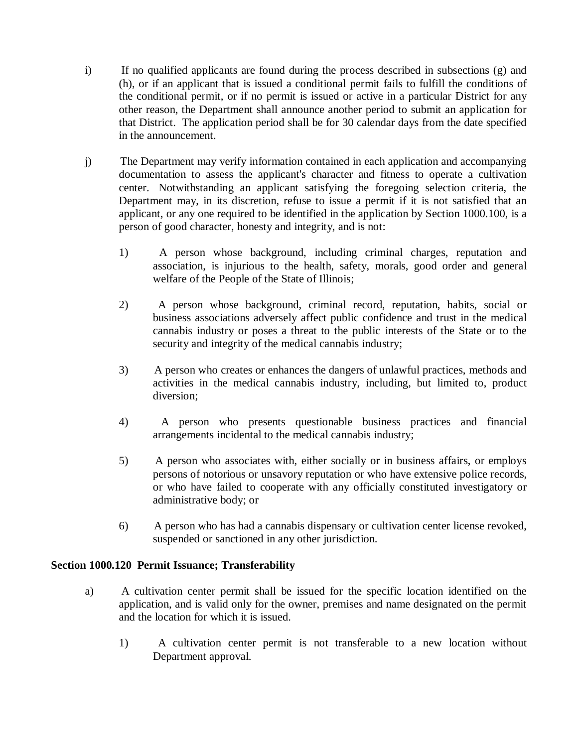i) If no qualified applicants are found during the process described in subsections (g) and (h), or if an applicant that is issued a conditional permit fails to fulfill the conditions of the conditional permit, or if no permit is issued or active in a particular District for any other reason, the Department shall announce another period to submit an application for that District. The application period shall be for 30 calendar days from the date specified in the announcement.

j) The Department may verify information contained in each application and accompanying documentation to assess the applicant's character and fitness to operate a cultivation center. Notwithstanding an applicant satisfying the foregoing selection criteria, the Department may, in its discretion, refuse to issue a permit if it is not satisfied that an applicant, or any one required to be identified in the application by Section 1000.100, is a person of good character, honesty and integrity, and is not:

   1) A person whose background, including criminal charges, reputation and association, is injurious to the health, safety, morals, good order and general welfare of the People of the State of Illinois;

   2) A person whose background, criminal record, reputation, habits, social or business associations adversely affect public confidence and trust in the medical cannabis industry or poses a threat to the public interests of the State or to the security and integrity of the medical cannabis industry;

   3) A person who creates or enhances the dangers of unlawful practices, methods and activities in the medical cannabis industry, including, but limited to, product diversion;

   4) A person who presents questionable business practices and financial arrangements incidental to the medical cannabis industry;

   5) A person who associates with, either socially or in business affairs, or employs persons of notorious or unsavory reputation or who have extensive police records, or who have failed to cooperate with any officially constituted investigatory or administrative body; or

   6) A person who has had a cannabis dispensary or cultivation center license revoked, suspended or sanctioned in any other jurisdiction.

**Section 1000.120 Permit Issuance; Transferability**

a) A cultivation center permit shall be issued for the specific location identified on the application, and is valid only for the owner, premises and name designated on the permit and the location for which it is issued.

   1) A cultivation center permit is not transferable to a new location without Department approval.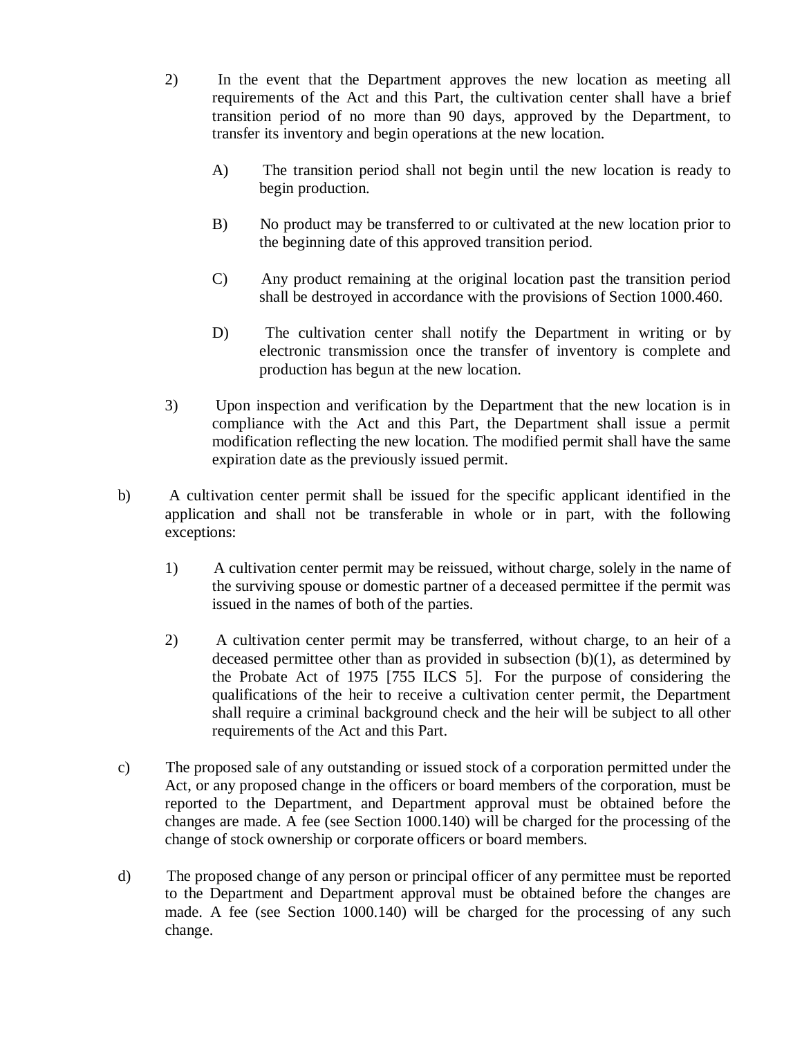2) In the event that the Department approves the new location as meeting all requirements of the Act and this Part, the cultivation center shall have a brief transition period of no more than 90 days, approved by the Department, to transfer its inventory and begin operations at the new location.

   A) The transition period shall not begin until the new location is ready to begin production.

   B) No product may be transferred to or cultivated at the new location prior to the beginning date of this approved transition period.

   C) Any product remaining at the original location past the transition period shall be destroyed in accordance with the provisions of Section 1000.460.

   D) The cultivation center shall notify the Department in writing or by electronic transmission once the transfer of inventory is complete and production has begun at the new location.

3) Upon inspection and verification by the Department that the new location is in compliance with the Act and this Part, the Department shall issue a permit modification reflecting the new location. The modified permit shall have the same expiration date as the previously issued permit.

b) A cultivation center permit shall be issued for the specific applicant identified in the application and shall not be transferable in whole or in part, with the following exceptions:

   1) A cultivation center permit may be reissued, without charge, solely in the name of the surviving spouse or domestic partner of a deceased permittee if the permit was issued in the names of both of the parties.

   2) A cultivation center permit may be transferred, without charge, to an heir of a deceased permittee other than as provided in subsection (b)(1), as determined by the Probate Act of 1975 [755 ILCS 5]. For the purpose of considering the qualifications of the heir to receive a cultivation center permit, the Department shall require a criminal background check and the heir will be subject to all other requirements of the Act and this Part.

c) The proposed sale of any outstanding or issued stock of a corporation permitted under the Act, or any proposed change in the officers or board members of the corporation, must be reported to the Department, and Department approval must be obtained before the changes are made. A fee (see Section 1000.140) will be charged for the processing of the change of stock ownership or corporate officers or board members.

d) The proposed change of any person or principal officer of any permittee must be reported to the Department and Department approval must be obtained before the changes are made. A fee (see Section 1000.140) will be charged for the processing of any such change.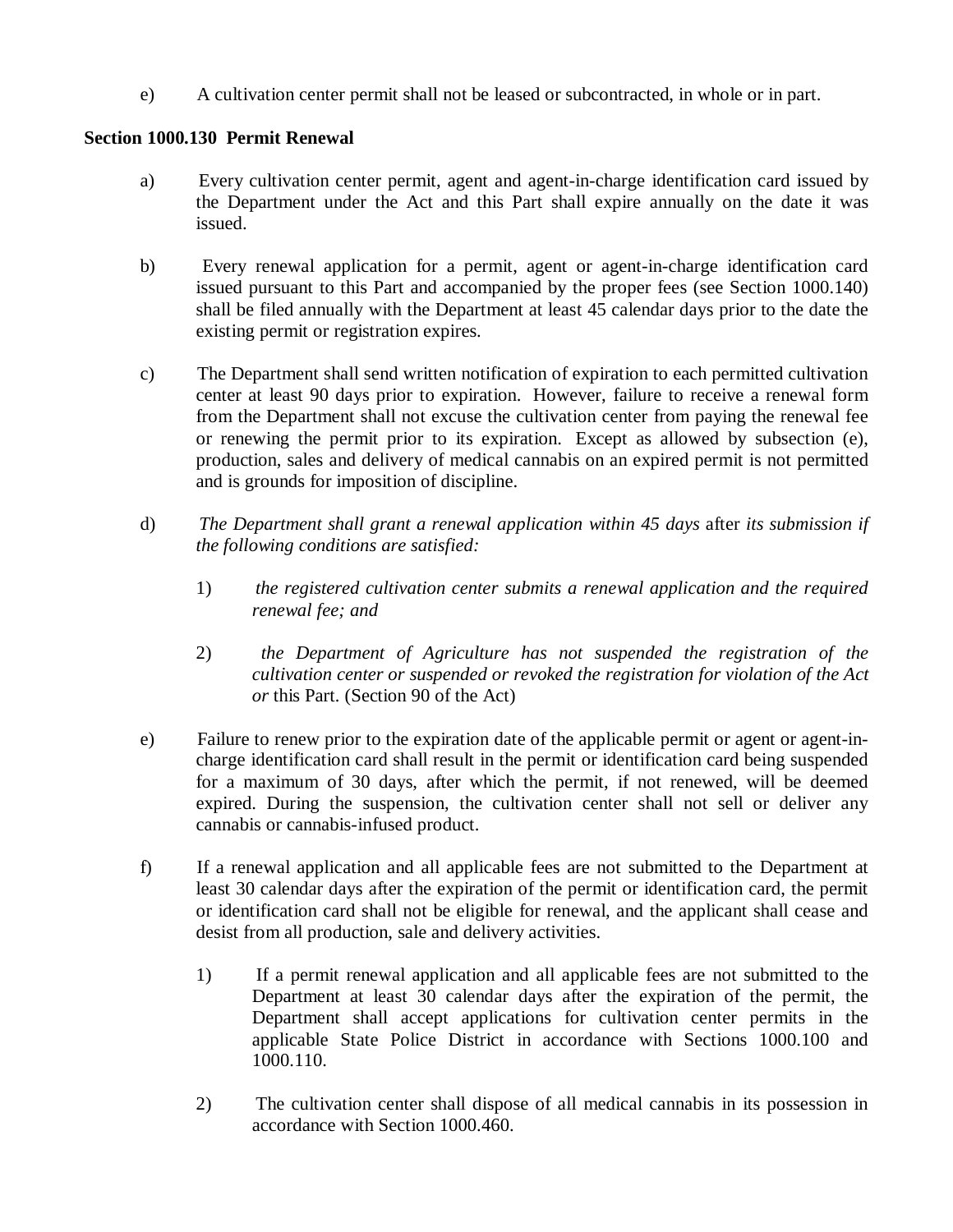e) A cultivation center permit shall not be leased or subcontracted, in whole or in part.

**Section 1000.130 Permit Renewal**

a) Every cultivation center permit, agent and agent-in-charge identification card issued by the Department under the Act and this Part shall expire annually on the date it was issued.

b) Every renewal application for a permit, agent or agent-in-charge identification card issued pursuant to this Part and accompanied by the proper fees (see Section 1000.140) shall be filed annually with the Department at least 45 calendar days prior to the date the existing permit or registration expires.

c) The Department shall send written notification of expiration to each permitted cultivation center at least 90 days prior to expiration. However, failure to receive a renewal form from the Department shall not excuse the cultivation center from paying the renewal fee or renewing the permit prior to its expiration. Except as allowed by subsection (e), production, sales and delivery of medical cannabis on an expired permit is not permitted and is grounds for imposition of discipline.

d) *The Department shall grant a renewal application within 45 days* after *its submission if the following conditions are satisfied:*

   1) *the registered cultivation center submits a renewal application and the required renewal fee; and*

   2) *the Department of Agriculture has not suspended the registration of the cultivation center or suspended or revoked the registration for violation of the Act or* this Part. (Section 90 of the Act)

e) Failure to renew prior to the expiration date of the applicable permit or agent or agent-in-charge identification card shall result in the permit or identification card being suspended for a maximum of 30 days, after which the permit, if not renewed, will be deemed expired. During the suspension, the cultivation center shall not sell or deliver any cannabis or cannabis-infused product.

f) If a renewal application and all applicable fees are not submitted to the Department at least 30 calendar days after the expiration of the permit or identification card, the permit or identification card shall not be eligible for renewal, and the applicant shall cease and desist from all production, sale and delivery activities.

   1) If a permit renewal application and all applicable fees are not submitted to the Department at least 30 calendar days after the expiration of the permit, the Department shall accept applications for cultivation center permits in the applicable State Police District in accordance with Sections 1000.100 and 1000.110.

   2) The cultivation center shall dispose of all medical cannabis in its possession in accordance with Section 1000.460.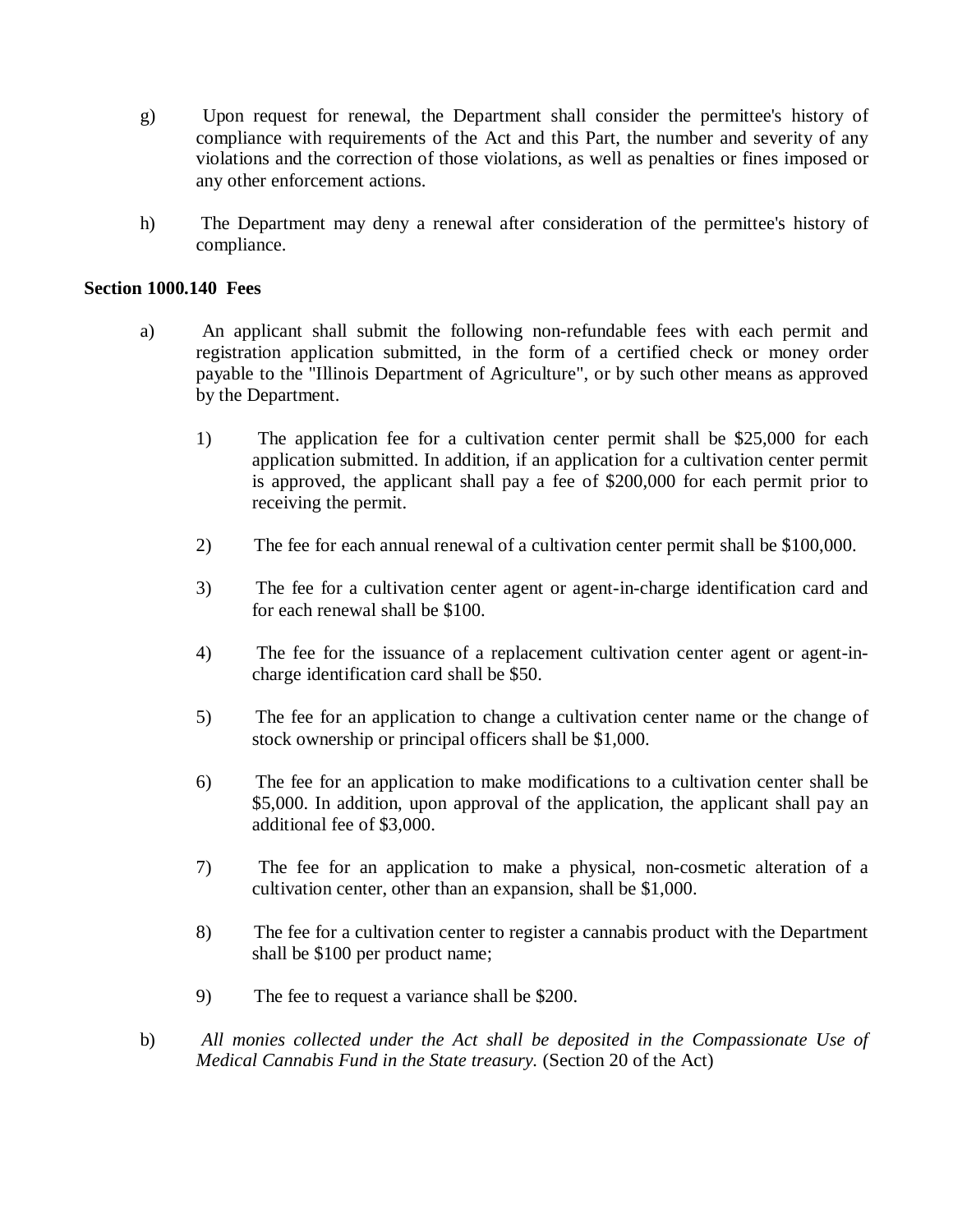g) Upon request for renewal, the Department shall consider the permittee's history of compliance with requirements of the Act and this Part, the number and severity of any violations and the correction of those violations, as well as penalties or fines imposed or any other enforcement actions.

h) The Department may deny a renewal after consideration of the permittee's history of compliance.

**Section 1000.140 Fees**

a) An applicant shall submit the following non-refundable fees with each permit and registration application submitted, in the form of a certified check or money order payable to the "Illinois Department of Agriculture", or by such other means as approved by the Department.

   1) The application fee for a cultivation center permit shall be $25,000 for each application submitted. In addition, if an application for a cultivation center permit is approved, the applicant shall pay a fee of $200,000 for each permit prior to receiving the permit.

   2) The fee for each annual renewal of a cultivation center permit shall be $100,000.

   3) The fee for a cultivation center agent or agent-in-charge identification card and for each renewal shall be $100.

   4) The fee for the issuance of a replacement cultivation center agent or agent-in-charge identification card shall be $50.

   5) The fee for an application to change a cultivation center name or the change of stock ownership or principal officers shall be $1,000.

   6) The fee for an application to make modifications to a cultivation center shall be $5,000. In addition, upon approval of the application, the applicant shall pay an additional fee of $3,000.

   7) The fee for an application to make a physical, non-cosmetic alteration of a cultivation center, other than an expansion, shall be $1,000.

   8) The fee for a cultivation center to register a cannabis product with the Department shall be $100 per product name;

   9) The fee to request a variance shall be $200.

b) *All monies collected under the Act shall be deposited in the Compassionate Use of Medical Cannabis Fund in the State treasury.* (Section 20 of the Act)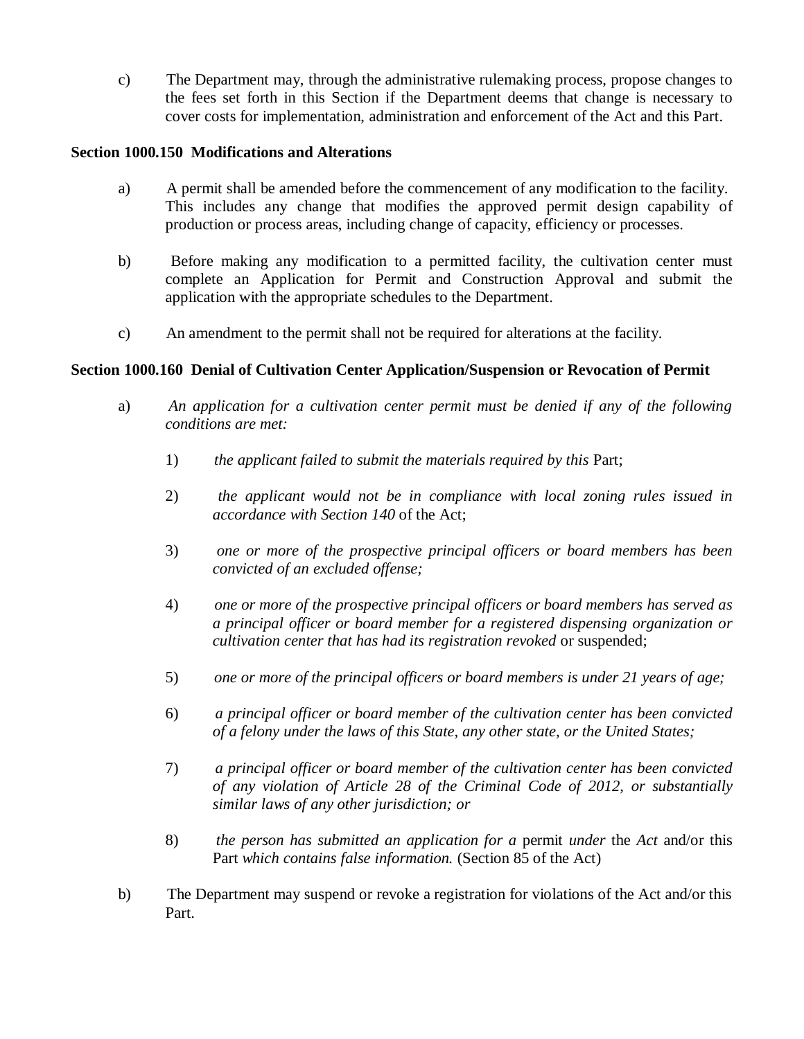c) The Department may, through the administrative rulemaking process, propose changes to the fees set forth in this Section if the Department deems that change is necessary to cover costs for implementation, administration and enforcement of the Act and this Part.

**Section 1000.150 Modifications and Alterations**

a) A permit shall be amended before the commencement of any modification to the facility. This includes any change that modifies the approved permit design capability of production or process areas, including change of capacity, efficiency or processes.

b) Before making any modification to a permitted facility, the cultivation center must complete an Application for Permit and Construction Approval and submit the application with the appropriate schedules to the Department.

c) An amendment to the permit shall not be required for alterations at the facility.

**Section 1000.160 Denial of Cultivation Center Application/Suspension or Revocation of Permit**

a) *An application for a cultivation center permit must be denied if any of the following conditions are met:*

1) *the applicant failed to submit the materials required by this* Part;

2) *the applicant would not be in compliance with local zoning rules issued in accordance with Section 140* of the Act;

3) *one or more of the prospective principal officers or board members has been convicted of an excluded offense;*

4) *one or more of the prospective principal officers or board members has served as a principal officer or board member for a registered dispensing organization or cultivation center that has had its registration revoked* or suspended;

5) *one or more of the principal officers or board members is under 21 years of age;*

6) *a principal officer or board member of the cultivation center has been convicted of a felony under the laws of this State, any other state, or the United States;*

7) *a principal officer or board member of the cultivation center has been convicted of any violation of Article 28 of the Criminal Code of 2012, or substantially similar laws of any other jurisdiction; or*

8) *the person has submitted an application for a* permit *under* the *Act* and/or this Part *which contains false information.* (Section 85 of the Act)

b) The Department may suspend or revoke a registration for violations of the Act and/or this Part.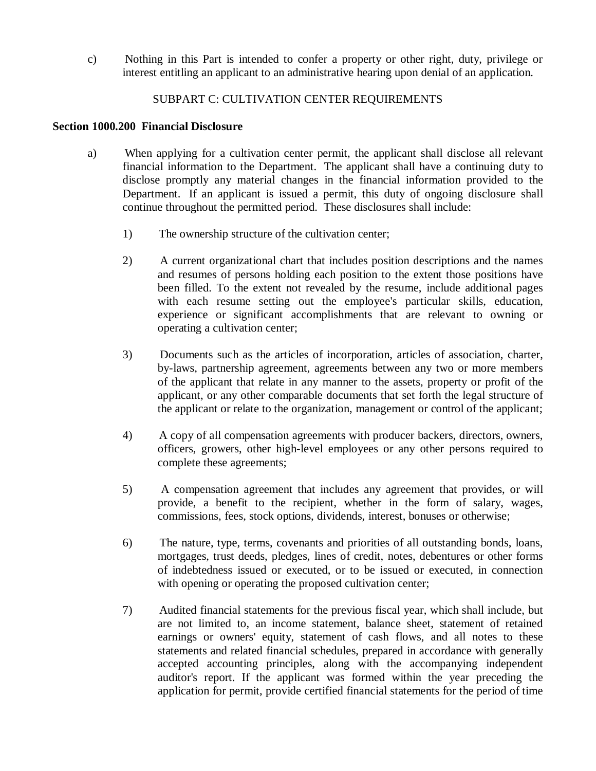c) Nothing in this Part is intended to confer a property or other right, duty, privilege or interest entitling an applicant to an administrative hearing upon denial of an application.

SUBPART C: CULTIVATION CENTER REQUIREMENTS

**Section 1000.200 Financial Disclosure**

a) When applying for a cultivation center permit, the applicant shall disclose all relevant financial information to the Department. The applicant shall have a continuing duty to disclose promptly any material changes in the financial information provided to the Department. If an applicant is issued a permit, this duty of ongoing disclosure shall continue throughout the permitted period. These disclosures shall include:

1) The ownership structure of the cultivation center;

2) A current organizational chart that includes position descriptions and the names and resumes of persons holding each position to the extent those positions have been filled. To the extent not revealed by the resume, include additional pages with each resume setting out the employee's particular skills, education, experience or significant accomplishments that are relevant to owning or operating a cultivation center;

3) Documents such as the articles of incorporation, articles of association, charter, by-laws, partnership agreement, agreements between any two or more members of the applicant that relate in any manner to the assets, property or profit of the applicant, or any other comparable documents that set forth the legal structure of the applicant or relate to the organization, management or control of the applicant;

4) A copy of all compensation agreements with producer backers, directors, owners, officers, growers, other high-level employees or any other persons required to complete these agreements;

5) A compensation agreement that includes any agreement that provides, or will provide, a benefit to the recipient, whether in the form of salary, wages, commissions, fees, stock options, dividends, interest, bonuses or otherwise;

6) The nature, type, terms, covenants and priorities of all outstanding bonds, loans, mortgages, trust deeds, pledges, lines of credit, notes, debentures or other forms of indebtedness issued or executed, or to be issued or executed, in connection with opening or operating the proposed cultivation center;

7) Audited financial statements for the previous fiscal year, which shall include, but are not limited to, an income statement, balance sheet, statement of retained earnings or owners' equity, statement of cash flows, and all notes to these statements and related financial schedules, prepared in accordance with generally accepted accounting principles, along with the accompanying independent auditor's report. If the applicant was formed within the year preceding the application for permit, provide certified financial statements for the period of time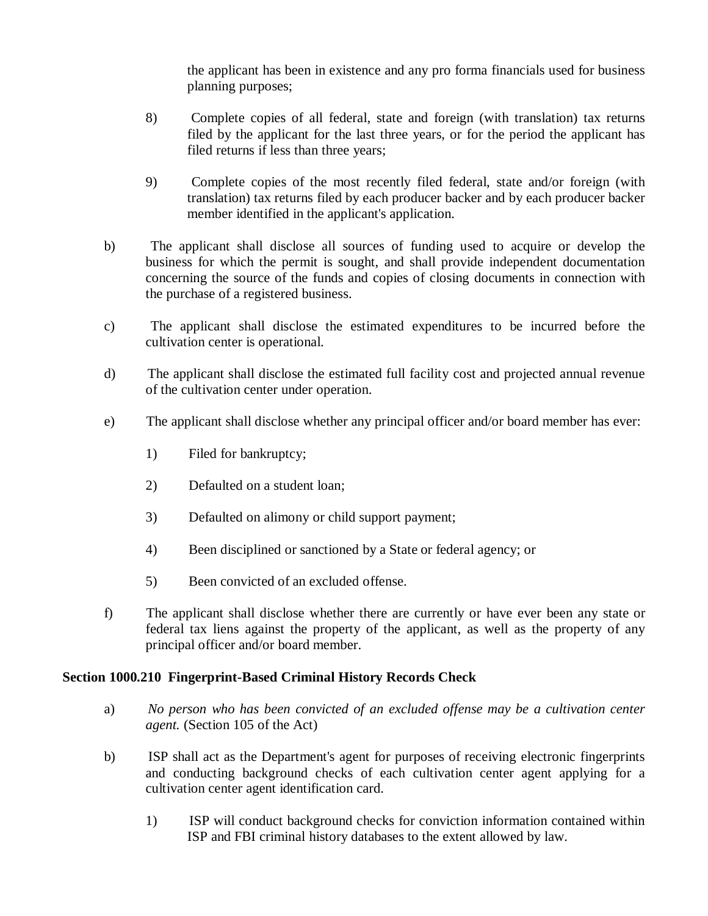the applicant has been in existence and any pro forma financials used for business planning purposes;

8) Complete copies of all federal, state and foreign (with translation) tax returns filed by the applicant for the last three years, or for the period the applicant has filed returns if less than three years;

9) Complete copies of the most recently filed federal, state and/or foreign (with translation) tax returns filed by each producer backer and by each producer backer member identified in the applicant's application.

b) The applicant shall disclose all sources of funding used to acquire or develop the business for which the permit is sought, and shall provide independent documentation concerning the source of the funds and copies of closing documents in connection with the purchase of a registered business.

c) The applicant shall disclose the estimated expenditures to be incurred before the cultivation center is operational.

d) The applicant shall disclose the estimated full facility cost and projected annual revenue of the cultivation center under operation.

e) The applicant shall disclose whether any principal officer and/or board member has ever:

1) Filed for bankruptcy;

2) Defaulted on a student loan;

3) Defaulted on alimony or child support payment;

4) Been disciplined or sanctioned by a State or federal agency; or

5) Been convicted of an excluded offense.

f) The applicant shall disclose whether there are currently or have ever been any state or federal tax liens against the property of the applicant, as well as the property of any principal officer and/or board member.

**Section 1000.210 Fingerprint-Based Criminal History Records Check**

a) *No person who has been convicted of an excluded offense may be a cultivation center agent.* (Section 105 of the Act)

b) ISP shall act as the Department's agent for purposes of receiving electronic fingerprints and conducting background checks of each cultivation center agent applying for a cultivation center agent identification card.

1) ISP will conduct background checks for conviction information contained within ISP and FBI criminal history databases to the extent allowed by law.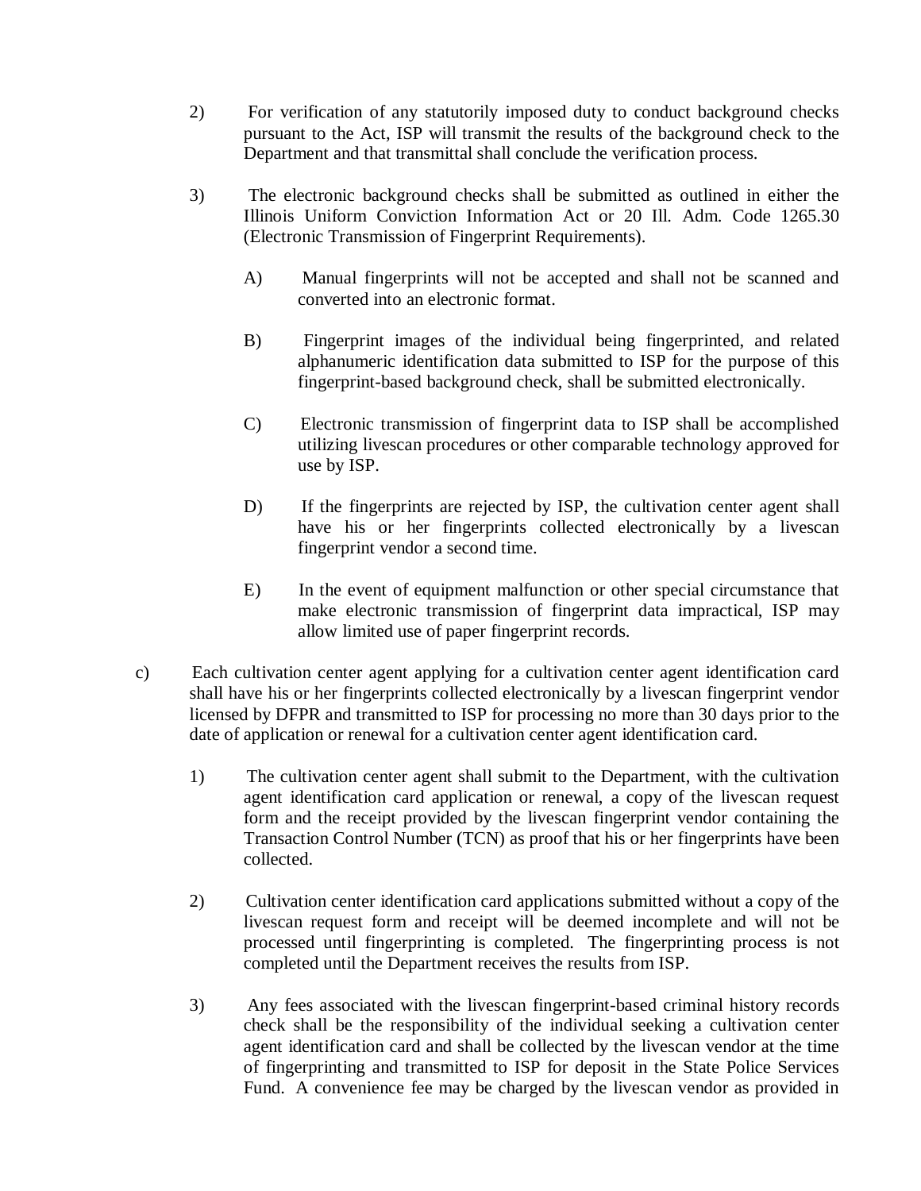2) For verification of any statutorily imposed duty to conduct background checks pursuant to the Act, ISP will transmit the results of the background check to the Department and that transmittal shall conclude the verification process.

3) The electronic background checks shall be submitted as outlined in either the Illinois Uniform Conviction Information Act or 20 Ill. Adm. Code 1265.30 (Electronic Transmission of Fingerprint Requirements).

   A) Manual fingerprints will not be accepted and shall not be scanned and converted into an electronic format.

   B) Fingerprint images of the individual being fingerprinted, and related alphanumeric identification data submitted to ISP for the purpose of this fingerprint-based background check, shall be submitted electronically.

   C) Electronic transmission of fingerprint data to ISP shall be accomplished utilizing livescan procedures or other comparable technology approved for use by ISP.

   D) If the fingerprints are rejected by ISP, the cultivation center agent shall have his or her fingerprints collected electronically by a livescan fingerprint vendor a second time.

   E) In the event of equipment malfunction or other special circumstance that make electronic transmission of fingerprint data impractical, ISP may allow limited use of paper fingerprint records.

c) Each cultivation center agent applying for a cultivation center agent identification card shall have his or her fingerprints collected electronically by a livescan fingerprint vendor licensed by DFPR and transmitted to ISP for processing no more than 30 days prior to the date of application or renewal for a cultivation center agent identification card.

1) The cultivation center agent shall submit to the Department, with the cultivation agent identification card application or renewal, a copy of the livescan request form and the receipt provided by the livescan fingerprint vendor containing the Transaction Control Number (TCN) as proof that his or her fingerprints have been collected.

2) Cultivation center identification card applications submitted without a copy of the livescan request form and receipt will be deemed incomplete and will not be processed until fingerprinting is completed. The fingerprinting process is not completed until the Department receives the results from ISP.

3) Any fees associated with the livescan fingerprint-based criminal history records check shall be the responsibility of the individual seeking a cultivation center agent identification card and shall be collected by the livescan vendor at the time of fingerprinting and transmitted to ISP for deposit in the State Police Services Fund. A convenience fee may be charged by the livescan vendor as provided in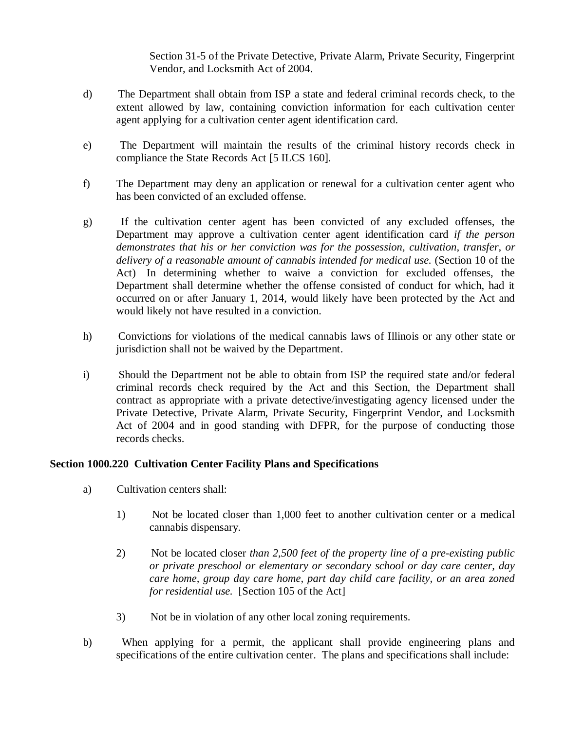Section 31-5 of the Private Detective, Private Alarm, Private Security, Fingerprint Vendor, and Locksmith Act of 2004.

d) The Department shall obtain from ISP a state and federal criminal records check, to the extent allowed by law, containing conviction information for each cultivation center agent applying for a cultivation center agent identification card.

e) The Department will maintain the results of the criminal history records check in compliance the State Records Act [5 ILCS 160].

f) The Department may deny an application or renewal for a cultivation center agent who has been convicted of an excluded offense.

g) If the cultivation center agent has been convicted of any excluded offenses, the Department may approve a cultivation center agent identification card *if the person demonstrates that his or her conviction was for the possession, cultivation, transfer, or delivery of a reasonable amount of cannabis intended for medical use.* (Section 10 of the Act) In determining whether to waive a conviction for excluded offenses, the Department shall determine whether the offense consisted of conduct for which, had it occurred on or after January 1, 2014, would likely have been protected by the Act and would likely not have resulted in a conviction.

h) Convictions for violations of the medical cannabis laws of Illinois or any other state or jurisdiction shall not be waived by the Department.

i) Should the Department not be able to obtain from ISP the required state and/or federal criminal records check required by the Act and this Section, the Department shall contract as appropriate with a private detective/investigating agency licensed under the Private Detective, Private Alarm, Private Security, Fingerprint Vendor, and Locksmith Act of 2004 and in good standing with DFPR, for the purpose of conducting those records checks.

**Section 1000.220 Cultivation Center Facility Plans and Specifications**

a) Cultivation centers shall:

1) Not be located closer than 1,000 feet to another cultivation center or a medical cannabis dispensary.

2) Not be located closer *than 2,500 feet of the property line of a pre-existing public or private preschool or elementary or secondary school or day care center, day care home, group day care home, part day child care facility, or an area zoned for residential use.* [Section 105 of the Act]

3) Not be in violation of any other local zoning requirements.

b) When applying for a permit, the applicant shall provide engineering plans and specifications of the entire cultivation center. The plans and specifications shall include: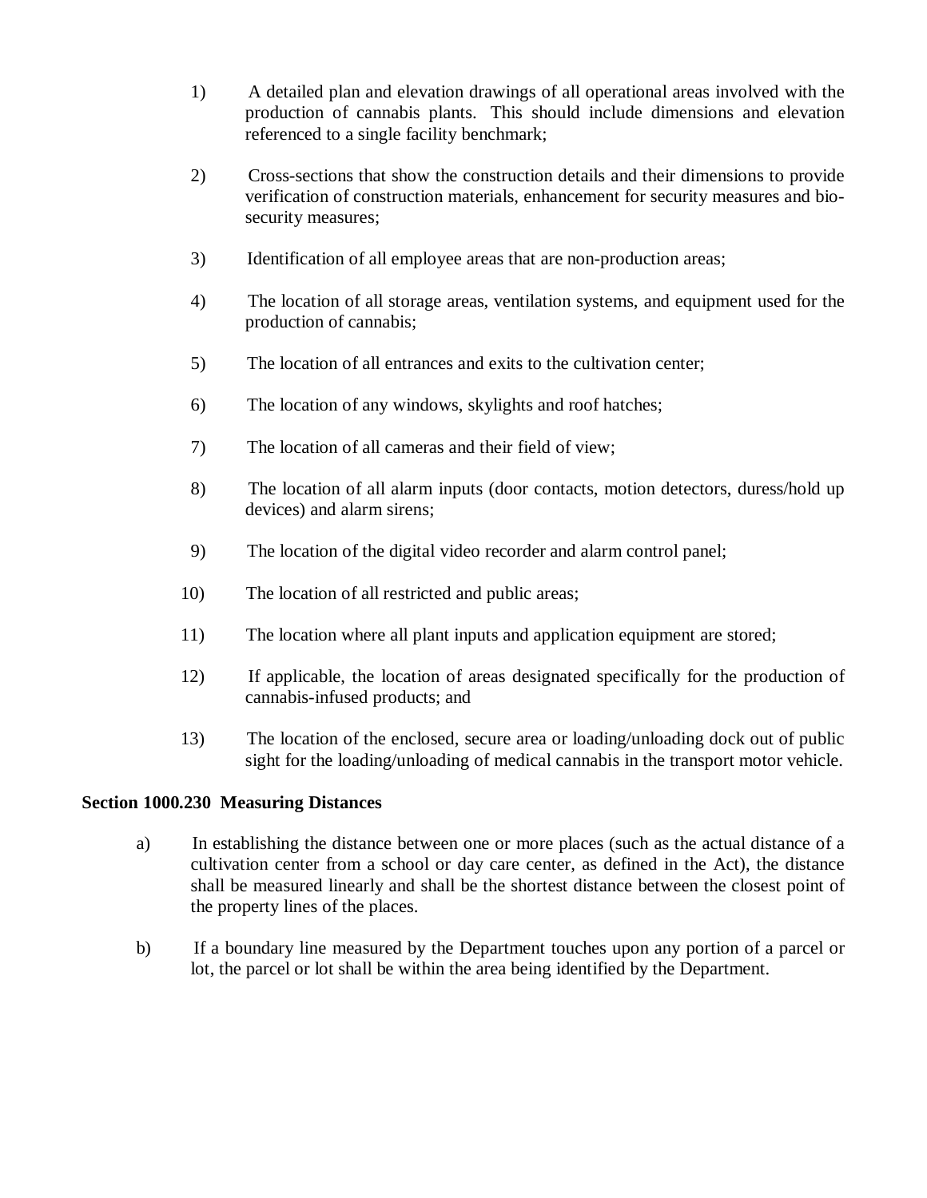1) A detailed plan and elevation drawings of all operational areas involved with the production of cannabis plants. This should include dimensions and elevation referenced to a single facility benchmark;

2) Cross-sections that show the construction details and their dimensions to provide verification of construction materials, enhancement for security measures and bio-security measures;

3) Identification of all employee areas that are non-production areas;

4) The location of all storage areas, ventilation systems, and equipment used for the production of cannabis;

5) The location of all entrances and exits to the cultivation center;

6) The location of any windows, skylights and roof hatches;

7) The location of all cameras and their field of view;

8) The location of all alarm inputs (door contacts, motion detectors, duress/hold up devices) and alarm sirens;

9) The location of the digital video recorder and alarm control panel;

10) The location of all restricted and public areas;

11) The location where all plant inputs and application equipment are stored;

12) If applicable, the location of areas designated specifically for the production of cannabis-infused products; and

13) The location of the enclosed, secure area or loading/unloading dock out of public sight for the loading/unloading of medical cannabis in the transport motor vehicle.

**Section 1000.230 Measuring Distances**

a) In establishing the distance between one or more places (such as the actual distance of a cultivation center from a school or day care center, as defined in the Act), the distance shall be measured linearly and shall be the shortest distance between the closest point of the property lines of the places.

b) If a boundary line measured by the Department touches upon any portion of a parcel or lot, the parcel or lot shall be within the area being identified by the Department.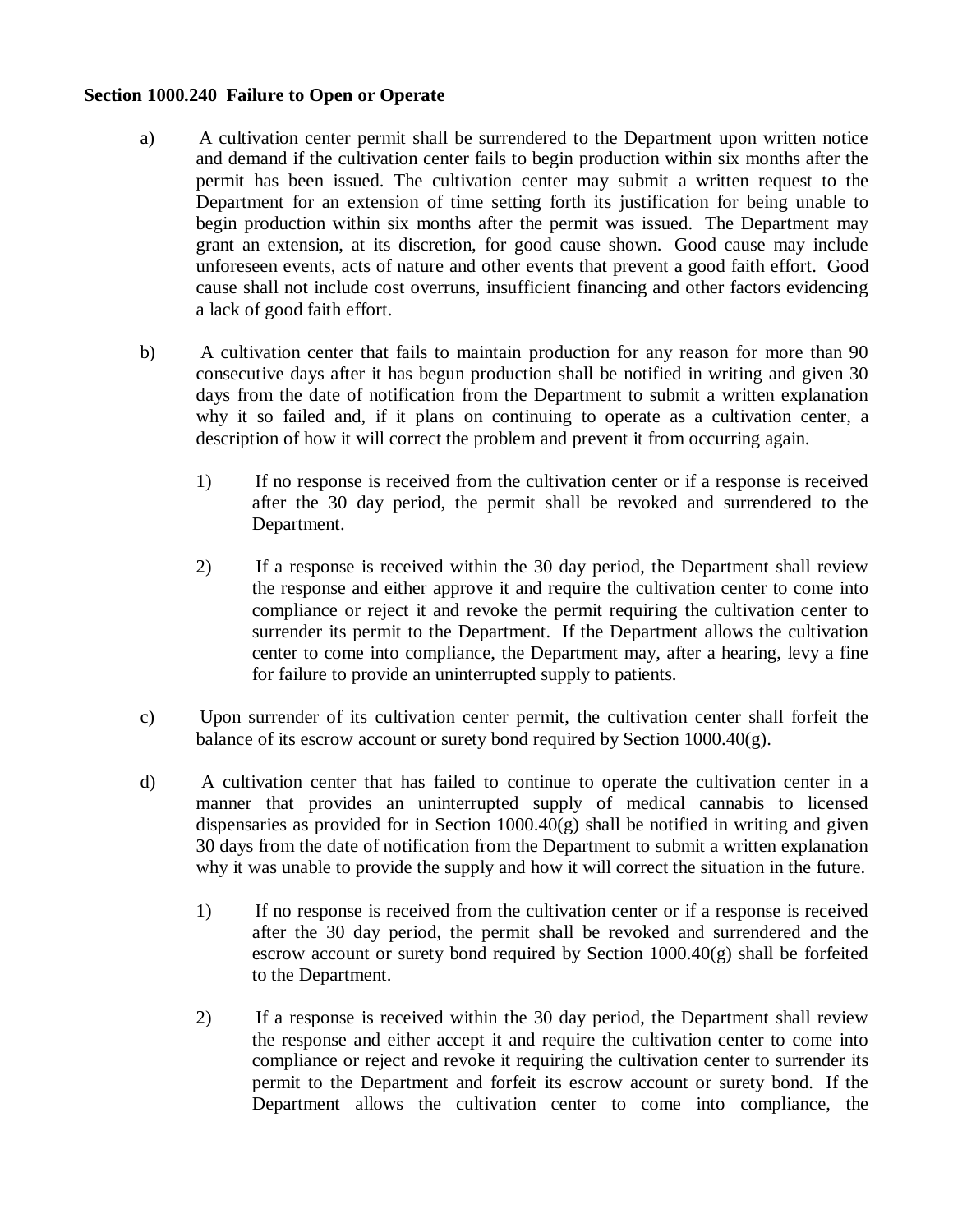**Section 1000.240 Failure to Open or Operate**

a) A cultivation center permit shall be surrendered to the Department upon written notice and demand if the cultivation center fails to begin production within six months after the permit has been issued. The cultivation center may submit a written request to the Department for an extension of time setting forth its justification for being unable to begin production within six months after the permit was issued. The Department may grant an extension, at its discretion, for good cause shown. Good cause may include unforeseen events, acts of nature and other events that prevent a good faith effort. Good cause shall not include cost overruns, insufficient financing and other factors evidencing a lack of good faith effort.

b) A cultivation center that fails to maintain production for any reason for more than 90 consecutive days after it has begun production shall be notified in writing and given 30 days from the date of notification from the Department to submit a written explanation why it so failed and, if it plans on continuing to operate as a cultivation center, a description of how it will correct the problem and prevent it from occurring again.

1) If no response is received from the cultivation center or if a response is received after the 30 day period, the permit shall be revoked and surrendered to the Department.

2) If a response is received within the 30 day period, the Department shall review the response and either approve it and require the cultivation center to come into compliance or reject it and revoke the permit requiring the cultivation center to surrender its permit to the Department. If the Department allows the cultivation center to come into compliance, the Department may, after a hearing, levy a fine for failure to provide an uninterrupted supply to patients.

c) Upon surrender of its cultivation center permit, the cultivation center shall forfeit the balance of its escrow account or surety bond required by Section 1000.40(g).

d) A cultivation center that has failed to continue to operate the cultivation center in a manner that provides an uninterrupted supply of medical cannabis to licensed dispensaries as provided for in Section 1000.40(g) shall be notified in writing and given 30 days from the date of notification from the Department to submit a written explanation why it was unable to provide the supply and how it will correct the situation in the future.

1) If no response is received from the cultivation center or if a response is received after the 30 day period, the permit shall be revoked and surrendered and the escrow account or surety bond required by Section 1000.40(g) shall be forfeited to the Department.

2) If a response is received within the 30 day period, the Department shall review the response and either accept it and require the cultivation center to come into compliance or reject and revoke it requiring the cultivation center to surrender its permit to the Department and forfeit its escrow account or surety bond. If the Department allows the cultivation center to come into compliance, the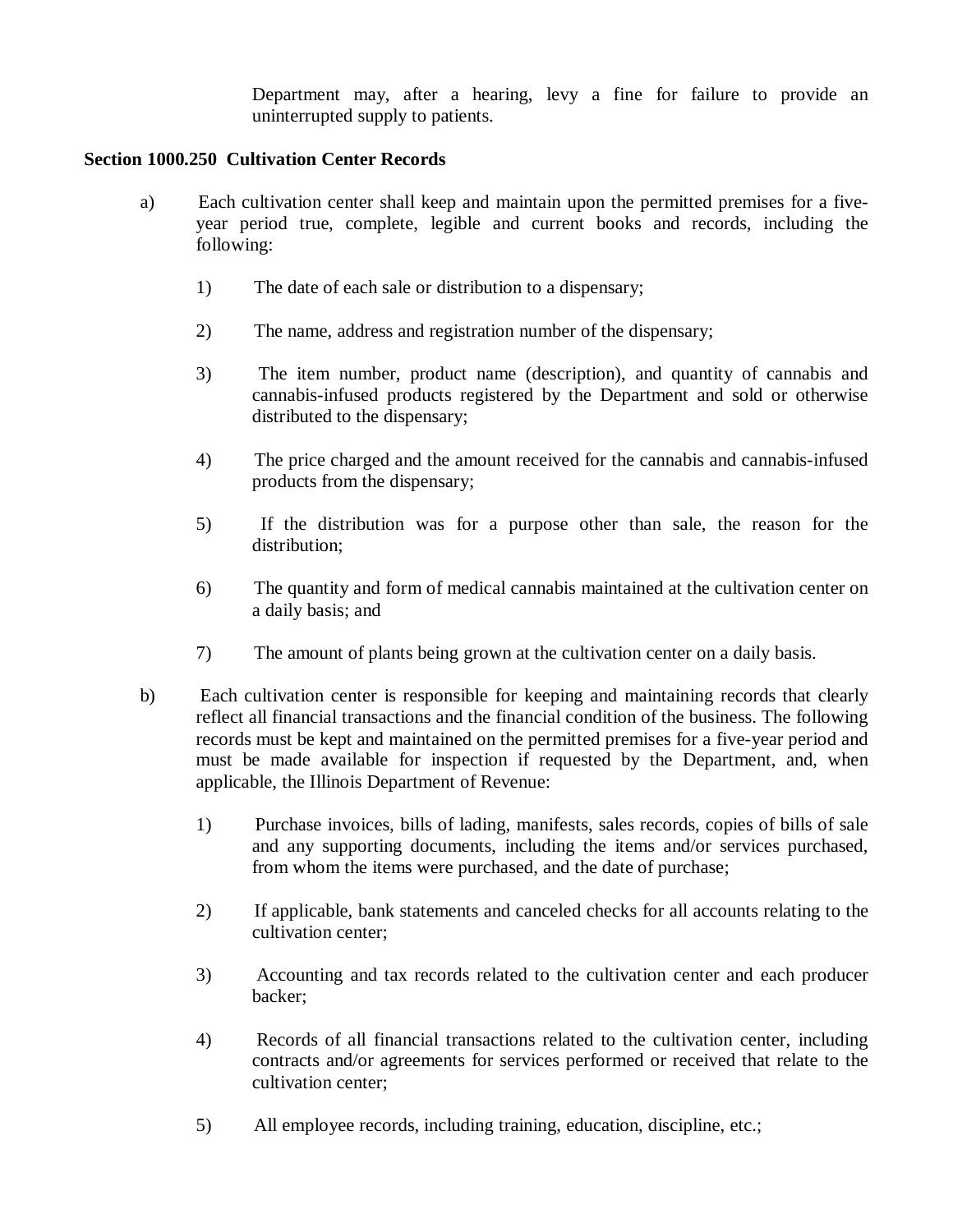Department may, after a hearing, levy a fine for failure to provide an uninterrupted supply to patients.

**Section 1000.250 Cultivation Center Records**

a) Each cultivation center shall keep and maintain upon the permitted premises for a five-year period true, complete, legible and current books and records, including the following:

1) The date of each sale or distribution to a dispensary;

2) The name, address and registration number of the dispensary;

3) The item number, product name (description), and quantity of cannabis and cannabis-infused products registered by the Department and sold or otherwise distributed to the dispensary;

4) The price charged and the amount received for the cannabis and cannabis-infused products from the dispensary;

5) If the distribution was for a purpose other than sale, the reason for the distribution;

6) The quantity and form of medical cannabis maintained at the cultivation center on a daily basis; and

7) The amount of plants being grown at the cultivation center on a daily basis.

b) Each cultivation center is responsible for keeping and maintaining records that clearly reflect all financial transactions and the financial condition of the business. The following records must be kept and maintained on the permitted premises for a five-year period and must be made available for inspection if requested by the Department, and, when applicable, the Illinois Department of Revenue:

1) Purchase invoices, bills of lading, manifests, sales records, copies of bills of sale and any supporting documents, including the items and/or services purchased, from whom the items were purchased, and the date of purchase;

2) If applicable, bank statements and canceled checks for all accounts relating to the cultivation center;

3) Accounting and tax records related to the cultivation center and each producer backer;

4) Records of all financial transactions related to the cultivation center, including contracts and/or agreements for services performed or received that relate to the cultivation center;

5) All employee records, including training, education, discipline, etc.;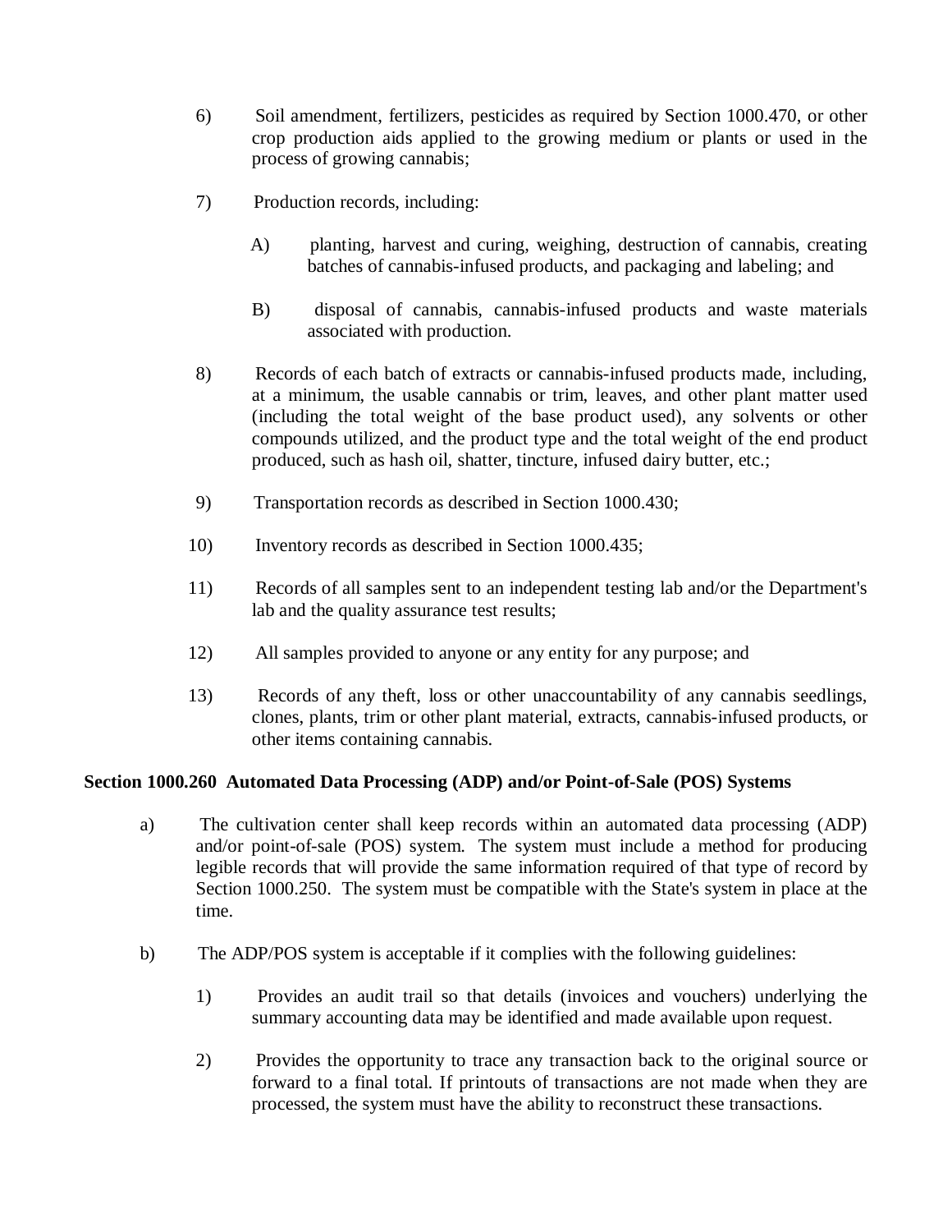6) Soil amendment, fertilizers, pesticides as required by Section 1000.470, or other crop production aids applied to the growing medium or plants or used in the process of growing cannabis;

7) Production records, including:

   A) planting, harvest and curing, weighing, destruction of cannabis, creating batches of cannabis-infused products, and packaging and labeling; and

   B) disposal of cannabis, cannabis-infused products and waste materials associated with production.

8) Records of each batch of extracts or cannabis-infused products made, including, at a minimum, the usable cannabis or trim, leaves, and other plant matter used (including the total weight of the base product used), any solvents or other compounds utilized, and the product type and the total weight of the end product produced, such as hash oil, shatter, tincture, infused dairy butter, etc.;

9) Transportation records as described in Section 1000.430;

10) Inventory records as described in Section 1000.435;

11) Records of all samples sent to an independent testing lab and/or the Department's lab and the quality assurance test results;

12) All samples provided to anyone or any entity for any purpose; and

13) Records of any theft, loss or other unaccountability of any cannabis seedlings, clones, plants, trim or other plant material, extracts, cannabis-infused products, or other items containing cannabis.

**Section 1000.260 Automated Data Processing (ADP) and/or Point-of-Sale (POS) Systems**

a) The cultivation center shall keep records within an automated data processing (ADP) and/or point-of-sale (POS) system. The system must include a method for producing legible records that will provide the same information required of that type of record by Section 1000.250. The system must be compatible with the State's system in place at the time.

b) The ADP/POS system is acceptable if it complies with the following guidelines:

   1) Provides an audit trail so that details (invoices and vouchers) underlying the summary accounting data may be identified and made available upon request.

   2) Provides the opportunity to trace any transaction back to the original source or forward to a final total. If printouts of transactions are not made when they are processed, the system must have the ability to reconstruct these transactions.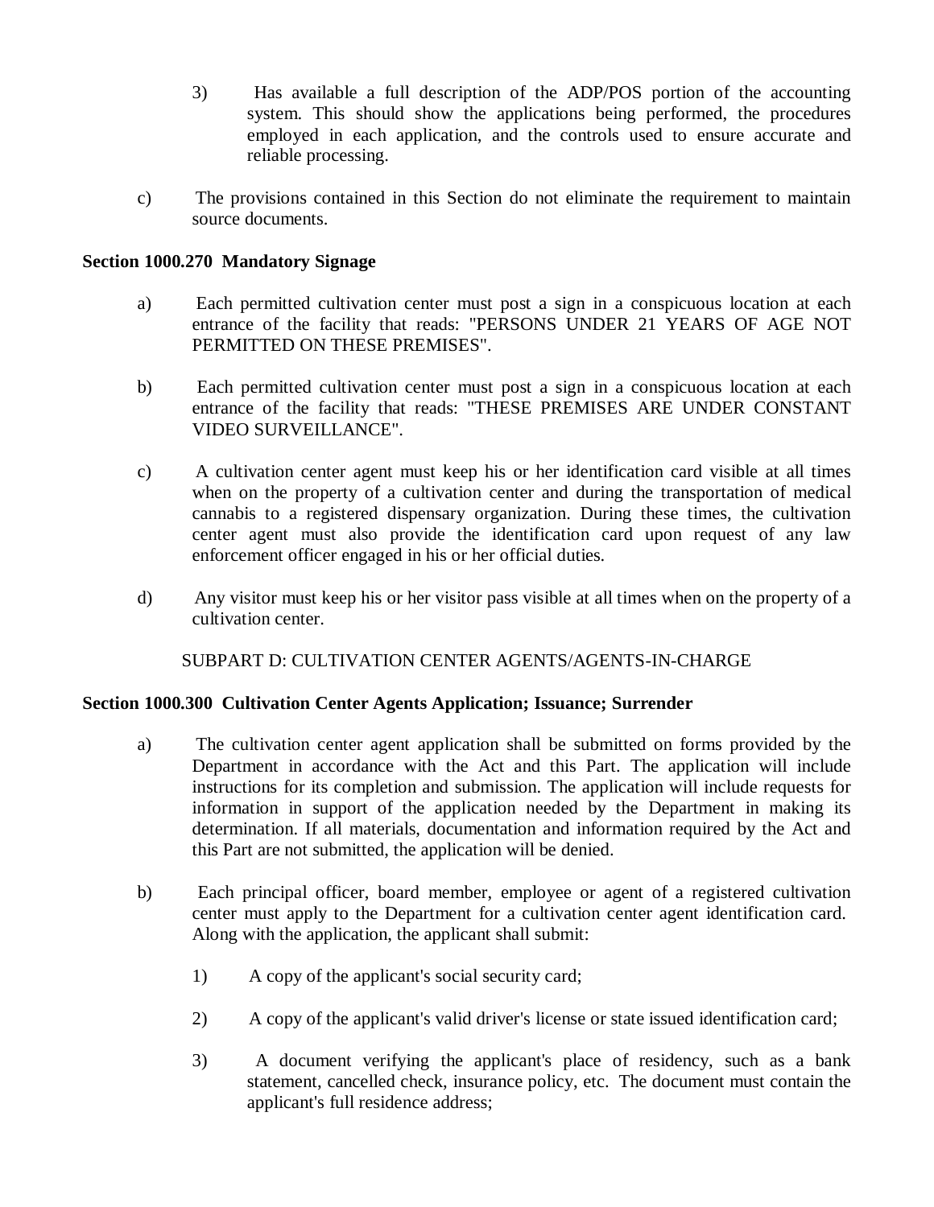3) Has available a full description of the ADP/POS portion of the accounting system. This should show the applications being performed, the procedures employed in each application, and the controls used to ensure accurate and reliable processing.

c) The provisions contained in this Section do not eliminate the requirement to maintain source documents.

**Section 1000.270 Mandatory Signage**

a) Each permitted cultivation center must post a sign in a conspicuous location at each entrance of the facility that reads: "PERSONS UNDER 21 YEARS OF AGE NOT PERMITTED ON THESE PREMISES".

b) Each permitted cultivation center must post a sign in a conspicuous location at each entrance of the facility that reads: "THESE PREMISES ARE UNDER CONSTANT VIDEO SURVEILLANCE".

c) A cultivation center agent must keep his or her identification card visible at all times when on the property of a cultivation center and during the transportation of medical cannabis to a registered dispensary organization. During these times, the cultivation center agent must also provide the identification card upon request of any law enforcement officer engaged in his or her official duties.

d) Any visitor must keep his or her visitor pass visible at all times when on the property of a cultivation center.

SUBPART D: CULTIVATION CENTER AGENTS/AGENTS-IN-CHARGE

**Section 1000.300 Cultivation Center Agents Application; Issuance; Surrender**

a) The cultivation center agent application shall be submitted on forms provided by the Department in accordance with the Act and this Part. The application will include instructions for its completion and submission. The application will include requests for information in support of the application needed by the Department in making its determination. If all materials, documentation and information required by the Act and this Part are not submitted, the application will be denied.

b) Each principal officer, board member, employee or agent of a registered cultivation center must apply to the Department for a cultivation center agent identification card. Along with the application, the applicant shall submit:

1) A copy of the applicant's social security card;

2) A copy of the applicant's valid driver's license or state issued identification card;

3) A document verifying the applicant's place of residency, such as a bank statement, cancelled check, insurance policy, etc. The document must contain the applicant's full residence address;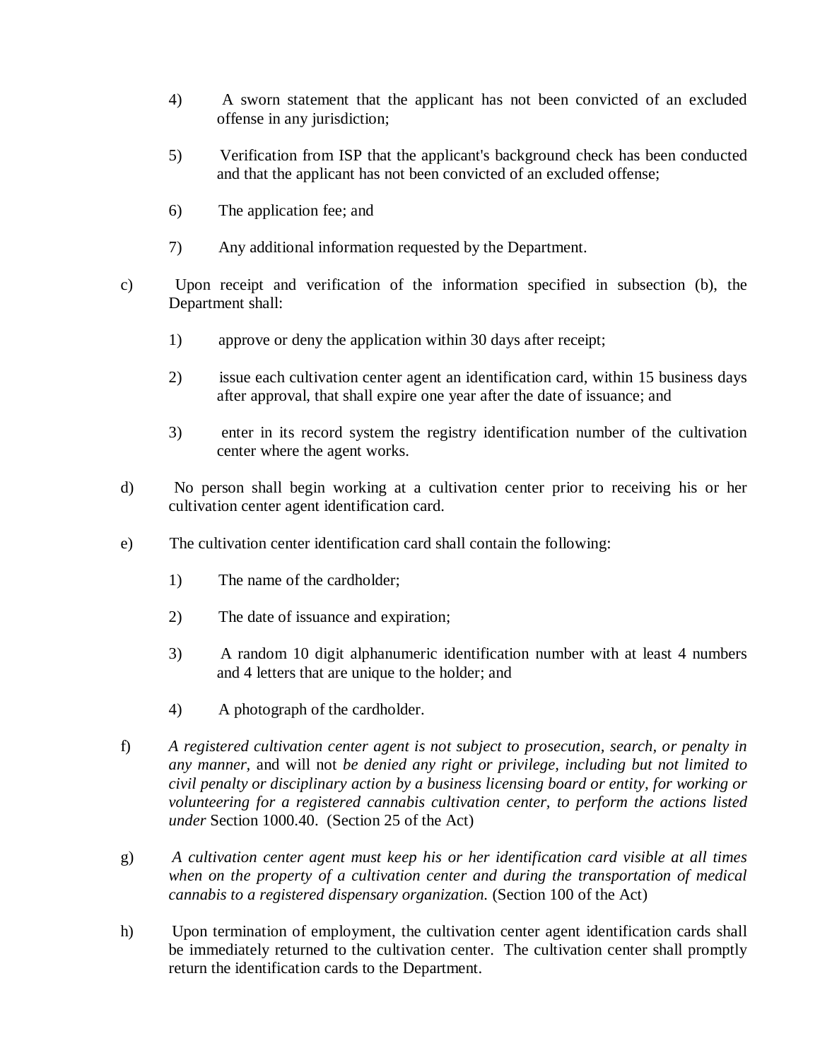4) A sworn statement that the applicant has not been convicted of an excluded offense in any jurisdiction;

5) Verification from ISP that the applicant's background check has been conducted and that the applicant has not been convicted of an excluded offense;

6) The application fee; and

7) Any additional information requested by the Department.

c) Upon receipt and verification of the information specified in subsection (b), the Department shall:

1) approve or deny the application within 30 days after receipt;

2) issue each cultivation center agent an identification card, within 15 business days after approval, that shall expire one year after the date of issuance; and

3) enter in its record system the registry identification number of the cultivation center where the agent works.

d) No person shall begin working at a cultivation center prior to receiving his or her cultivation center agent identification card.

e) The cultivation center identification card shall contain the following:

1) The name of the cardholder;

2) The date of issuance and expiration;

3) A random 10 digit alphanumeric identification number with at least 4 numbers and 4 letters that are unique to the holder; and

4) A photograph of the cardholder.

f) *A registered cultivation center agent is not subject to prosecution, search, or penalty in any manner,* and will not *be denied any right or privilege, including but not limited to civil penalty or disciplinary action by a business licensing board or entity, for working or volunteering for a registered cannabis cultivation center, to perform the actions listed under* Section 1000.40. (Section 25 of the Act)

g) *A cultivation center agent must keep his or her identification card visible at all times when on the property of a cultivation center and during the transportation of medical cannabis to a registered dispensary organization.* (Section 100 of the Act)

h) Upon termination of employment, the cultivation center agent identification cards shall be immediately returned to the cultivation center. The cultivation center shall promptly return the identification cards to the Department.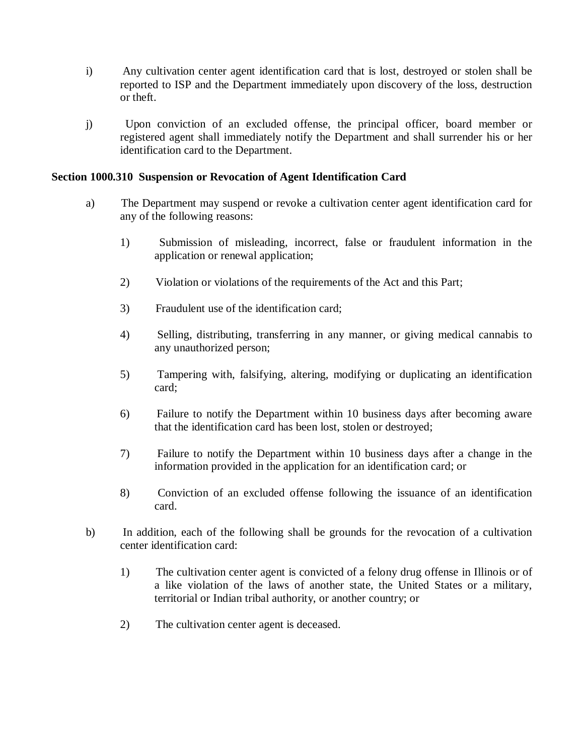i) Any cultivation center agent identification card that is lost, destroyed or stolen shall be reported to ISP and the Department immediately upon discovery of the loss, destruction or theft.

j) Upon conviction of an excluded offense, the principal officer, board member or registered agent shall immediately notify the Department and shall surrender his or her identification card to the Department.

**Section 1000.310 Suspension or Revocation of Agent Identification Card**

a) The Department may suspend or revoke a cultivation center agent identification card for any of the following reasons:

1) Submission of misleading, incorrect, false or fraudulent information in the application or renewal application;

2) Violation or violations of the requirements of the Act and this Part;

3) Fraudulent use of the identification card;

4) Selling, distributing, transferring in any manner, or giving medical cannabis to any unauthorized person;

5) Tampering with, falsifying, altering, modifying or duplicating an identification card;

6) Failure to notify the Department within 10 business days after becoming aware that the identification card has been lost, stolen or destroyed;

7) Failure to notify the Department within 10 business days after a change in the information provided in the application for an identification card; or

8) Conviction of an excluded offense following the issuance of an identification card.

b) In addition, each of the following shall be grounds for the revocation of a cultivation center identification card:

1) The cultivation center agent is convicted of a felony drug offense in Illinois or of a like violation of the laws of another state, the United States or a military, territorial or Indian tribal authority, or another country; or

2) The cultivation center agent is deceased.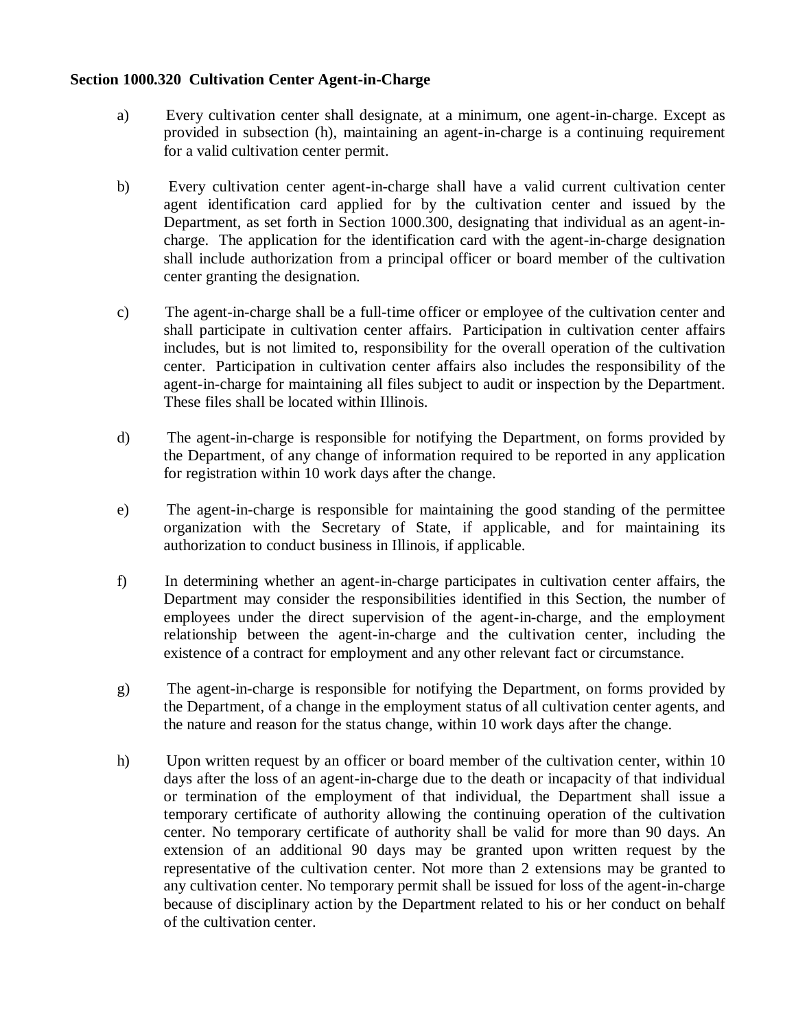**Section 1000.320 Cultivation Center Agent-in-Charge**

a) Every cultivation center shall designate, at a minimum, one agent-in-charge. Except as provided in subsection (h), maintaining an agent-in-charge is a continuing requirement for a valid cultivation center permit.

b) Every cultivation center agent-in-charge shall have a valid current cultivation center agent identification card applied for by the cultivation center and issued by the Department, as set forth in Section 1000.300, designating that individual as an agent-in-charge. The application for the identification card with the agent-in-charge designation shall include authorization from a principal officer or board member of the cultivation center granting the designation.

c) The agent-in-charge shall be a full-time officer or employee of the cultivation center and shall participate in cultivation center affairs. Participation in cultivation center affairs includes, but is not limited to, responsibility for the overall operation of the cultivation center. Participation in cultivation center affairs also includes the responsibility of the agent-in-charge for maintaining all files subject to audit or inspection by the Department. These files shall be located within Illinois.

d) The agent-in-charge is responsible for notifying the Department, on forms provided by the Department, of any change of information required to be reported in any application for registration within 10 work days after the change.

e) The agent-in-charge is responsible for maintaining the good standing of the permittee organization with the Secretary of State, if applicable, and for maintaining its authorization to conduct business in Illinois, if applicable.

f) In determining whether an agent-in-charge participates in cultivation center affairs, the Department may consider the responsibilities identified in this Section, the number of employees under the direct supervision of the agent-in-charge, and the employment relationship between the agent-in-charge and the cultivation center, including the existence of a contract for employment and any other relevant fact or circumstance.

g) The agent-in-charge is responsible for notifying the Department, on forms provided by the Department, of a change in the employment status of all cultivation center agents, and the nature and reason for the status change, within 10 work days after the change.

h) Upon written request by an officer or board member of the cultivation center, within 10 days after the loss of an agent-in-charge due to the death or incapacity of that individual or termination of the employment of that individual, the Department shall issue a temporary certificate of authority allowing the continuing operation of the cultivation center. No temporary certificate of authority shall be valid for more than 90 days. An extension of an additional 90 days may be granted upon written request by the representative of the cultivation center. Not more than 2 extensions may be granted to any cultivation center. No temporary permit shall be issued for loss of the agent-in-charge because of disciplinary action by the Department related to his or her conduct on behalf of the cultivation center.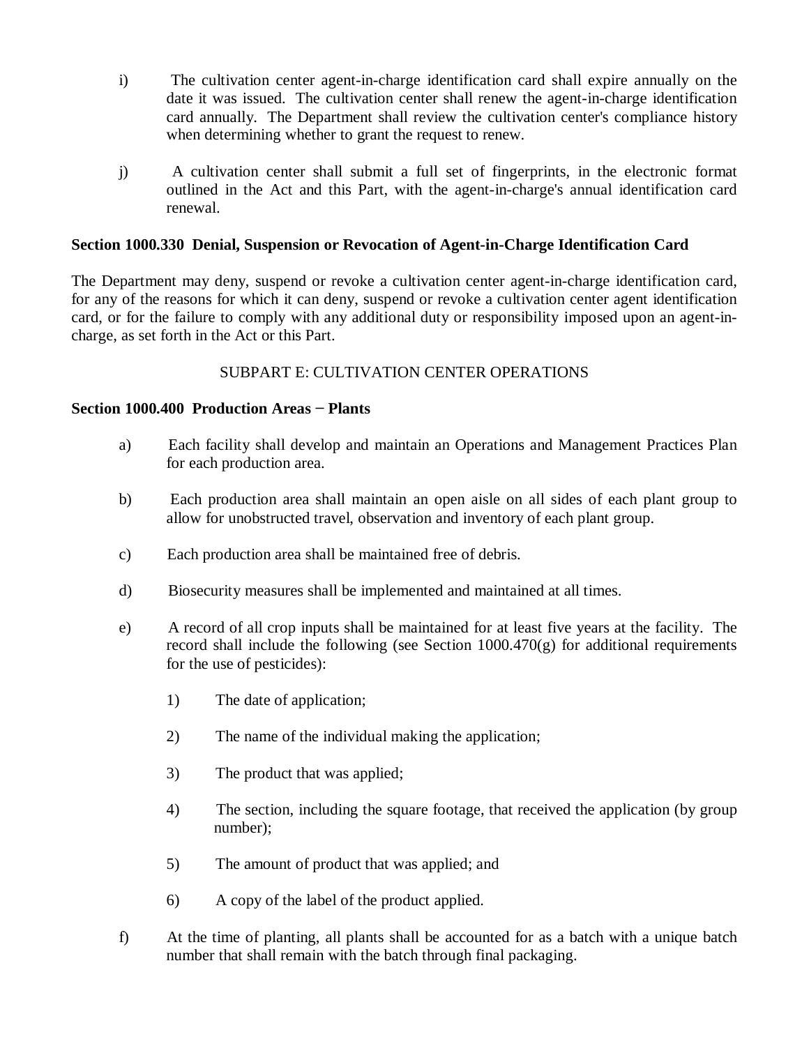i) The cultivation center agent-in-charge identification card shall expire annually on the date it was issued. The cultivation center shall renew the agent-in-charge identification card annually. The Department shall review the cultivation center's compliance history when determining whether to grant the request to renew.

j) A cultivation center shall submit a full set of fingerprints, in the electronic format outlined in the Act and this Part, with the agent-in-charge's annual identification card renewal.

**Section 1000.330 Denial, Suspension or Revocation of Agent-in-Charge Identification Card**

The Department may deny, suspend or revoke a cultivation center agent-in-charge identification card, for any of the reasons for which it can deny, suspend or revoke a cultivation center agent identification card, or for the failure to comply with any additional duty or responsibility imposed upon an agent-in-charge, as set forth in the Act or this Part.

SUBPART E: CULTIVATION CENTER OPERATIONS

**Section 1000.400 Production Areas − Plants**

a) Each facility shall develop and maintain an Operations and Management Practices Plan for each production area.

b) Each production area shall maintain an open aisle on all sides of each plant group to allow for unobstructed travel, observation and inventory of each plant group.

c) Each production area shall be maintained free of debris.

d) Biosecurity measures shall be implemented and maintained at all times.

e) A record of all crop inputs shall be maintained for at least five years at the facility. The record shall include the following (see Section 1000.470(g) for additional requirements for the use of pesticides):

1) The date of application;

2) The name of the individual making the application;

3) The product that was applied;

4) The section, including the square footage, that received the application (by group number);

5) The amount of product that was applied; and

6) A copy of the label of the product applied.

f) At the time of planting, all plants shall be accounted for as a batch with a unique batch number that shall remain with the batch through final packaging.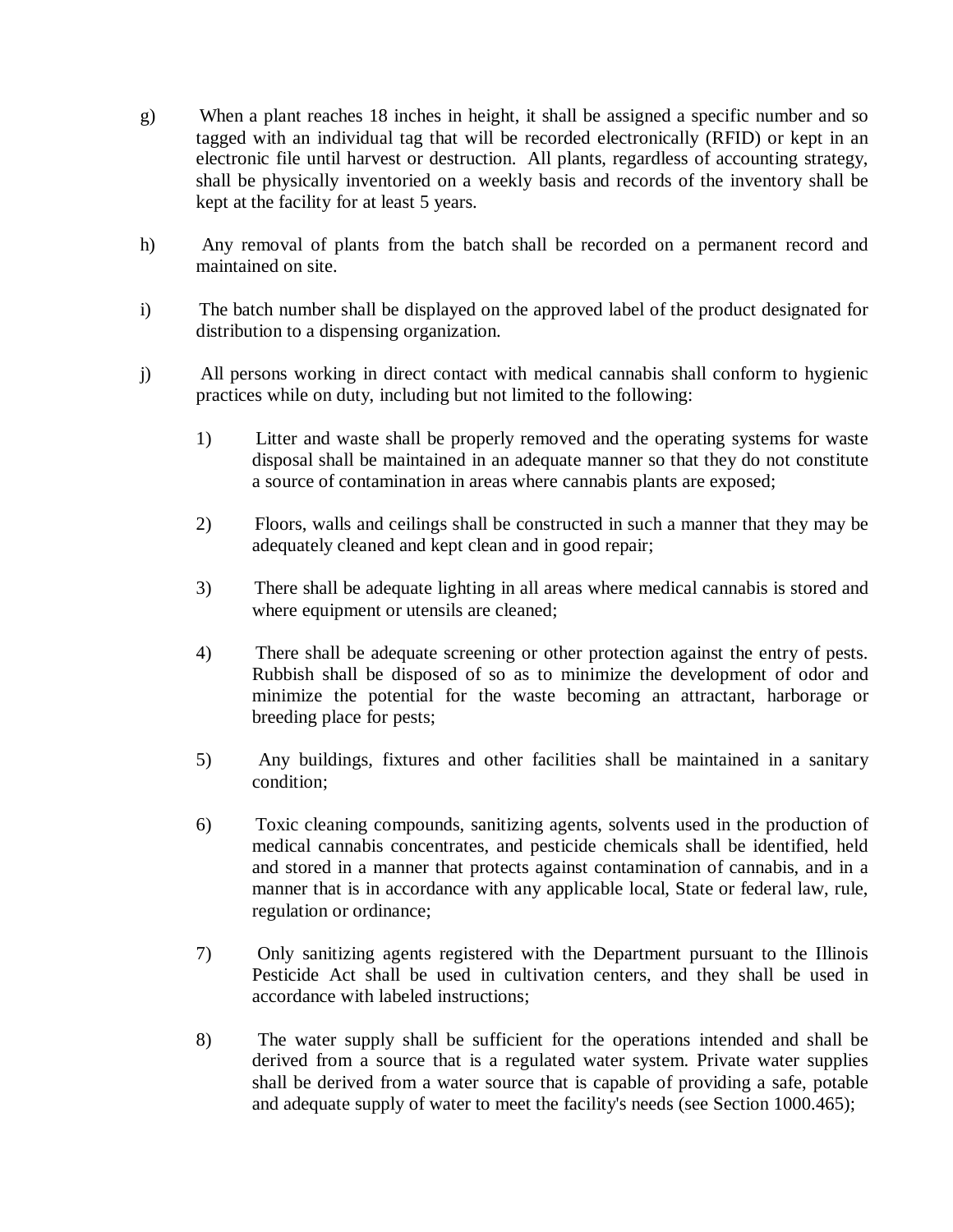g) When a plant reaches 18 inches in height, it shall be assigned a specific number and so tagged with an individual tag that will be recorded electronically (RFID) or kept in an electronic file until harvest or destruction. All plants, regardless of accounting strategy, shall be physically inventoried on a weekly basis and records of the inventory shall be kept at the facility for at least 5 years.

h) Any removal of plants from the batch shall be recorded on a permanent record and maintained on site.

i) The batch number shall be displayed on the approved label of the product designated for distribution to a dispensing organization.

j) All persons working in direct contact with medical cannabis shall conform to hygienic practices while on duty, including but not limited to the following:

  1) Litter and waste shall be properly removed and the operating systems for waste disposal shall be maintained in an adequate manner so that they do not constitute a source of contamination in areas where cannabis plants are exposed;

  2) Floors, walls and ceilings shall be constructed in such a manner that they may be adequately cleaned and kept clean and in good repair;

  3) There shall be adequate lighting in all areas where medical cannabis is stored and where equipment or utensils are cleaned;

  4) There shall be adequate screening or other protection against the entry of pests. Rubbish shall be disposed of so as to minimize the development of odor and minimize the potential for the waste becoming an attractant, harborage or breeding place for pests;

  5) Any buildings, fixtures and other facilities shall be maintained in a sanitary condition;

  6) Toxic cleaning compounds, sanitizing agents, solvents used in the production of medical cannabis concentrates, and pesticide chemicals shall be identified, held and stored in a manner that protects against contamination of cannabis, and in a manner that is in accordance with any applicable local, State or federal law, rule, regulation or ordinance;

  7) Only sanitizing agents registered with the Department pursuant to the Illinois Pesticide Act shall be used in cultivation centers, and they shall be used in accordance with labeled instructions;

  8) The water supply shall be sufficient for the operations intended and shall be derived from a source that is a regulated water system. Private water supplies shall be derived from a water source that is capable of providing a safe, potable and adequate supply of water to meet the facility's needs (see Section 1000.465);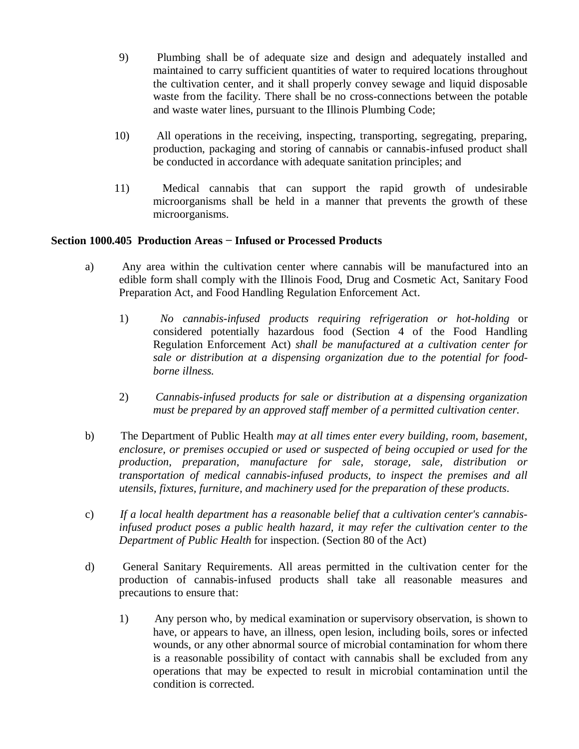9) Plumbing shall be of adequate size and design and adequately installed and maintained to carry sufficient quantities of water to required locations throughout the cultivation center, and it shall properly convey sewage and liquid disposable waste from the facility. There shall be no cross-connections between the potable and waste water lines, pursuant to the Illinois Plumbing Code;

10) All operations in the receiving, inspecting, transporting, segregating, preparing, production, packaging and storing of cannabis or cannabis-infused product shall be conducted in accordance with adequate sanitation principles; and

11) Medical cannabis that can support the rapid growth of undesirable microorganisms shall be held in a manner that prevents the growth of these microorganisms.

**Section 1000.405 Production Areas − Infused or Processed Products**

a) Any area within the cultivation center where cannabis will be manufactured into an edible form shall comply with the Illinois Food, Drug and Cosmetic Act, Sanitary Food Preparation Act, and Food Handling Regulation Enforcement Act.

1) *No cannabis-infused products requiring refrigeration or hot-holding* or considered potentially hazardous food (Section 4 of the Food Handling Regulation Enforcement Act) *shall be manufactured at a cultivation center for sale or distribution at a dispensing organization due to the potential for food-borne illness.*

2) *Cannabis-infused products for sale or distribution at a dispensing organization must be prepared by an approved staff member of a permitted cultivation center.*

b) The Department of Public Health *may at all times enter every building, room, basement, enclosure, or premises occupied or used or suspected of being occupied or used for the production, preparation, manufacture for sale, storage, sale, distribution or transportation of medical cannabis-infused products, to inspect the premises and all utensils, fixtures, furniture, and machinery used for the preparation of these products*.

c) *If a local health department has a reasonable belief that a cultivation center's cannabis-infused product poses a public health hazard, it may refer the cultivation center to the Department of Public Health* for inspection. (Section 80 of the Act)

d) General Sanitary Requirements. All areas permitted in the cultivation center for the production of cannabis-infused products shall take all reasonable measures and precautions to ensure that:

1) Any person who, by medical examination or supervisory observation, is shown to have, or appears to have, an illness, open lesion, including boils, sores or infected wounds, or any other abnormal source of microbial contamination for whom there is a reasonable possibility of contact with cannabis shall be excluded from any operations that may be expected to result in microbial contamination until the condition is corrected.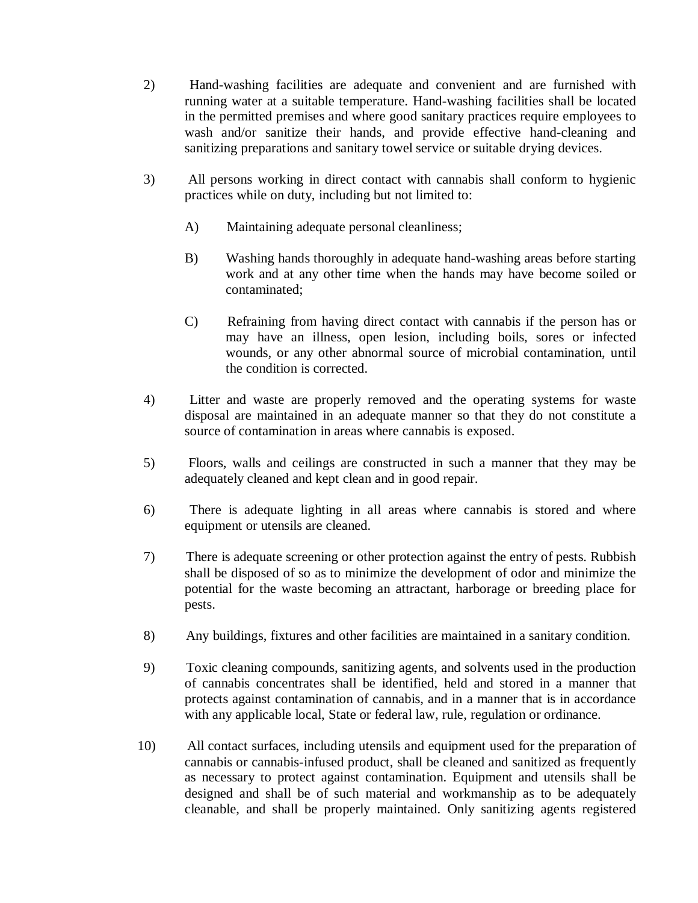2) Hand-washing facilities are adequate and convenient and are furnished with running water at a suitable temperature. Hand-washing facilities shall be located in the permitted premises and where good sanitary practices require employees to wash and/or sanitize their hands, and provide effective hand-cleaning and sanitizing preparations and sanitary towel service or suitable drying devices.

3) All persons working in direct contact with cannabis shall conform to hygienic practices while on duty, including but not limited to:

   A) Maintaining adequate personal cleanliness;

   B) Washing hands thoroughly in adequate hand-washing areas before starting work and at any other time when the hands may have become soiled or contaminated;

   C) Refraining from having direct contact with cannabis if the person has or may have an illness, open lesion, including boils, sores or infected wounds, or any other abnormal source of microbial contamination, until the condition is corrected.

4) Litter and waste are properly removed and the operating systems for waste disposal are maintained in an adequate manner so that they do not constitute a source of contamination in areas where cannabis is exposed.

5) Floors, walls and ceilings are constructed in such a manner that they may be adequately cleaned and kept clean and in good repair.

6) There is adequate lighting in all areas where cannabis is stored and where equipment or utensils are cleaned.

7) There is adequate screening or other protection against the entry of pests. Rubbish shall be disposed of so as to minimize the development of odor and minimize the potential for the waste becoming an attractant, harborage or breeding place for pests.

8) Any buildings, fixtures and other facilities are maintained in a sanitary condition.

9) Toxic cleaning compounds, sanitizing agents, and solvents used in the production of cannabis concentrates shall be identified, held and stored in a manner that protects against contamination of cannabis, and in a manner that is in accordance with any applicable local, State or federal law, rule, regulation or ordinance.

10) All contact surfaces, including utensils and equipment used for the preparation of cannabis or cannabis-infused product, shall be cleaned and sanitized as frequently as necessary to protect against contamination. Equipment and utensils shall be designed and shall be of such material and workmanship as to be adequately cleanable, and shall be properly maintained. Only sanitizing agents registered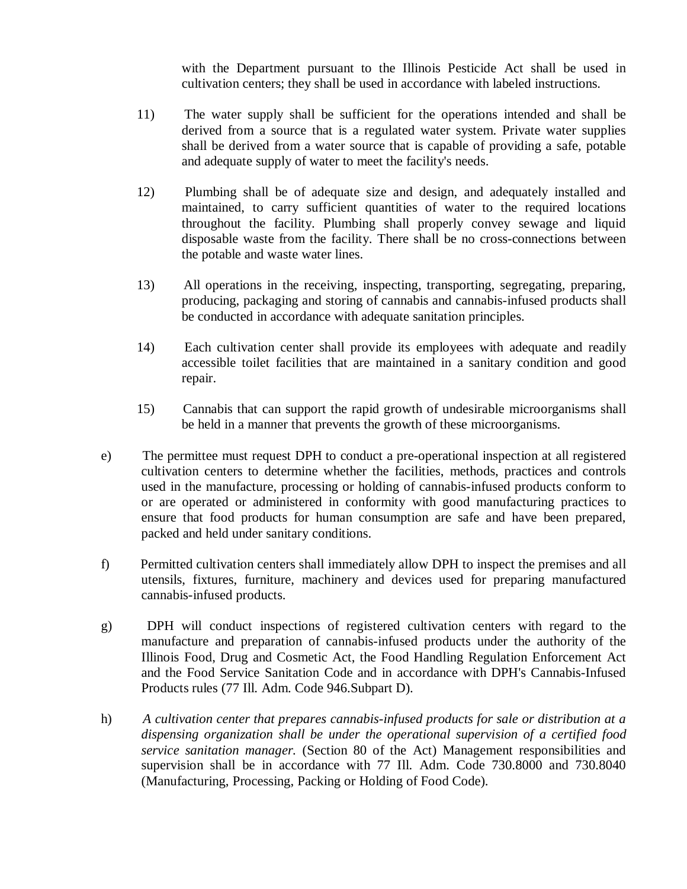with the Department pursuant to the Illinois Pesticide Act shall be used in cultivation centers; they shall be used in accordance with labeled instructions.

11) The water supply shall be sufficient for the operations intended and shall be derived from a source that is a regulated water system. Private water supplies shall be derived from a water source that is capable of providing a safe, potable and adequate supply of water to meet the facility's needs.

12) Plumbing shall be of adequate size and design, and adequately installed and maintained, to carry sufficient quantities of water to the required locations throughout the facility. Plumbing shall properly convey sewage and liquid disposable waste from the facility. There shall be no cross-connections between the potable and waste water lines.

13) All operations in the receiving, inspecting, transporting, segregating, preparing, producing, packaging and storing of cannabis and cannabis-infused products shall be conducted in accordance with adequate sanitation principles.

14) Each cultivation center shall provide its employees with adequate and readily accessible toilet facilities that are maintained in a sanitary condition and good repair.

15) Cannabis that can support the rapid growth of undesirable microorganisms shall be held in a manner that prevents the growth of these microorganisms.

e) The permittee must request DPH to conduct a pre-operational inspection at all registered cultivation centers to determine whether the facilities, methods, practices and controls used in the manufacture, processing or holding of cannabis-infused products conform to or are operated or administered in conformity with good manufacturing practices to ensure that food products for human consumption are safe and have been prepared, packed and held under sanitary conditions.

f) Permitted cultivation centers shall immediately allow DPH to inspect the premises and all utensils, fixtures, furniture, machinery and devices used for preparing manufactured cannabis-infused products.

g) DPH will conduct inspections of registered cultivation centers with regard to the manufacture and preparation of cannabis-infused products under the authority of the Illinois Food, Drug and Cosmetic Act, the Food Handling Regulation Enforcement Act and the Food Service Sanitation Code and in accordance with DPH's Cannabis-Infused Products rules (77 Ill. Adm. Code 946.Subpart D).

h) *A cultivation center that prepares cannabis-infused products for sale or distribution at a dispensing organization shall be under the operational supervision of a certified food service sanitation manager.* (Section 80 of the Act) Management responsibilities and supervision shall be in accordance with 77 Ill. Adm. Code 730.8000 and 730.8040 (Manufacturing, Processing, Packing or Holding of Food Code).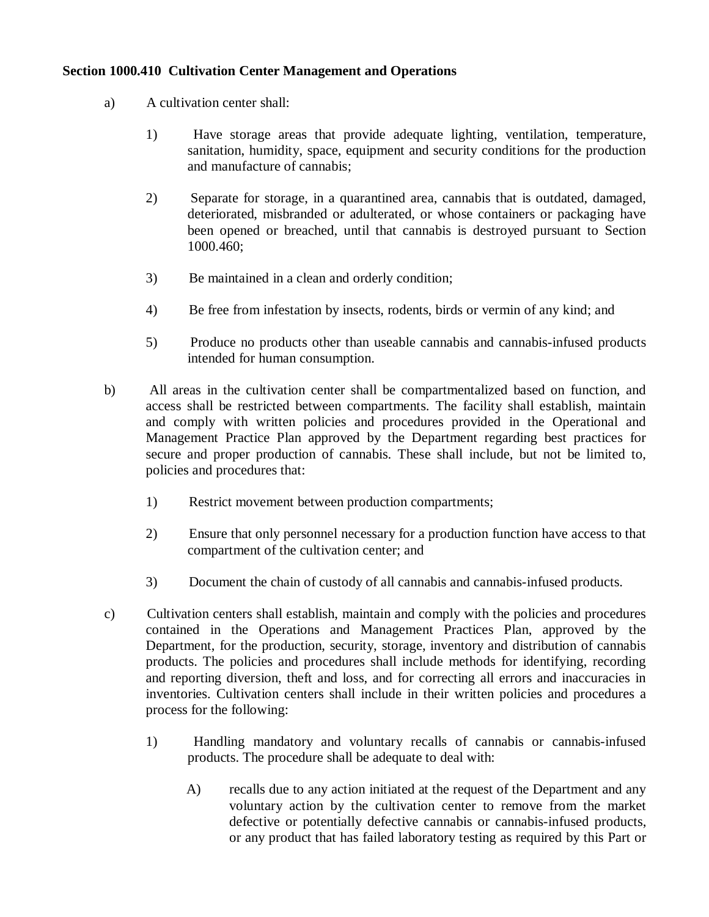**Section 1000.410 Cultivation Center Management and Operations**

a) A cultivation center shall:

1) Have storage areas that provide adequate lighting, ventilation, temperature, sanitation, humidity, space, equipment and security conditions for the production and manufacture of cannabis;

2) Separate for storage, in a quarantined area, cannabis that is outdated, damaged, deteriorated, misbranded or adulterated, or whose containers or packaging have been opened or breached, until that cannabis is destroyed pursuant to Section 1000.460;

3) Be maintained in a clean and orderly condition;

4) Be free from infestation by insects, rodents, birds or vermin of any kind; and

5) Produce no products other than useable cannabis and cannabis-infused products intended for human consumption.

b) All areas in the cultivation center shall be compartmentalized based on function, and access shall be restricted between compartments. The facility shall establish, maintain and comply with written policies and procedures provided in the Operational and Management Practice Plan approved by the Department regarding best practices for secure and proper production of cannabis. These shall include, but not be limited to, policies and procedures that:

1) Restrict movement between production compartments;

2) Ensure that only personnel necessary for a production function have access to that compartment of the cultivation center; and

3) Document the chain of custody of all cannabis and cannabis-infused products.

c) Cultivation centers shall establish, maintain and comply with the policies and procedures contained in the Operations and Management Practices Plan, approved by the Department, for the production, security, storage, inventory and distribution of cannabis products. The policies and procedures shall include methods for identifying, recording and reporting diversion, theft and loss, and for correcting all errors and inaccuracies in inventories. Cultivation centers shall include in their written policies and procedures a process for the following:

1) Handling mandatory and voluntary recalls of cannabis or cannabis-infused products. The procedure shall be adequate to deal with:

A) recalls due to any action initiated at the request of the Department and any voluntary action by the cultivation center to remove from the market defective or potentially defective cannabis or cannabis-infused products, or any product that has failed laboratory testing as required by this Part or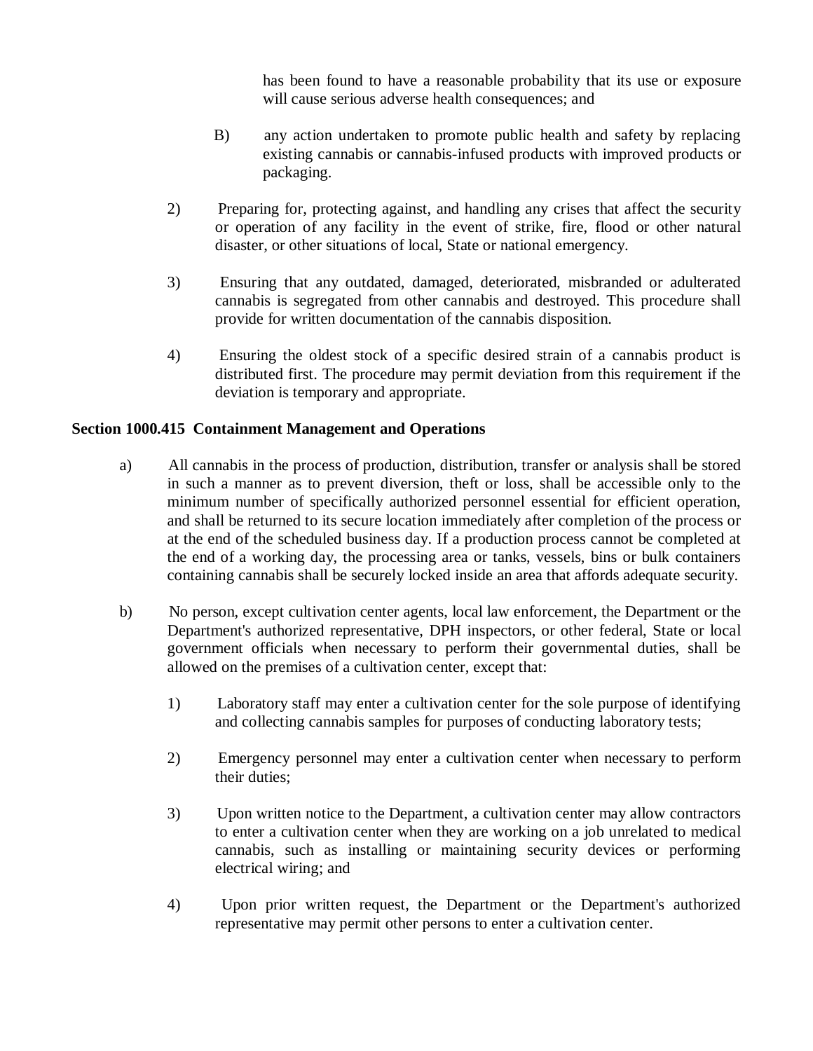has been found to have a reasonable probability that its use or exposure will cause serious adverse health consequences; and

B) any action undertaken to promote public health and safety by replacing existing cannabis or cannabis-infused products with improved products or packaging.

2) Preparing for, protecting against, and handling any crises that affect the security or operation of any facility in the event of strike, fire, flood or other natural disaster, or other situations of local, State or national emergency.

3) Ensuring that any outdated, damaged, deteriorated, misbranded or adulterated cannabis is segregated from other cannabis and destroyed. This procedure shall provide for written documentation of the cannabis disposition.

4) Ensuring the oldest stock of a specific desired strain of a cannabis product is distributed first. The procedure may permit deviation from this requirement if the deviation is temporary and appropriate.

**Section 1000.415 Containment Management and Operations**

a) All cannabis in the process of production, distribution, transfer or analysis shall be stored in such a manner as to prevent diversion, theft or loss, shall be accessible only to the minimum number of specifically authorized personnel essential for efficient operation, and shall be returned to its secure location immediately after completion of the process or at the end of the scheduled business day. If a production process cannot be completed at the end of a working day, the processing area or tanks, vessels, bins or bulk containers containing cannabis shall be securely locked inside an area that affords adequate security.

b) No person, except cultivation center agents, local law enforcement, the Department or the Department's authorized representative, DPH inspectors, or other federal, State or local government officials when necessary to perform their governmental duties, shall be allowed on the premises of a cultivation center, except that:

1) Laboratory staff may enter a cultivation center for the sole purpose of identifying and collecting cannabis samples for purposes of conducting laboratory tests;

2) Emergency personnel may enter a cultivation center when necessary to perform their duties;

3) Upon written notice to the Department, a cultivation center may allow contractors to enter a cultivation center when they are working on a job unrelated to medical cannabis, such as installing or maintaining security devices or performing electrical wiring; and

4) Upon prior written request, the Department or the Department's authorized representative may permit other persons to enter a cultivation center.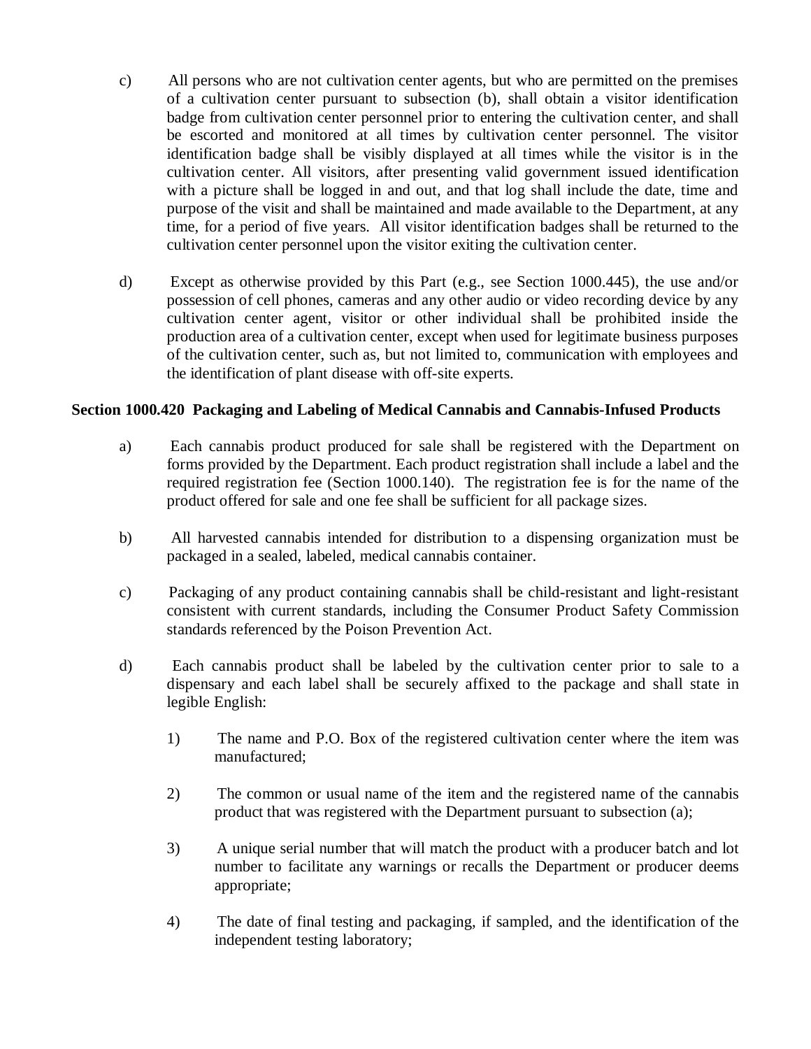c) All persons who are not cultivation center agents, but who are permitted on the premises of a cultivation center pursuant to subsection (b), shall obtain a visitor identification badge from cultivation center personnel prior to entering the cultivation center, and shall be escorted and monitored at all times by cultivation center personnel. The visitor identification badge shall be visibly displayed at all times while the visitor is in the cultivation center. All visitors, after presenting valid government issued identification with a picture shall be logged in and out, and that log shall include the date, time and purpose of the visit and shall be maintained and made available to the Department, at any time, for a period of five years. All visitor identification badges shall be returned to the cultivation center personnel upon the visitor exiting the cultivation center.

d) Except as otherwise provided by this Part (e.g., see Section 1000.445), the use and/or possession of cell phones, cameras and any other audio or video recording device by any cultivation center agent, visitor or other individual shall be prohibited inside the production area of a cultivation center, except when used for legitimate business purposes of the cultivation center, such as, but not limited to, communication with employees and the identification of plant disease with off-site experts.

**Section 1000.420 Packaging and Labeling of Medical Cannabis and Cannabis-Infused Products**

a) Each cannabis product produced for sale shall be registered with the Department on forms provided by the Department. Each product registration shall include a label and the required registration fee (Section 1000.140). The registration fee is for the name of the product offered for sale and one fee shall be sufficient for all package sizes.

b) All harvested cannabis intended for distribution to a dispensing organization must be packaged in a sealed, labeled, medical cannabis container.

c) Packaging of any product containing cannabis shall be child-resistant and light-resistant consistent with current standards, including the Consumer Product Safety Commission standards referenced by the Poison Prevention Act.

d) Each cannabis product shall be labeled by the cultivation center prior to sale to a dispensary and each label shall be securely affixed to the package and shall state in legible English:

1) The name and P.O. Box of the registered cultivation center where the item was manufactured;

2) The common or usual name of the item and the registered name of the cannabis product that was registered with the Department pursuant to subsection (a);

3) A unique serial number that will match the product with a producer batch and lot number to facilitate any warnings or recalls the Department or producer deems appropriate;

4) The date of final testing and packaging, if sampled, and the identification of the independent testing laboratory;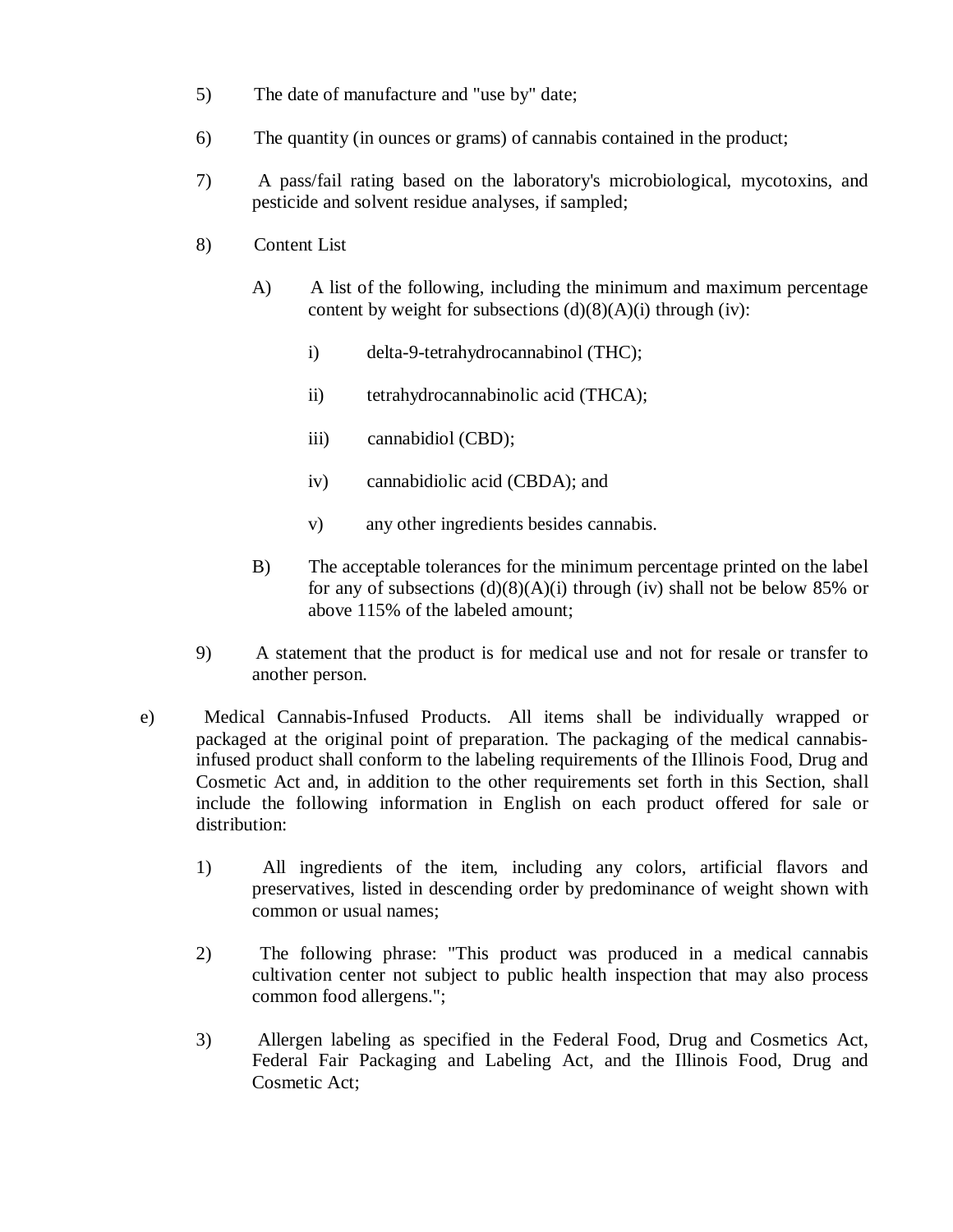5) The date of manufacture and "use by" date;

6) The quantity (in ounces or grams) of cannabis contained in the product;

7) A pass/fail rating based on the laboratory's microbiological, mycotoxins, and pesticide and solvent residue analyses, if sampled;

8) Content List

   A) A list of the following, including the minimum and maximum percentage content by weight for subsections (d)(8)(A)(i) through (iv):

      i) delta-9-tetrahydrocannabinol (THC);

      ii) tetrahydrocannabinolic acid (THCA);

      iii) cannabidiol (CBD);

      iv) cannabidiolic acid (CBDA); and

      v) any other ingredients besides cannabis.

   B) The acceptable tolerances for the minimum percentage printed on the label for any of subsections (d)(8)(A)(i) through (iv) shall not be below 85% or above 115% of the labeled amount;

9) A statement that the product is for medical use and not for resale or transfer to another person.

e) Medical Cannabis-Infused Products. All items shall be individually wrapped or packaged at the original point of preparation. The packaging of the medical cannabis-infused product shall conform to the labeling requirements of the Illinois Food, Drug and Cosmetic Act and, in addition to the other requirements set forth in this Section, shall include the following information in English on each product offered for sale or distribution:

1) All ingredients of the item, including any colors, artificial flavors and preservatives, listed in descending order by predominance of weight shown with common or usual names;

2) The following phrase: "This product was produced in a medical cannabis cultivation center not subject to public health inspection that may also process common food allergens.";

3) Allergen labeling as specified in the Federal Food, Drug and Cosmetics Act, Federal Fair Packaging and Labeling Act, and the Illinois Food, Drug and Cosmetic Act;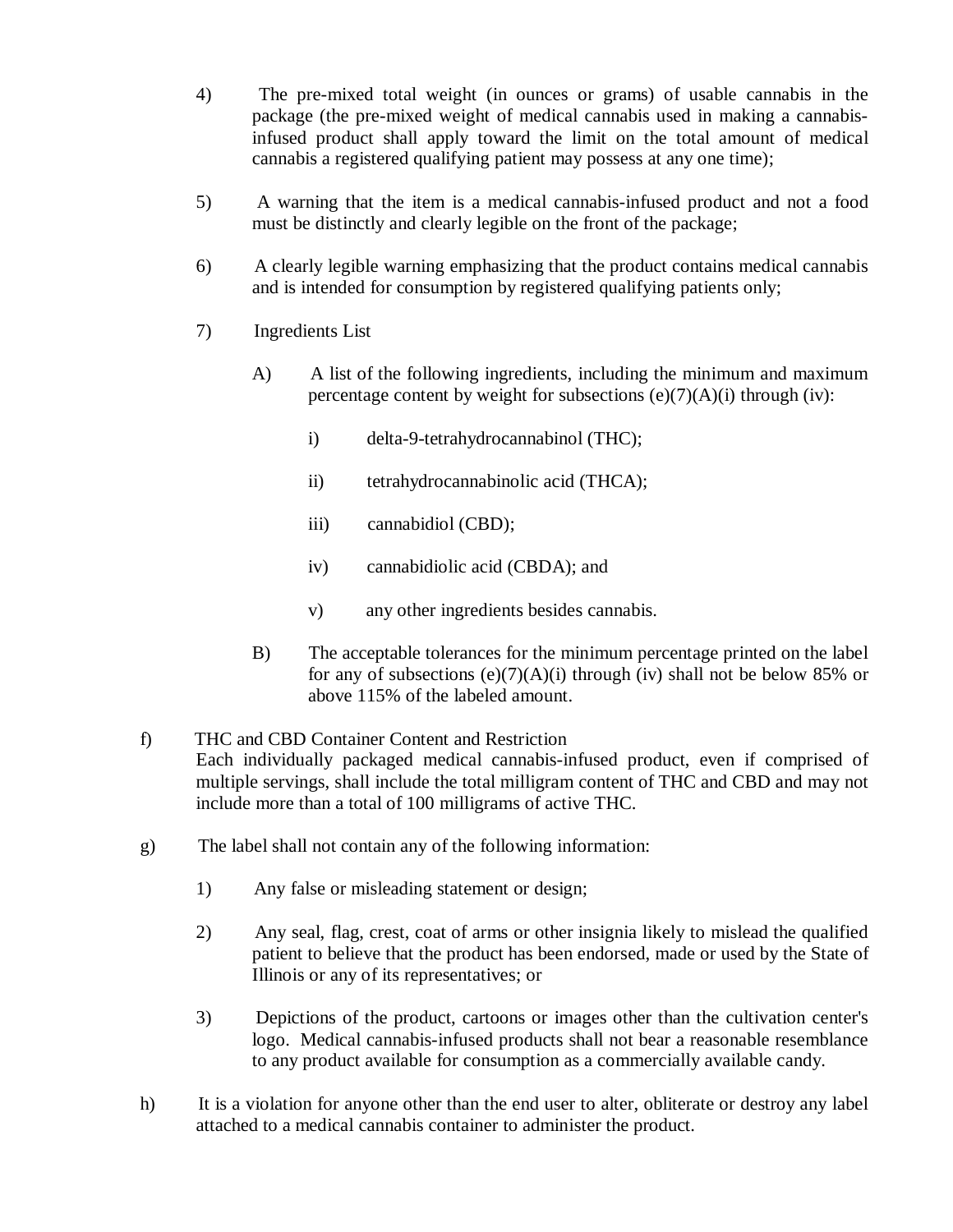4) The pre-mixed total weight (in ounces or grams) of usable cannabis in the package (the pre-mixed weight of medical cannabis used in making a cannabis-infused product shall apply toward the limit on the total amount of medical cannabis a registered qualifying patient may possess at any one time);

5) A warning that the item is a medical cannabis-infused product and not a food must be distinctly and clearly legible on the front of the package;

6) A clearly legible warning emphasizing that the product contains medical cannabis and is intended for consumption by registered qualifying patients only;

7) Ingredients List

A) A list of the following ingredients, including the minimum and maximum percentage content by weight for subsections (e)(7)(A)(i) through (iv):

i) delta-9-tetrahydrocannabinol (THC);

ii) tetrahydrocannabinolic acid (THCA);

iii) cannabidiol (CBD);

iv) cannabidiolic acid (CBDA); and

v) any other ingredients besides cannabis.

B) The acceptable tolerances for the minimum percentage printed on the label for any of subsections (e)(7)(A)(i) through (iv) shall not be below 85% or above 115% of the labeled amount.

f) THC and CBD Container Content and Restriction
Each individually packaged medical cannabis-infused product, even if comprised of multiple servings, shall include the total milligram content of THC and CBD and may not include more than a total of 100 milligrams of active THC.

g) The label shall not contain any of the following information:

1) Any false or misleading statement or design;

2) Any seal, flag, crest, coat of arms or other insignia likely to mislead the qualified patient to believe that the product has been endorsed, made or used by the State of Illinois or any of its representatives; or

3) Depictions of the product, cartoons or images other than the cultivation center's logo. Medical cannabis-infused products shall not bear a reasonable resemblance to any product available for consumption as a commercially available candy.

h) It is a violation for anyone other than the end user to alter, obliterate or destroy any label attached to a medical cannabis container to administer the product.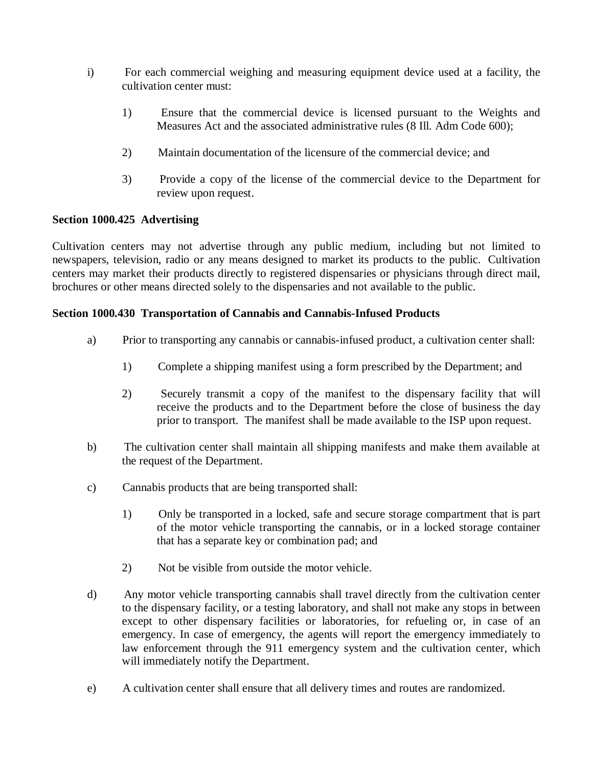i) For each commercial weighing and measuring equipment device used at a facility, the cultivation center must:

1) Ensure that the commercial device is licensed pursuant to the Weights and Measures Act and the associated administrative rules (8 Ill. Adm Code 600);

2) Maintain documentation of the licensure of the commercial device; and

3) Provide a copy of the license of the commercial device to the Department for review upon request.

**Section 1000.425 Advertising**

Cultivation centers may not advertise through any public medium, including but not limited to newspapers, television, radio or any means designed to market its products to the public. Cultivation centers may market their products directly to registered dispensaries or physicians through direct mail, brochures or other means directed solely to the dispensaries and not available to the public.

**Section 1000.430 Transportation of Cannabis and Cannabis-Infused Products**

a) Prior to transporting any cannabis or cannabis-infused product, a cultivation center shall:

1) Complete a shipping manifest using a form prescribed by the Department; and

2) Securely transmit a copy of the manifest to the dispensary facility that will receive the products and to the Department before the close of business the day prior to transport. The manifest shall be made available to the ISP upon request.

b) The cultivation center shall maintain all shipping manifests and make them available at the request of the Department.

c) Cannabis products that are being transported shall:

1) Only be transported in a locked, safe and secure storage compartment that is part of the motor vehicle transporting the cannabis, or in a locked storage container that has a separate key or combination pad; and

2) Not be visible from outside the motor vehicle.

d) Any motor vehicle transporting cannabis shall travel directly from the cultivation center to the dispensary facility, or a testing laboratory, and shall not make any stops in between except to other dispensary facilities or laboratories, for refueling or, in case of an emergency. In case of emergency, the agents will report the emergency immediately to law enforcement through the 911 emergency system and the cultivation center, which will immediately notify the Department.

e) A cultivation center shall ensure that all delivery times and routes are randomized.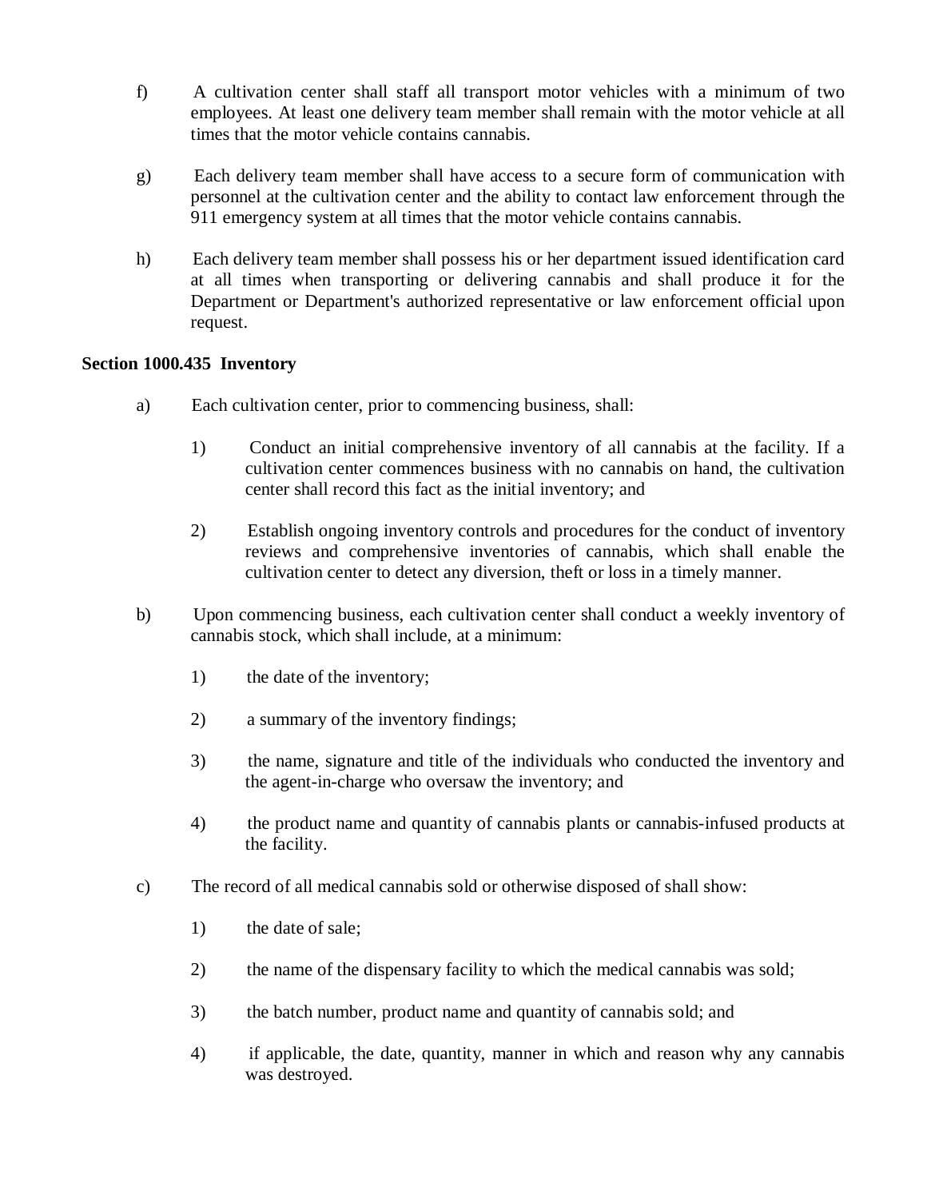f) A cultivation center shall staff all transport motor vehicles with a minimum of two employees. At least one delivery team member shall remain with the motor vehicle at all times that the motor vehicle contains cannabis.

g) Each delivery team member shall have access to a secure form of communication with personnel at the cultivation center and the ability to contact law enforcement through the 911 emergency system at all times that the motor vehicle contains cannabis.

h) Each delivery team member shall possess his or her department issued identification card at all times when transporting or delivering cannabis and shall produce it for the Department or Department's authorized representative or law enforcement official upon request.

**Section 1000.435 Inventory**

a) Each cultivation center, prior to commencing business, shall:

1) Conduct an initial comprehensive inventory of all cannabis at the facility. If a cultivation center commences business with no cannabis on hand, the cultivation center shall record this fact as the initial inventory; and

2) Establish ongoing inventory controls and procedures for the conduct of inventory reviews and comprehensive inventories of cannabis, which shall enable the cultivation center to detect any diversion, theft or loss in a timely manner.

b) Upon commencing business, each cultivation center shall conduct a weekly inventory of cannabis stock, which shall include, at a minimum:

1) the date of the inventory;

2) a summary of the inventory findings;

3) the name, signature and title of the individuals who conducted the inventory and the agent-in-charge who oversaw the inventory; and

4) the product name and quantity of cannabis plants or cannabis-infused products at the facility.

c) The record of all medical cannabis sold or otherwise disposed of shall show:

1) the date of sale;

2) the name of the dispensary facility to which the medical cannabis was sold;

3) the batch number, product name and quantity of cannabis sold; and

4) if applicable, the date, quantity, manner in which and reason why any cannabis was destroyed.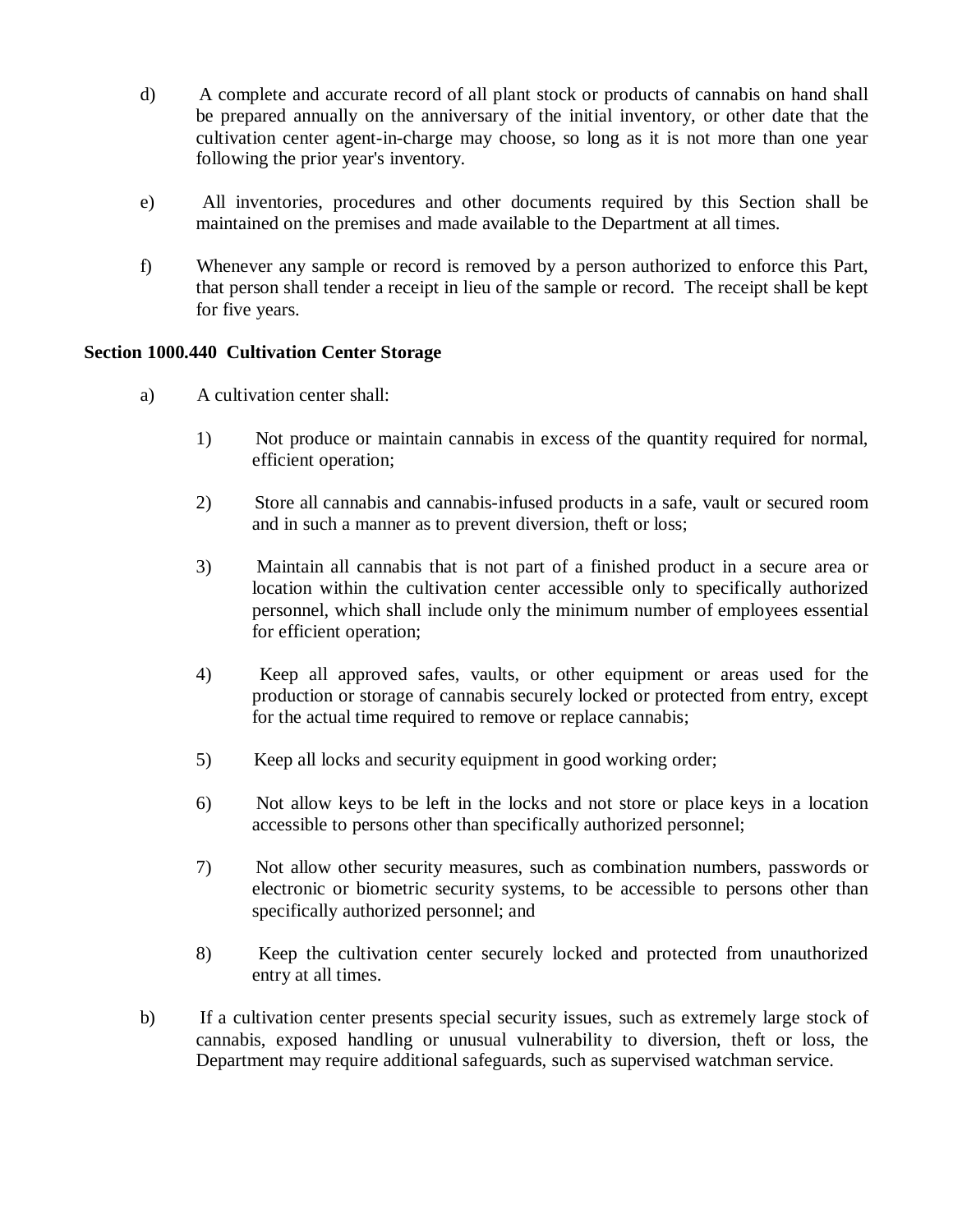d) A complete and accurate record of all plant stock or products of cannabis on hand shall be prepared annually on the anniversary of the initial inventory, or other date that the cultivation center agent-in-charge may choose, so long as it is not more than one year following the prior year's inventory.

e) All inventories, procedures and other documents required by this Section shall be maintained on the premises and made available to the Department at all times.

f) Whenever any sample or record is removed by a person authorized to enforce this Part, that person shall tender a receipt in lieu of the sample or record. The receipt shall be kept for five years.

**Section 1000.440 Cultivation Center Storage**

a) A cultivation center shall:

1) Not produce or maintain cannabis in excess of the quantity required for normal, efficient operation;

2) Store all cannabis and cannabis-infused products in a safe, vault or secured room and in such a manner as to prevent diversion, theft or loss;

3) Maintain all cannabis that is not part of a finished product in a secure area or location within the cultivation center accessible only to specifically authorized personnel, which shall include only the minimum number of employees essential for efficient operation;

4) Keep all approved safes, vaults, or other equipment or areas used for the production or storage of cannabis securely locked or protected from entry, except for the actual time required to remove or replace cannabis;

5) Keep all locks and security equipment in good working order;

6) Not allow keys to be left in the locks and not store or place keys in a location accessible to persons other than specifically authorized personnel;

7) Not allow other security measures, such as combination numbers, passwords or electronic or biometric security systems, to be accessible to persons other than specifically authorized personnel; and

8) Keep the cultivation center securely locked and protected from unauthorized entry at all times.

b) If a cultivation center presents special security issues, such as extremely large stock of cannabis, exposed handling or unusual vulnerability to diversion, theft or loss, the Department may require additional safeguards, such as supervised watchman service.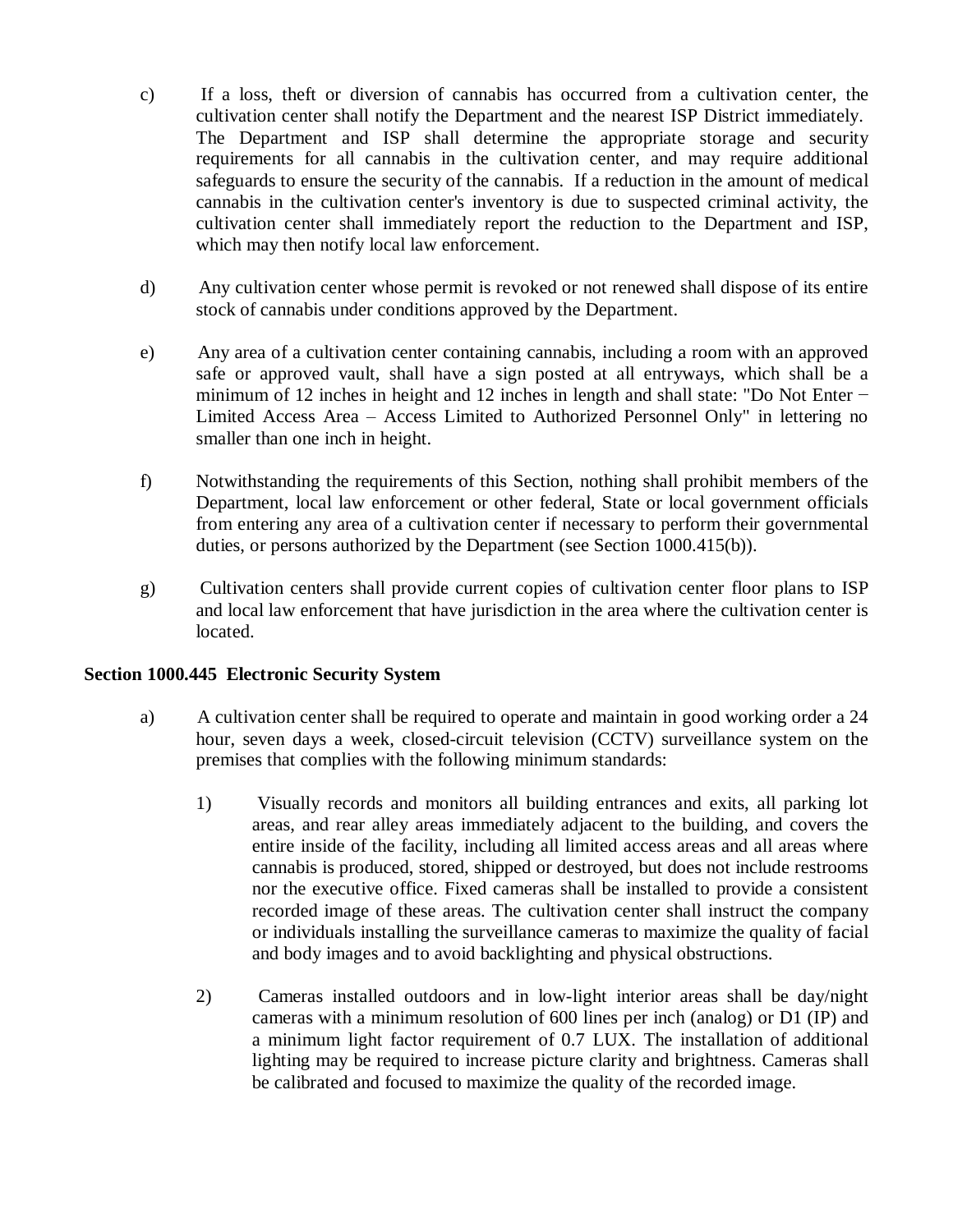c) If a loss, theft or diversion of cannabis has occurred from a cultivation center, the cultivation center shall notify the Department and the nearest ISP District immediately. The Department and ISP shall determine the appropriate storage and security requirements for all cannabis in the cultivation center, and may require additional safeguards to ensure the security of the cannabis. If a reduction in the amount of medical cannabis in the cultivation center's inventory is due to suspected criminal activity, the cultivation center shall immediately report the reduction to the Department and ISP, which may then notify local law enforcement.

d) Any cultivation center whose permit is revoked or not renewed shall dispose of its entire stock of cannabis under conditions approved by the Department.

e) Any area of a cultivation center containing cannabis, including a room with an approved safe or approved vault, shall have a sign posted at all entryways, which shall be a minimum of 12 inches in height and 12 inches in length and shall state: "Do Not Enter − Limited Access Area – Access Limited to Authorized Personnel Only" in lettering no smaller than one inch in height.

f) Notwithstanding the requirements of this Section, nothing shall prohibit members of the Department, local law enforcement or other federal, State or local government officials from entering any area of a cultivation center if necessary to perform their governmental duties, or persons authorized by the Department (see Section 1000.415(b)).

g) Cultivation centers shall provide current copies of cultivation center floor plans to ISP and local law enforcement that have jurisdiction in the area where the cultivation center is located.

**Section 1000.445 Electronic Security System**

a) A cultivation center shall be required to operate and maintain in good working order a 24 hour, seven days a week, closed-circuit television (CCTV) surveillance system on the premises that complies with the following minimum standards:

1) Visually records and monitors all building entrances and exits, all parking lot areas, and rear alley areas immediately adjacent to the building, and covers the entire inside of the facility, including all limited access areas and all areas where cannabis is produced, stored, shipped or destroyed, but does not include restrooms nor the executive office. Fixed cameras shall be installed to provide a consistent recorded image of these areas. The cultivation center shall instruct the company or individuals installing the surveillance cameras to maximize the quality of facial and body images and to avoid backlighting and physical obstructions.

2) Cameras installed outdoors and in low-light interior areas shall be day/night cameras with a minimum resolution of 600 lines per inch (analog) or D1 (IP) and a minimum light factor requirement of 0.7 LUX. The installation of additional lighting may be required to increase picture clarity and brightness. Cameras shall be calibrated and focused to maximize the quality of the recorded image.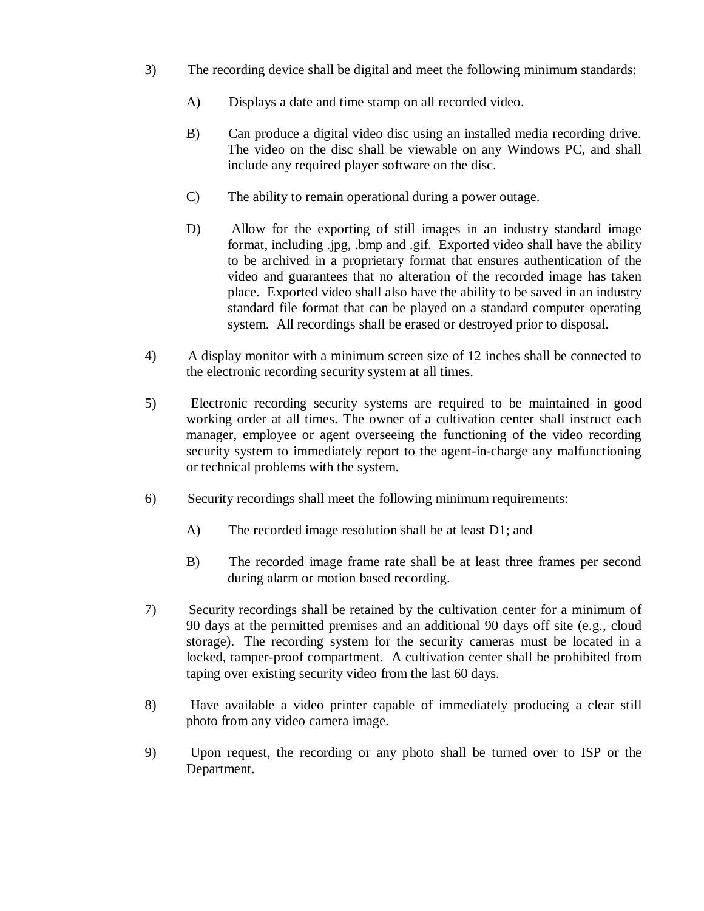3) The recording device shall be digital and meet the following minimum standards:

   A) Displays a date and time stamp on all recorded video.

   B) Can produce a digital video disc using an installed media recording drive. The video on the disc shall be viewable on any Windows PC, and shall include any required player software on the disc.

   C) The ability to remain operational during a power outage.

   D) Allow for the exporting of still images in an industry standard image format, including .jpg, .bmp and .gif. Exported video shall have the ability to be archived in a proprietary format that ensures authentication of the video and guarantees that no alteration of the recorded image has taken place. Exported video shall also have the ability to be saved in an industry standard file format that can be played on a standard computer operating system. All recordings shall be erased or destroyed prior to disposal.

4) A display monitor with a minimum screen size of 12 inches shall be connected to the electronic recording security system at all times.

5) Electronic recording security systems are required to be maintained in good working order at all times. The owner of a cultivation center shall instruct each manager, employee or agent overseeing the functioning of the video recording security system to immediately report to the agent-in-charge any malfunctioning or technical problems with the system.

6) Security recordings shall meet the following minimum requirements:

   A) The recorded image resolution shall be at least D1; and

   B) The recorded image frame rate shall be at least three frames per second during alarm or motion based recording.

7) Security recordings shall be retained by the cultivation center for a minimum of 90 days at the permitted premises and an additional 90 days off site (e.g., cloud storage). The recording system for the security cameras must be located in a locked, tamper-proof compartment. A cultivation center shall be prohibited from taping over existing security video from the last 60 days.

8) Have available a video printer capable of immediately producing a clear still photo from any video camera image.

9) Upon request, the recording or any photo shall be turned over to ISP or the Department.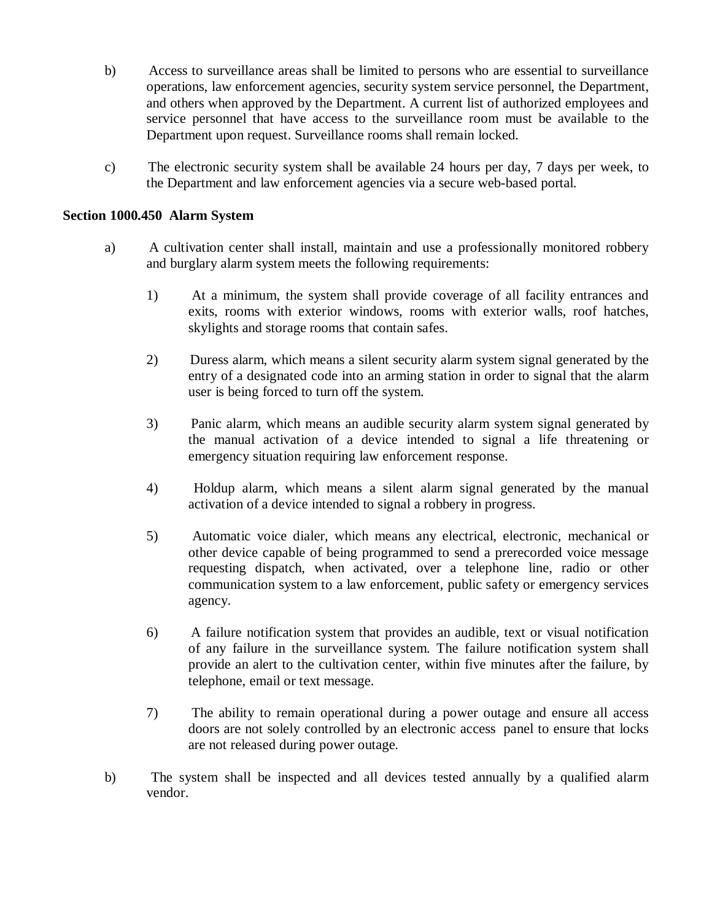b) Access to surveillance areas shall be limited to persons who are essential to surveillance operations, law enforcement agencies, security system service personnel, the Department, and others when approved by the Department. A current list of authorized employees and service personnel that have access to the surveillance room must be available to the Department upon request. Surveillance rooms shall remain locked.

c) The electronic security system shall be available 24 hours per day, 7 days per week, to the Department and law enforcement agencies via a secure web-based portal.

**Section 1000.450 Alarm System**

a) A cultivation center shall install, maintain and use a professionally monitored robbery and burglary alarm system meets the following requirements:

   1) At a minimum, the system shall provide coverage of all facility entrances and exits, rooms with exterior windows, rooms with exterior walls, roof hatches, skylights and storage rooms that contain safes.

   2) Duress alarm, which means a silent security alarm system signal generated by the entry of a designated code into an arming station in order to signal that the alarm user is being forced to turn off the system.

   3) Panic alarm, which means an audible security alarm system signal generated by the manual activation of a device intended to signal a life threatening or emergency situation requiring law enforcement response.

   4) Holdup alarm, which means a silent alarm signal generated by the manual activation of a device intended to signal a robbery in progress.

   5) Automatic voice dialer, which means any electrical, electronic, mechanical or other device capable of being programmed to send a prerecorded voice message requesting dispatch, when activated, over a telephone line, radio or other communication system to a law enforcement, public safety or emergency services agency.

   6) A failure notification system that provides an audible, text or visual notification of any failure in the surveillance system. The failure notification system shall provide an alert to the cultivation center, within five minutes after the failure, by telephone, email or text message.

   7) The ability to remain operational during a power outage and ensure all access doors are not solely controlled by an electronic access panel to ensure that locks are not released during power outage.

b) The system shall be inspected and all devices tested annually by a qualified alarm vendor.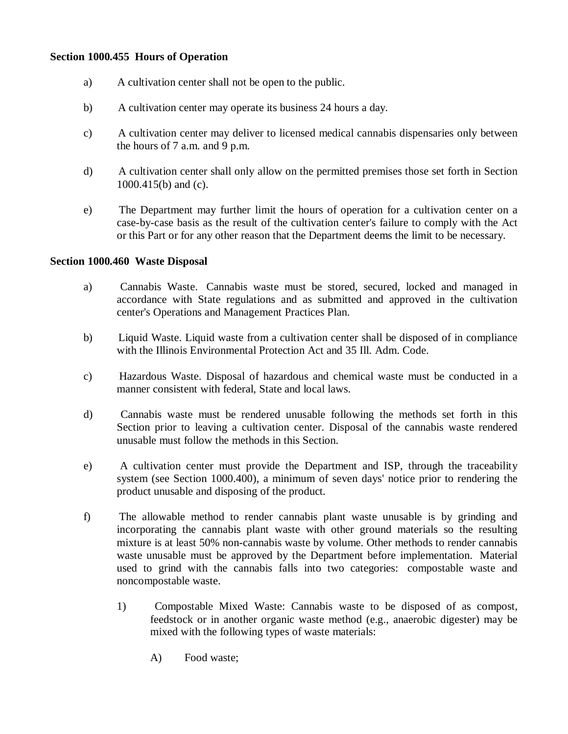**Section 1000.455 Hours of Operation**

a) A cultivation center shall not be open to the public.

b) A cultivation center may operate its business 24 hours a day.

c) A cultivation center may deliver to licensed medical cannabis dispensaries only between the hours of 7 a.m. and 9 p.m.

d) A cultivation center shall only allow on the permitted premises those set forth in Section 1000.415(b) and (c).

e) The Department may further limit the hours of operation for a cultivation center on a case-by-case basis as the result of the cultivation center's failure to comply with the Act or this Part or for any other reason that the Department deems the limit to be necessary.

**Section 1000.460 Waste Disposal**

a) Cannabis Waste. Cannabis waste must be stored, secured, locked and managed in accordance with State regulations and as submitted and approved in the cultivation center's Operations and Management Practices Plan.

b) Liquid Waste. Liquid waste from a cultivation center shall be disposed of in compliance with the Illinois Environmental Protection Act and 35 Ill. Adm. Code.

c) Hazardous Waste. Disposal of hazardous and chemical waste must be conducted in a manner consistent with federal, State and local laws.

d) Cannabis waste must be rendered unusable following the methods set forth in this Section prior to leaving a cultivation center. Disposal of the cannabis waste rendered unusable must follow the methods in this Section.

e) A cultivation center must provide the Department and ISP, through the traceability system (see Section 1000.400), a minimum of seven days' notice prior to rendering the product unusable and disposing of the product.

f) The allowable method to render cannabis plant waste unusable is by grinding and incorporating the cannabis plant waste with other ground materials so the resulting mixture is at least 50% non-cannabis waste by volume. Other methods to render cannabis waste unusable must be approved by the Department before implementation. Material used to grind with the cannabis falls into two categories: compostable waste and noncompostable waste.

1) Compostable Mixed Waste: Cannabis waste to be disposed of as compost, feedstock or in another organic waste method (e.g., anaerobic digester) may be mixed with the following types of waste materials:

A) Food waste;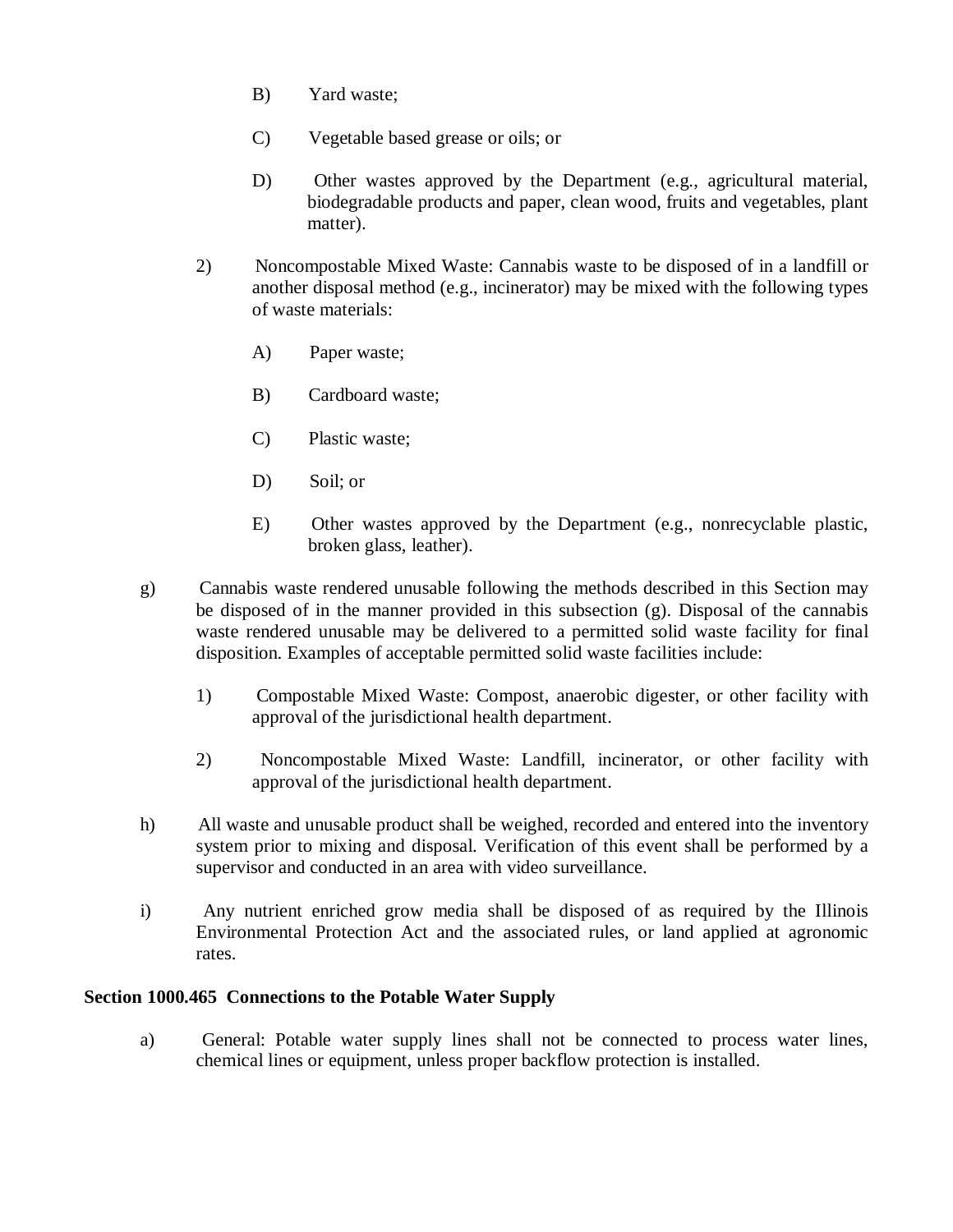B) Yard waste;

C) Vegetable based grease or oils; or

D) Other wastes approved by the Department (e.g., agricultural material, biodegradable products and paper, clean wood, fruits and vegetables, plant matter).

2) Noncompostable Mixed Waste: Cannabis waste to be disposed of in a landfill or another disposal method (e.g., incinerator) may be mixed with the following types of waste materials:

A) Paper waste;

B) Cardboard waste;

C) Plastic waste;

D) Soil; or

E) Other wastes approved by the Department (e.g., nonrecyclable plastic, broken glass, leather).

g) Cannabis waste rendered unusable following the methods described in this Section may be disposed of in the manner provided in this subsection (g). Disposal of the cannabis waste rendered unusable may be delivered to a permitted solid waste facility for final disposition. Examples of acceptable permitted solid waste facilities include:

1) Compostable Mixed Waste: Compost, anaerobic digester, or other facility with approval of the jurisdictional health department.

2) Noncompostable Mixed Waste: Landfill, incinerator, or other facility with approval of the jurisdictional health department.

h) All waste and unusable product shall be weighed, recorded and entered into the inventory system prior to mixing and disposal. Verification of this event shall be performed by a supervisor and conducted in an area with video surveillance.

i) Any nutrient enriched grow media shall be disposed of as required by the Illinois Environmental Protection Act and the associated rules, or land applied at agronomic rates.

**Section 1000.465 Connections to the Potable Water Supply**

a) General: Potable water supply lines shall not be connected to process water lines, chemical lines or equipment, unless proper backflow protection is installed.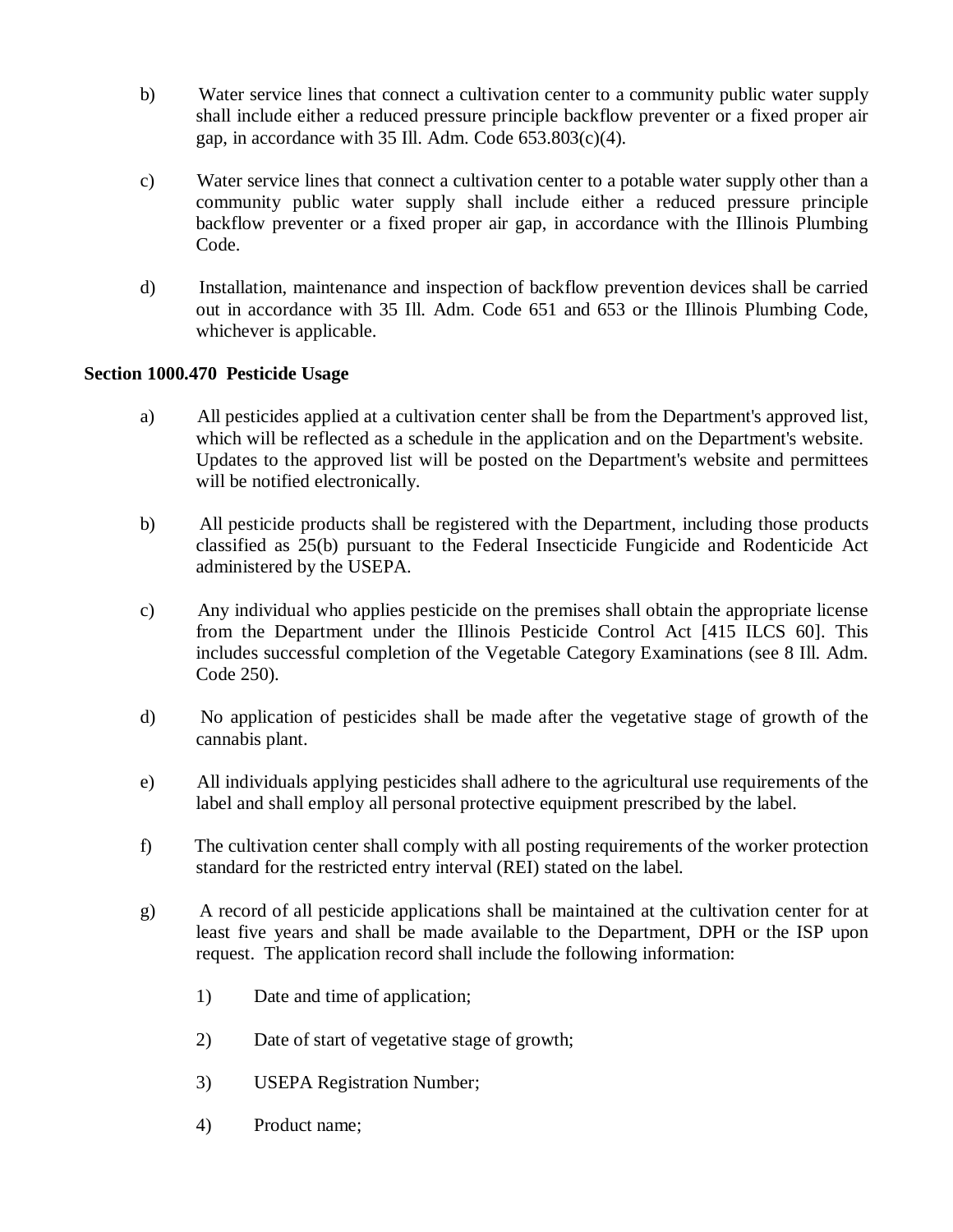b) Water service lines that connect a cultivation center to a community public water supply shall include either a reduced pressure principle backflow preventer or a fixed proper air gap, in accordance with 35 Ill. Adm. Code 653.803(c)(4).

c) Water service lines that connect a cultivation center to a potable water supply other than a community public water supply shall include either a reduced pressure principle backflow preventer or a fixed proper air gap, in accordance with the Illinois Plumbing Code.

d) Installation, maintenance and inspection of backflow prevention devices shall be carried out in accordance with 35 Ill. Adm. Code 651 and 653 or the Illinois Plumbing Code, whichever is applicable.

**Section 1000.470 Pesticide Usage**

a) All pesticides applied at a cultivation center shall be from the Department's approved list, which will be reflected as a schedule in the application and on the Department's website. Updates to the approved list will be posted on the Department's website and permittees will be notified electronically.

b) All pesticide products shall be registered with the Department, including those products classified as 25(b) pursuant to the Federal Insecticide Fungicide and Rodenticide Act administered by the USEPA.

c) Any individual who applies pesticide on the premises shall obtain the appropriate license from the Department under the Illinois Pesticide Control Act [415 ILCS 60]. This includes successful completion of the Vegetable Category Examinations (see 8 Ill. Adm. Code 250).

d) No application of pesticides shall be made after the vegetative stage of growth of the cannabis plant.

e) All individuals applying pesticides shall adhere to the agricultural use requirements of the label and shall employ all personal protective equipment prescribed by the label.

f) The cultivation center shall comply with all posting requirements of the worker protection standard for the restricted entry interval (REI) stated on the label.

g) A record of all pesticide applications shall be maintained at the cultivation center for at least five years and shall be made available to the Department, DPH or the ISP upon request. The application record shall include the following information:

1) Date and time of application;

2) Date of start of vegetative stage of growth;

3) USEPA Registration Number;

4) Product name;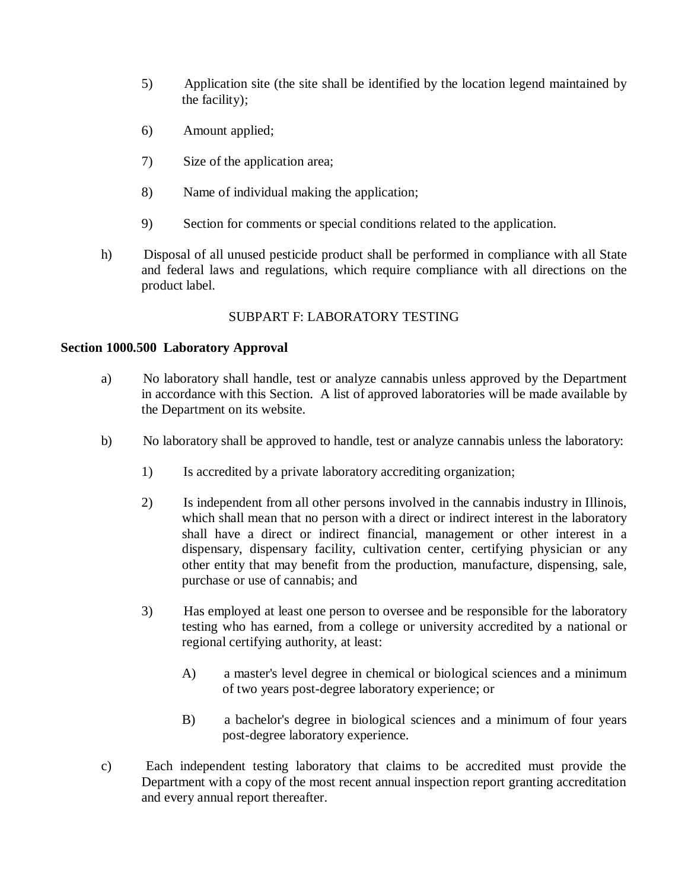5) Application site (the site shall be identified by the location legend maintained by the facility);

6) Amount applied;

7) Size of the application area;

8) Name of individual making the application;

9) Section for comments or special conditions related to the application.

h) Disposal of all unused pesticide product shall be performed in compliance with all State and federal laws and regulations, which require compliance with all directions on the product label.

SUBPART F: LABORATORY TESTING

**Section 1000.500 Laboratory Approval**

a) No laboratory shall handle, test or analyze cannabis unless approved by the Department in accordance with this Section. A list of approved laboratories will be made available by the Department on its website.

b) No laboratory shall be approved to handle, test or analyze cannabis unless the laboratory:

1) Is accredited by a private laboratory accrediting organization;

2) Is independent from all other persons involved in the cannabis industry in Illinois, which shall mean that no person with a direct or indirect interest in the laboratory shall have a direct or indirect financial, management or other interest in a dispensary, dispensary facility, cultivation center, certifying physician or any other entity that may benefit from the production, manufacture, dispensing, sale, purchase or use of cannabis; and

3) Has employed at least one person to oversee and be responsible for the laboratory testing who has earned, from a college or university accredited by a national or regional certifying authority, at least:

A) a master's level degree in chemical or biological sciences and a minimum of two years post-degree laboratory experience; or

B) a bachelor's degree in biological sciences and a minimum of four years post-degree laboratory experience.

c) Each independent testing laboratory that claims to be accredited must provide the Department with a copy of the most recent annual inspection report granting accreditation and every annual report thereafter.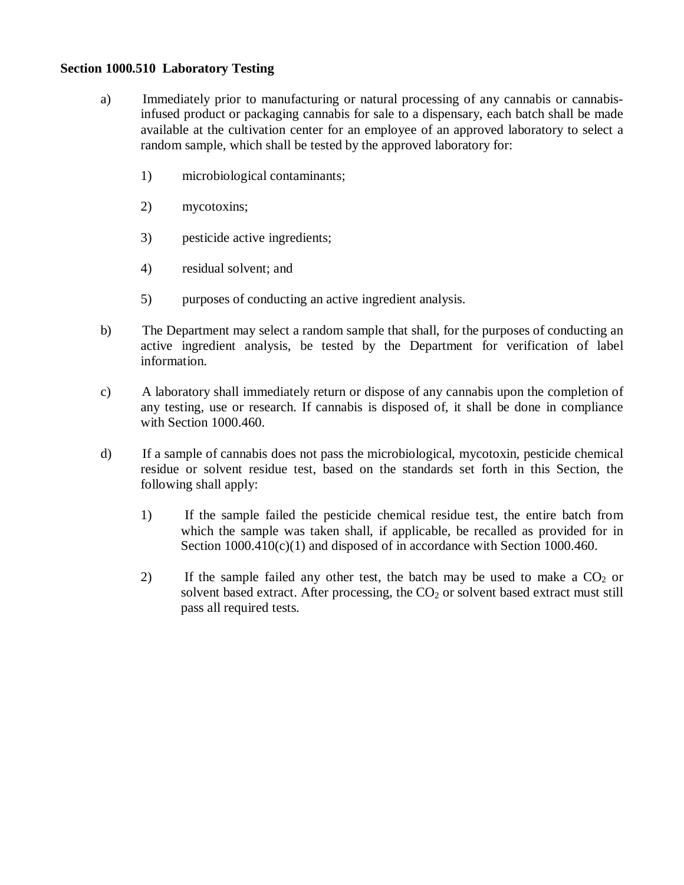**Section 1000.510 Laboratory Testing**

a) Immediately prior to manufacturing or natural processing of any cannabis or cannabis-infused product or packaging cannabis for sale to a dispensary, each batch shall be made available at the cultivation center for an employee of an approved laboratory to select a random sample, which shall be tested by the approved laboratory for:

1) microbiological contaminants;

2) mycotoxins;

3) pesticide active ingredients;

4) residual solvent; and

5) purposes of conducting an active ingredient analysis.

b) The Department may select a random sample that shall, for the purposes of conducting an active ingredient analysis, be tested by the Department for verification of label information.

c) A laboratory shall immediately return or dispose of any cannabis upon the completion of any testing, use or research. If cannabis is disposed of, it shall be done in compliance with Section 1000.460.

d) If a sample of cannabis does not pass the microbiological, mycotoxin, pesticide chemical residue or solvent residue test, based on the standards set forth in this Section, the following shall apply:

1) If the sample failed the pesticide chemical residue test, the entire batch from which the sample was taken shall, if applicable, be recalled as provided for in Section 1000.410(c)(1) and disposed of in accordance with Section 1000.460.

2) If the sample failed any other test, the batch may be used to make a $CO_2$ or solvent based extract. After processing, the $CO_2$ or solvent based extract must still pass all required tests.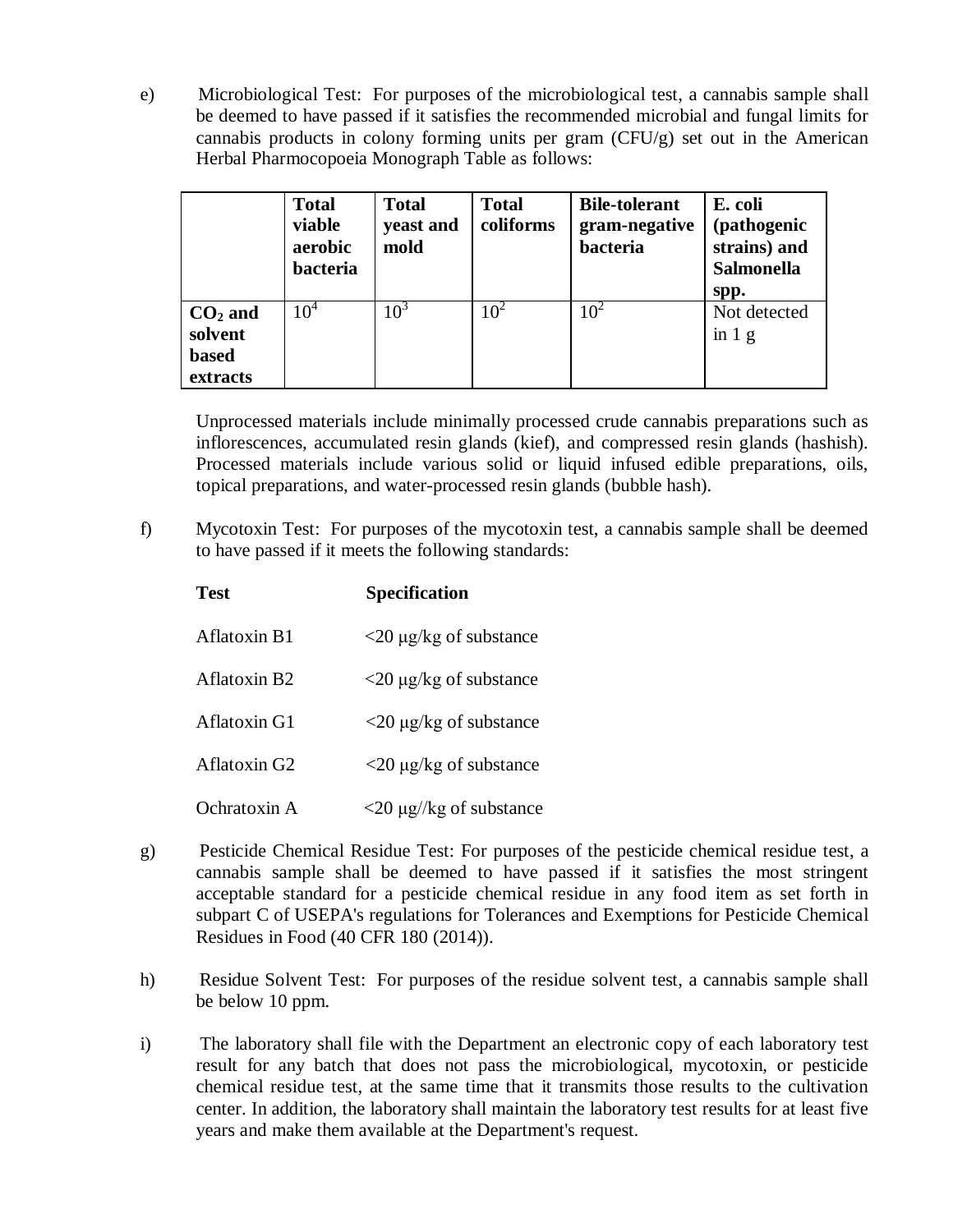e) Microbiological Test: For purposes of the microbiological test, a cannabis sample shall be deemed to have passed if it satisfies the recommended microbial and fungal limits for cannabis products in colony forming units per gram (CFU/g) set out in the American Herbal Pharmocopoeia Monograph Table as follows:

| | **Total viable aerobic bacteria** | **Total yeast and mold** | **Total coliforms** | **Bile-tolerant gram-negative bacteria** | **E. coli (pathogenic strains) and Salmonella spp.** |
|---|---|---|---|---|---|
| **$CO_2$ and solvent based extracts** | $10^4$ | $10^3$ | $10^2$ | $10^2$ | Not detected in 1 g |

Unprocessed materials include minimally processed crude cannabis preparations such as inflorescences, accumulated resin glands (kief), and compressed resin glands (hashish). Processed materials include various solid or liquid infused edible preparations, oils, topical preparations, and water-processed resin glands (bubble hash).

f) Mycotoxin Test: For purposes of the mycotoxin test, a cannabis sample shall be deemed to have passed if it meets the following standards:

| **Test** | **Specification** |
|---|---|
| Aflatoxin B1 | <20 μg/kg of substance |
| Aflatoxin B2 | <20 μg/kg of substance |
| Aflatoxin G1 | <20 μg/kg of substance |
| Aflatoxin G2 | <20 μg/kg of substance |
| Ochratoxin A | <20 μg//kg of substance |

g) Pesticide Chemical Residue Test: For purposes of the pesticide chemical residue test, a cannabis sample shall be deemed to have passed if it satisfies the most stringent acceptable standard for a pesticide chemical residue in any food item as set forth in subpart C of USEPA's regulations for Tolerances and Exemptions for Pesticide Chemical Residues in Food (40 CFR 180 (2014)).

h) Residue Solvent Test: For purposes of the residue solvent test, a cannabis sample shall be below 10 ppm.

i) The laboratory shall file with the Department an electronic copy of each laboratory test result for any batch that does not pass the microbiological, mycotoxin, or pesticide chemical residue test, at the same time that it transmits those results to the cultivation center. In addition, the laboratory shall maintain the laboratory test results for at least five years and make them available at the Department's request.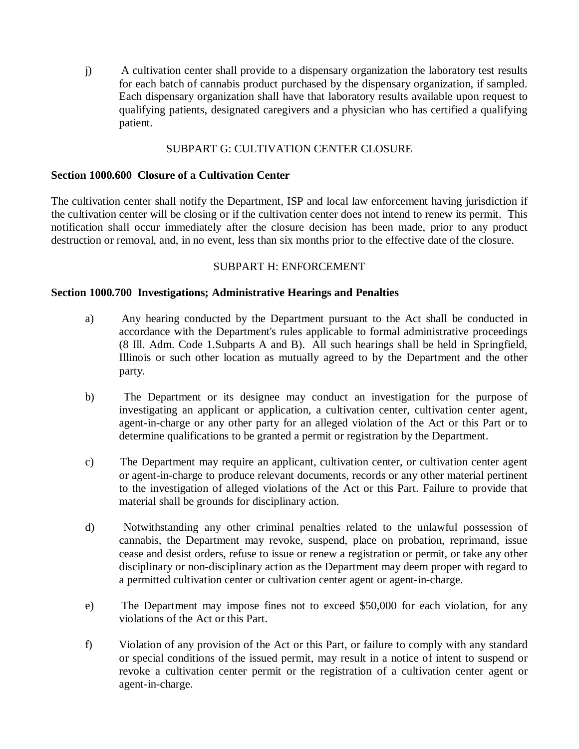j) A cultivation center shall provide to a dispensary organization the laboratory test results for each batch of cannabis product purchased by the dispensary organization, if sampled. Each dispensary organization shall have that laboratory results available upon request to qualifying patients, designated caregivers and a physician who has certified a qualifying patient.

SUBPART G: CULTIVATION CENTER CLOSURE

**Section 1000.600 Closure of a Cultivation Center**

The cultivation center shall notify the Department, ISP and local law enforcement having jurisdiction if the cultivation center will be closing or if the cultivation center does not intend to renew its permit. This notification shall occur immediately after the closure decision has been made, prior to any product destruction or removal, and, in no event, less than six months prior to the effective date of the closure.

SUBPART H: ENFORCEMENT

**Section 1000.700 Investigations; Administrative Hearings and Penalties**

a) Any hearing conducted by the Department pursuant to the Act shall be conducted in accordance with the Department's rules applicable to formal administrative proceedings (8 Ill. Adm. Code 1.Subparts A and B). All such hearings shall be held in Springfield, Illinois or such other location as mutually agreed to by the Department and the other party.

b) The Department or its designee may conduct an investigation for the purpose of investigating an applicant or application, a cultivation center, cultivation center agent, agent-in-charge or any other party for an alleged violation of the Act or this Part or to determine qualifications to be granted a permit or registration by the Department.

c) The Department may require an applicant, cultivation center, or cultivation center agent or agent-in-charge to produce relevant documents, records or any other material pertinent to the investigation of alleged violations of the Act or this Part. Failure to provide that material shall be grounds for disciplinary action.

d) Notwithstanding any other criminal penalties related to the unlawful possession of cannabis, the Department may revoke, suspend, place on probation, reprimand, issue cease and desist orders, refuse to issue or renew a registration or permit, or take any other disciplinary or non-disciplinary action as the Department may deem proper with regard to a permitted cultivation center or cultivation center agent or agent-in-charge.

e) The Department may impose fines not to exceed $50,000 for each violation, for any violations of the Act or this Part.

f) Violation of any provision of the Act or this Part, or failure to comply with any standard or special conditions of the issued permit, may result in a notice of intent to suspend or revoke a cultivation center permit or the registration of a cultivation center agent or agent-in-charge.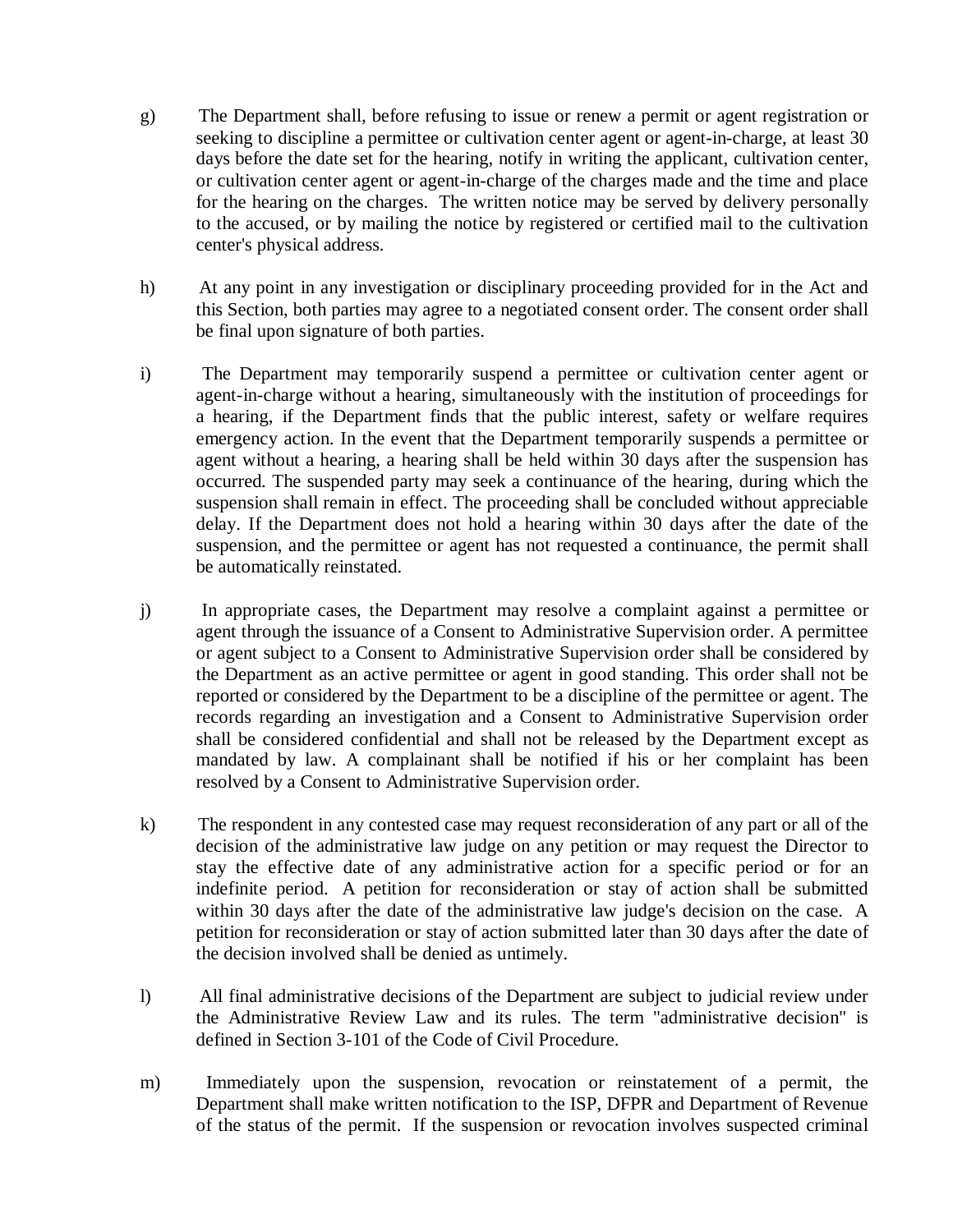g) The Department shall, before refusing to issue or renew a permit or agent registration or seeking to discipline a permittee or cultivation center agent or agent-in-charge, at least 30 days before the date set for the hearing, notify in writing the applicant, cultivation center, or cultivation center agent or agent-in-charge of the charges made and the time and place for the hearing on the charges. The written notice may be served by delivery personally to the accused, or by mailing the notice by registered or certified mail to the cultivation center's physical address.

h) At any point in any investigation or disciplinary proceeding provided for in the Act and this Section, both parties may agree to a negotiated consent order. The consent order shall be final upon signature of both parties.

i) The Department may temporarily suspend a permittee or cultivation center agent or agent-in-charge without a hearing, simultaneously with the institution of proceedings for a hearing, if the Department finds that the public interest, safety or welfare requires emergency action. In the event that the Department temporarily suspends a permittee or agent without a hearing, a hearing shall be held within 30 days after the suspension has occurred. The suspended party may seek a continuance of the hearing, during which the suspension shall remain in effect. The proceeding shall be concluded without appreciable delay. If the Department does not hold a hearing within 30 days after the date of the suspension, and the permittee or agent has not requested a continuance, the permit shall be automatically reinstated.

j) In appropriate cases, the Department may resolve a complaint against a permittee or agent through the issuance of a Consent to Administrative Supervision order. A permittee or agent subject to a Consent to Administrative Supervision order shall be considered by the Department as an active permittee or agent in good standing. This order shall not be reported or considered by the Department to be a discipline of the permittee or agent. The records regarding an investigation and a Consent to Administrative Supervision order shall be considered confidential and shall not be released by the Department except as mandated by law. A complainant shall be notified if his or her complaint has been resolved by a Consent to Administrative Supervision order.

k) The respondent in any contested case may request reconsideration of any part or all of the decision of the administrative law judge on any petition or may request the Director to stay the effective date of any administrative action for a specific period or for an indefinite period. A petition for reconsideration or stay of action shall be submitted within 30 days after the date of the administrative law judge's decision on the case. A petition for reconsideration or stay of action submitted later than 30 days after the date of the decision involved shall be denied as untimely.

l) All final administrative decisions of the Department are subject to judicial review under the Administrative Review Law and its rules. The term "administrative decision" is defined in Section 3-101 of the Code of Civil Procedure.

m) Immediately upon the suspension, revocation or reinstatement of a permit, the Department shall make written notification to the ISP, DFPR and Department of Revenue of the status of the permit. If the suspension or revocation involves suspected criminal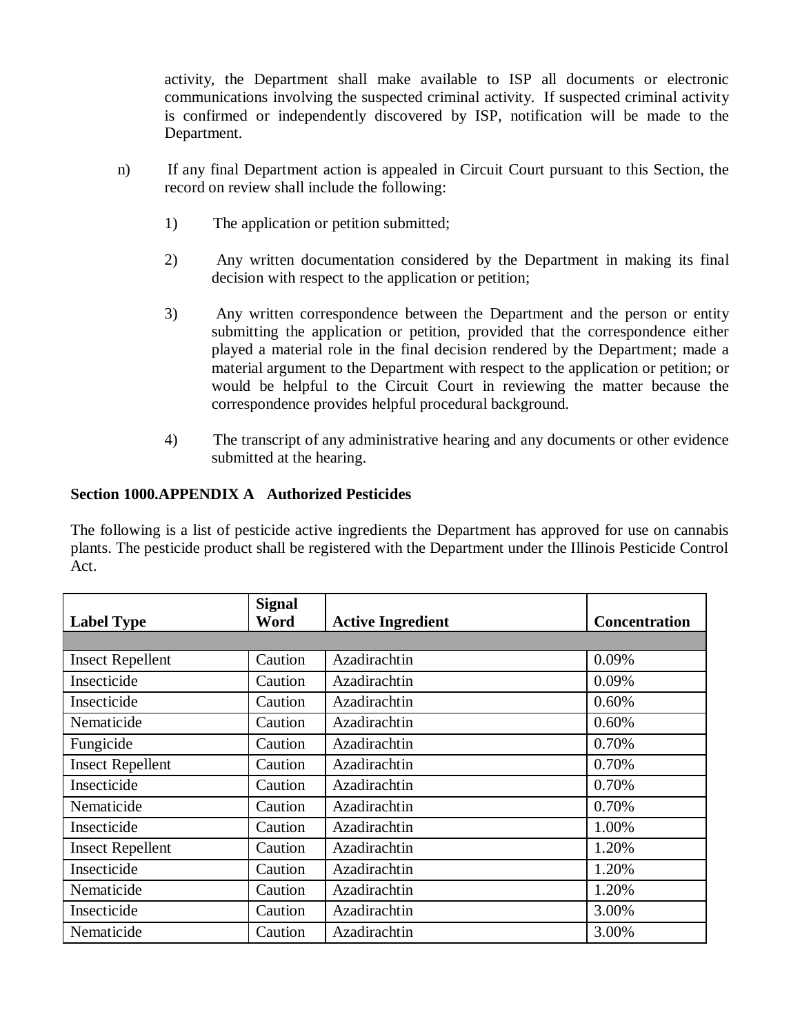activity, the Department shall make available to ISP all documents or electronic communications involving the suspected criminal activity. If suspected criminal activity is confirmed or independently discovered by ISP, notification will be made to the Department.

n) If any final Department action is appealed in Circuit Court pursuant to this Section, the record on review shall include the following:

1) The application or petition submitted;

2) Any written documentation considered by the Department in making its final decision with respect to the application or petition;

3) Any written correspondence between the Department and the person or entity submitting the application or petition, provided that the correspondence either played a material role in the final decision rendered by the Department; made a material argument to the Department with respect to the application or petition; or would be helpful to the Circuit Court in reviewing the matter because the correspondence provides helpful procedural background.

4) The transcript of any administrative hearing and any documents or other evidence submitted at the hearing.

**Section 1000.APPENDIX A Authorized Pesticides**

The following is a list of pesticide active ingredients the Department has approved for use on cannabis plants. The pesticide product shall be registered with the Department under the Illinois Pesticide Control Act.

| Label Type | Signal Word | Active Ingredient | Concentration |
|---|---|---|---|
| | | | |
| Insect Repellent | Caution | Azadirachtin | 0.09% |
| Insecticide | Caution | Azadirachtin | 0.09% |
| Insecticide | Caution | Azadirachtin | 0.60% |
| Nematicide | Caution | Azadirachtin | 0.60% |
| Fungicide | Caution | Azadirachtin | 0.70% |
| Insect Repellent | Caution | Azadirachtin | 0.70% |
| Insecticide | Caution | Azadirachtin | 0.70% |
| Nematicide | Caution | Azadirachtin | 0.70% |
| Insecticide | Caution | Azadirachtin | 1.00% |
| Insect Repellent | Caution | Azadirachtin | 1.20% |
| Insecticide | Caution | Azadirachtin | 1.20% |
| Nematicide | Caution | Azadirachtin | 1.20% |
| Insecticide | Caution | Azadirachtin | 3.00% |
| Nematicide | Caution | Azadirachtin | 3.00% |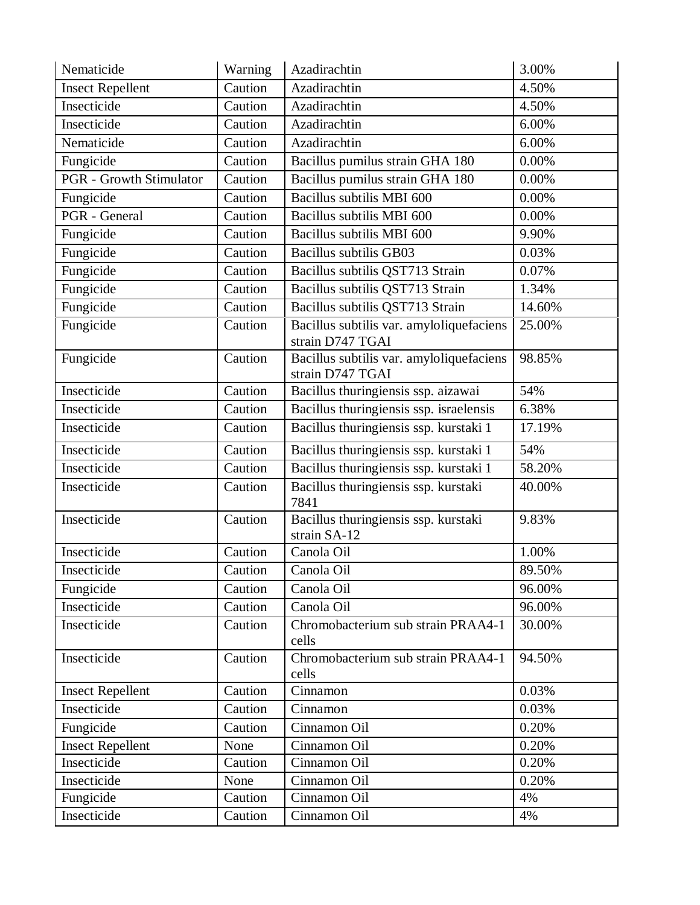| Nematicide | Warning | Azadirachtin | 3.00% |
|---|---|---|---|
| Insect Repellent | Caution | Azadirachtin | 4.50% |
| Insecticide | Caution | Azadirachtin | 4.50% |
| Insecticide | Caution | Azadirachtin | 6.00% |
| Nematicide | Caution | Azadirachtin | 6.00% |
| Fungicide | Caution | Bacillus pumilus strain GHA 180 | 0.00% |
| PGR - Growth Stimulator | Caution | Bacillus pumilus strain GHA 180 | 0.00% |
| Fungicide | Caution | Bacillus subtilis MBI 600 | 0.00% |
| PGR - General | Caution | Bacillus subtilis MBI 600 | 0.00% |
| Fungicide | Caution | Bacillus subtilis MBI 600 | 9.90% |
| Fungicide | Caution | Bacillus subtilis GB03 | 0.03% |
| Fungicide | Caution | Bacillus subtilis QST713 Strain | 0.07% |
| Fungicide | Caution | Bacillus subtilis QST713 Strain | 1.34% |
| Fungicide | Caution | Bacillus subtilis QST713 Strain | 14.60% |
| Fungicide | Caution | Bacillus subtilis var. amyloliquefaciens strain D747 TGAI | 25.00% |
| Fungicide | Caution | Bacillus subtilis var. amyloliquefaciens strain D747 TGAI | 98.85% |
| Insecticide | Caution | Bacillus thuringiensis ssp. aizawai | 54% |
| Insecticide | Caution | Bacillus thuringiensis ssp. israelensis | 6.38% |
| Insecticide | Caution | Bacillus thuringiensis ssp. kurstaki 1 | 17.19% |
| Insecticide | Caution | Bacillus thuringiensis ssp. kurstaki 1 | 54% |
| Insecticide | Caution | Bacillus thuringiensis ssp. kurstaki 1 | 58.20% |
| Insecticide | Caution | Bacillus thuringiensis ssp. kurstaki 7841 | 40.00% |
| Insecticide | Caution | Bacillus thuringiensis ssp. kurstaki strain SA-12 | 9.83% |
| Insecticide | Caution | Canola Oil | 1.00% |
| Insecticide | Caution | Canola Oil | 89.50% |
| Fungicide | Caution | Canola Oil | 96.00% |
| Insecticide | Caution | Canola Oil | 96.00% |
| Insecticide | Caution | Chromobacterium sub strain PRAA4-1 cells | 30.00% |
| Insecticide | Caution | Chromobacterium sub strain PRAA4-1 cells | 94.50% |
| Insect Repellent | Caution | Cinnamon | 0.03% |
| Insecticide | Caution | Cinnamon | 0.03% |
| Fungicide | Caution | Cinnamon Oil | 0.20% |
| Insect Repellent | None | Cinnamon Oil | 0.20% |
| Insecticide | Caution | Cinnamon Oil | 0.20% |
| Insecticide | None | Cinnamon Oil | 0.20% |
| Fungicide | Caution | Cinnamon Oil | 4% |
| Insecticide | Caution | Cinnamon Oil | 4% |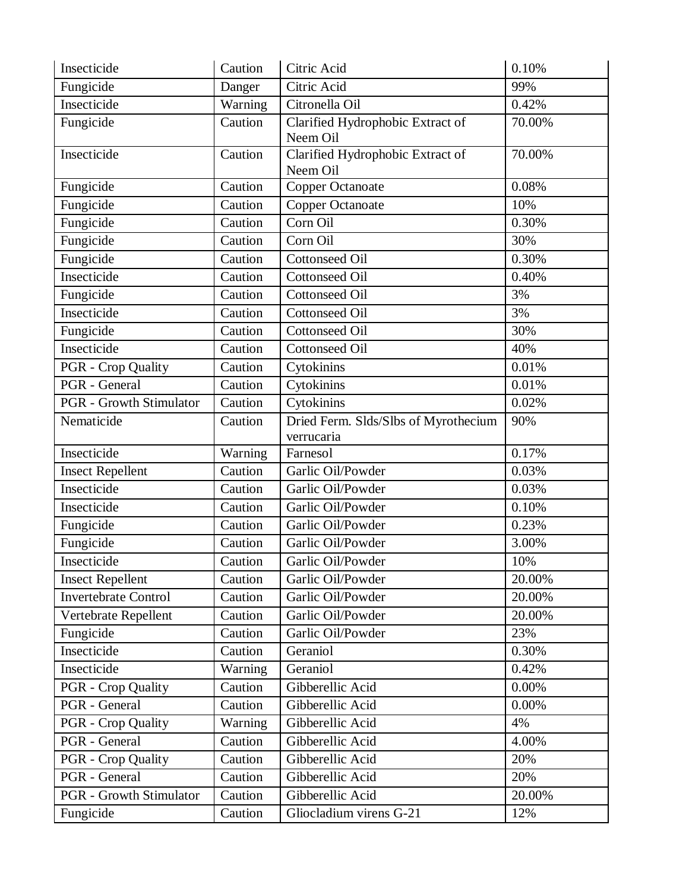| Insecticide | Caution | Citric Acid | 0.10% |
|---|---|---|---|
| Fungicide | Danger | Citric Acid | 99% |
| Insecticide | Warning | Citronella Oil | 0.42% |
| Fungicide | Caution | Clarified Hydrophobic Extract of Neem Oil | 70.00% |
| Insecticide | Caution | Clarified Hydrophobic Extract of Neem Oil | 70.00% |
| Fungicide | Caution | Copper Octanoate | 0.08% |
| Fungicide | Caution | Copper Octanoate | 10% |
| Fungicide | Caution | Corn Oil | 0.30% |
| Fungicide | Caution | Corn Oil | 30% |
| Fungicide | Caution | Cottonseed Oil | 0.30% |
| Insecticide | Caution | Cottonseed Oil | 0.40% |
| Fungicide | Caution | Cottonseed Oil | 3% |
| Insecticide | Caution | Cottonseed Oil | 3% |
| Fungicide | Caution | Cottonseed Oil | 30% |
| Insecticide | Caution | Cottonseed Oil | 40% |
| PGR - Crop Quality | Caution | Cytokinins | 0.01% |
| PGR - General | Caution | Cytokinins | 0.01% |
| PGR - Growth Stimulator | Caution | Cytokinins | 0.02% |
| Nematicide | Caution | Dried Ferm. Slds/Slbs of Myrothecium verrucaria | 90% |
| Insecticide | Warning | Farnesol | 0.17% |
| Insect Repellent | Caution | Garlic Oil/Powder | 0.03% |
| Insecticide | Caution | Garlic Oil/Powder | 0.03% |
| Insecticide | Caution | Garlic Oil/Powder | 0.10% |
| Fungicide | Caution | Garlic Oil/Powder | 0.23% |
| Fungicide | Caution | Garlic Oil/Powder | 3.00% |
| Insecticide | Caution | Garlic Oil/Powder | 10% |
| Insect Repellent | Caution | Garlic Oil/Powder | 20.00% |
| Invertebrate Control | Caution | Garlic Oil/Powder | 20.00% |
| Vertebrate Repellent | Caution | Garlic Oil/Powder | 20.00% |
| Fungicide | Caution | Garlic Oil/Powder | 23% |
| Insecticide | Caution | Geraniol | 0.30% |
| Insecticide | Warning | Geraniol | 0.42% |
| PGR - Crop Quality | Caution | Gibberellic Acid | 0.00% |
| PGR - General | Caution | Gibberellic Acid | 0.00% |
| PGR - Crop Quality | Warning | Gibberellic Acid | 4% |
| PGR - General | Caution | Gibberellic Acid | 4.00% |
| PGR - Crop Quality | Caution | Gibberellic Acid | 20% |
| PGR - General | Caution | Gibberellic Acid | 20% |
| PGR - Growth Stimulator | Caution | Gibberellic Acid | 20.00% |
| Fungicide | Caution | Gliocladium virens G-21 | 12% |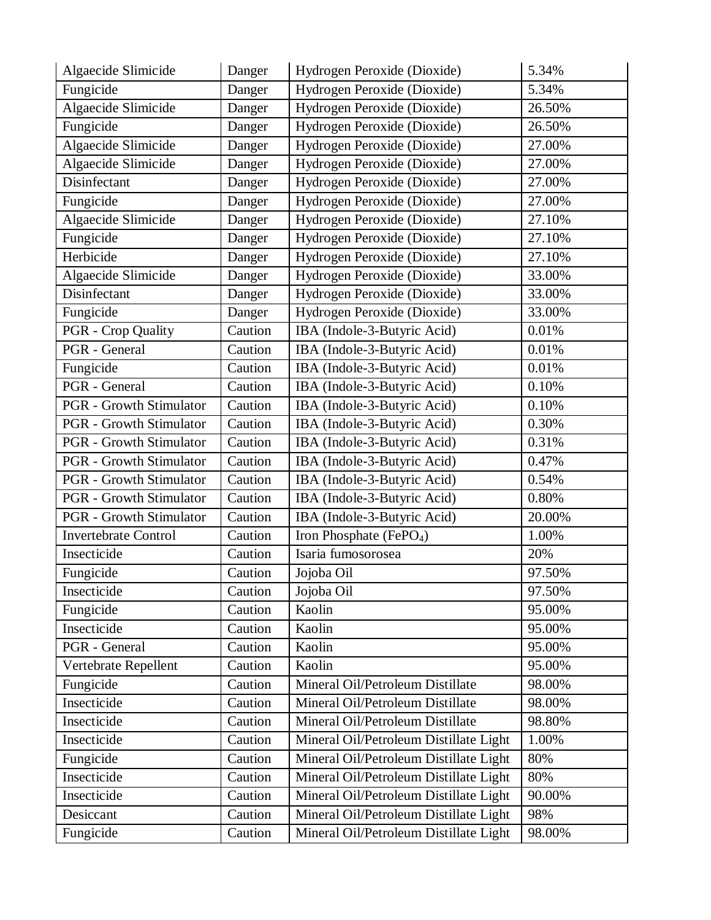| Algaecide Slimicide | Danger | Hydrogen Peroxide (Dioxide) | 5.34% |
|---|---|---|---|
| Fungicide | Danger | Hydrogen Peroxide (Dioxide) | 5.34% |
| Algaecide Slimicide | Danger | Hydrogen Peroxide (Dioxide) | 26.50% |
| Fungicide | Danger | Hydrogen Peroxide (Dioxide) | 26.50% |
| Algaecide Slimicide | Danger | Hydrogen Peroxide (Dioxide) | 27.00% |
| Algaecide Slimicide | Danger | Hydrogen Peroxide (Dioxide) | 27.00% |
| Disinfectant | Danger | Hydrogen Peroxide (Dioxide) | 27.00% |
| Fungicide | Danger | Hydrogen Peroxide (Dioxide) | 27.00% |
| Algaecide Slimicide | Danger | Hydrogen Peroxide (Dioxide) | 27.10% |
| Fungicide | Danger | Hydrogen Peroxide (Dioxide) | 27.10% |
| Herbicide | Danger | Hydrogen Peroxide (Dioxide) | 27.10% |
| Algaecide Slimicide | Danger | Hydrogen Peroxide (Dioxide) | 33.00% |
| Disinfectant | Danger | Hydrogen Peroxide (Dioxide) | 33.00% |
| Fungicide | Danger | Hydrogen Peroxide (Dioxide) | 33.00% |
| PGR - Crop Quality | Caution | IBA (Indole-3-Butyric Acid) | 0.01% |
| PGR - General | Caution | IBA (Indole-3-Butyric Acid) | 0.01% |
| Fungicide | Caution | IBA (Indole-3-Butyric Acid) | 0.01% |
| PGR - General | Caution | IBA (Indole-3-Butyric Acid) | 0.10% |
| PGR - Growth Stimulator | Caution | IBA (Indole-3-Butyric Acid) | 0.10% |
| PGR - Growth Stimulator | Caution | IBA (Indole-3-Butyric Acid) | 0.30% |
| PGR - Growth Stimulator | Caution | IBA (Indole-3-Butyric Acid) | 0.31% |
| PGR - Growth Stimulator | Caution | IBA (Indole-3-Butyric Acid) | 0.47% |
| PGR - Growth Stimulator | Caution | IBA (Indole-3-Butyric Acid) | 0.54% |
| PGR - Growth Stimulator | Caution | IBA (Indole-3-Butyric Acid) | 0.80% |
| PGR - Growth Stimulator | Caution | IBA (Indole-3-Butyric Acid) | 20.00% |
| Invertebrate Control | Caution | Iron Phosphate ($FePO_4$) | 1.00% |
| Insecticide | Caution | Isaria fumosorosea | 20% |
| Fungicide | Caution | Jojoba Oil | 97.50% |
| Insecticide | Caution | Jojoba Oil | 97.50% |
| Fungicide | Caution | Kaolin | 95.00% |
| Insecticide | Caution | Kaolin | 95.00% |
| PGR - General | Caution | Kaolin | 95.00% |
| Vertebrate Repellent | Caution | Kaolin | 95.00% |
| Fungicide | Caution | Mineral Oil/Petroleum Distillate | 98.00% |
| Insecticide | Caution | Mineral Oil/Petroleum Distillate | 98.00% |
| Insecticide | Caution | Mineral Oil/Petroleum Distillate | 98.80% |
| Insecticide | Caution | Mineral Oil/Petroleum Distillate Light | 1.00% |
| Fungicide | Caution | Mineral Oil/Petroleum Distillate Light | 80% |
| Insecticide | Caution | Mineral Oil/Petroleum Distillate Light | 80% |
| Insecticide | Caution | Mineral Oil/Petroleum Distillate Light | 90.00% |
| Desiccant | Caution | Mineral Oil/Petroleum Distillate Light | 98% |
| Fungicide | Caution | Mineral Oil/Petroleum Distillate Light | 98.00% |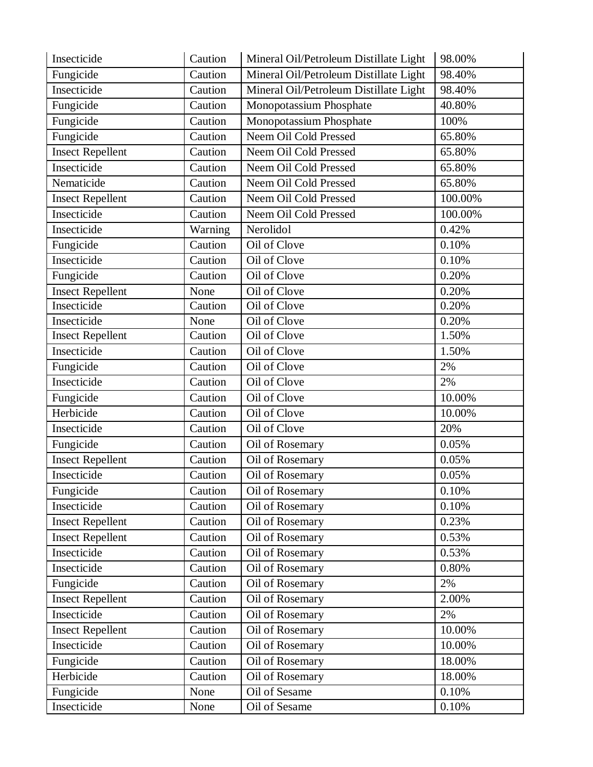| Insecticide | Caution | Mineral Oil/Petroleum Distillate Light | 98.00% |
|---|---|---|---|
| Fungicide | Caution | Mineral Oil/Petroleum Distillate Light | 98.40% |
| Insecticide | Caution | Mineral Oil/Petroleum Distillate Light | 98.40% |
| Fungicide | Caution | Monopotassium Phosphate | 40.80% |
| Fungicide | Caution | Monopotassium Phosphate | 100% |
| Fungicide | Caution | Neem Oil Cold Pressed | 65.80% |
| Insect Repellent | Caution | Neem Oil Cold Pressed | 65.80% |
| Insecticide | Caution | Neem Oil Cold Pressed | 65.80% |
| Nematicide | Caution | Neem Oil Cold Pressed | 65.80% |
| Insect Repellent | Caution | Neem Oil Cold Pressed | 100.00% |
| Insecticide | Caution | Neem Oil Cold Pressed | 100.00% |
| Insecticide | Warning | Nerolidol | 0.42% |
| Fungicide | Caution | Oil of Clove | 0.10% |
| Insecticide | Caution | Oil of Clove | 0.10% |
| Fungicide | Caution | Oil of Clove | 0.20% |
| Insect Repellent | None | Oil of Clove | 0.20% |
| Insecticide | Caution | Oil of Clove | 0.20% |
| Insecticide | None | Oil of Clove | 0.20% |
| Insect Repellent | Caution | Oil of Clove | 1.50% |
| Insecticide | Caution | Oil of Clove | 1.50% |
| Fungicide | Caution | Oil of Clove | 2% |
| Insecticide | Caution | Oil of Clove | 2% |
| Fungicide | Caution | Oil of Clove | 10.00% |
| Herbicide | Caution | Oil of Clove | 10.00% |
| Insecticide | Caution | Oil of Clove | 20% |
| Fungicide | Caution | Oil of Rosemary | 0.05% |
| Insect Repellent | Caution | Oil of Rosemary | 0.05% |
| Insecticide | Caution | Oil of Rosemary | 0.05% |
| Fungicide | Caution | Oil of Rosemary | 0.10% |
| Insecticide | Caution | Oil of Rosemary | 0.10% |
| Insect Repellent | Caution | Oil of Rosemary | 0.23% |
| Insect Repellent | Caution | Oil of Rosemary | 0.53% |
| Insecticide | Caution | Oil of Rosemary | 0.53% |
| Insecticide | Caution | Oil of Rosemary | 0.80% |
| Fungicide | Caution | Oil of Rosemary | 2% |
| Insect Repellent | Caution | Oil of Rosemary | 2.00% |
| Insecticide | Caution | Oil of Rosemary | 2% |
| Insect Repellent | Caution | Oil of Rosemary | 10.00% |
| Insecticide | Caution | Oil of Rosemary | 10.00% |
| Fungicide | Caution | Oil of Rosemary | 18.00% |
| Herbicide | Caution | Oil of Rosemary | 18.00% |
| Fungicide | None | Oil of Sesame | 0.10% |
| Insecticide | None | Oil of Sesame | 0.10% |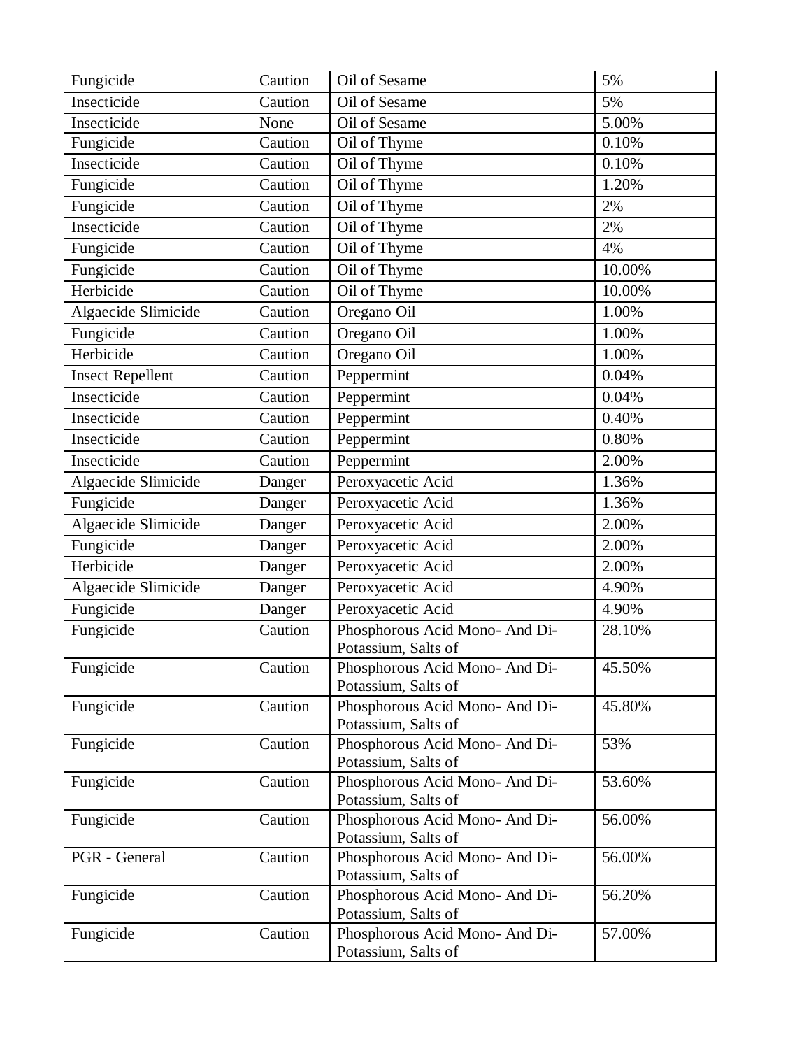| Fungicide | Caution | Oil of Sesame | 5% |
|---|---|---|---|
| Insecticide | Caution | Oil of Sesame | 5% |
| Insecticide | None | Oil of Sesame | 5.00% |
| Fungicide | Caution | Oil of Thyme | 0.10% |
| Insecticide | Caution | Oil of Thyme | 0.10% |
| Fungicide | Caution | Oil of Thyme | 1.20% |
| Fungicide | Caution | Oil of Thyme | 2% |
| Insecticide | Caution | Oil of Thyme | 2% |
| Fungicide | Caution | Oil of Thyme | 4% |
| Fungicide | Caution | Oil of Thyme | 10.00% |
| Herbicide | Caution | Oil of Thyme | 10.00% |
| Algaecide Slimicide | Caution | Oregano Oil | 1.00% |
| Fungicide | Caution | Oregano Oil | 1.00% |
| Herbicide | Caution | Oregano Oil | 1.00% |
| Insect Repellent | Caution | Peppermint | 0.04% |
| Insecticide | Caution | Peppermint | 0.04% |
| Insecticide | Caution | Peppermint | 0.40% |
| Insecticide | Caution | Peppermint | 0.80% |
| Insecticide | Caution | Peppermint | 2.00% |
| Algaecide Slimicide | Danger | Peroxyacetic Acid | 1.36% |
| Fungicide | Danger | Peroxyacetic Acid | 1.36% |
| Algaecide Slimicide | Danger | Peroxyacetic Acid | 2.00% |
| Fungicide | Danger | Peroxyacetic Acid | 2.00% |
| Herbicide | Danger | Peroxyacetic Acid | 2.00% |
| Algaecide Slimicide | Danger | Peroxyacetic Acid | 4.90% |
| Fungicide | Danger | Peroxyacetic Acid | 4.90% |
| Fungicide | Caution | Phosphorous Acid Mono- And Di-Potassium, Salts of | 28.10% |
| Fungicide | Caution | Phosphorous Acid Mono- And Di-Potassium, Salts of | 45.50% |
| Fungicide | Caution | Phosphorous Acid Mono- And Di-Potassium, Salts of | 45.80% |
| Fungicide | Caution | Phosphorous Acid Mono- And Di-Potassium, Salts of | 53% |
| Fungicide | Caution | Phosphorous Acid Mono- And Di-Potassium, Salts of | 53.60% |
| Fungicide | Caution | Phosphorous Acid Mono- And Di-Potassium, Salts of | 56.00% |
| PGR - General | Caution | Phosphorous Acid Mono- And Di-Potassium, Salts of | 56.00% |
| Fungicide | Caution | Phosphorous Acid Mono- And Di-Potassium, Salts of | 56.20% |
| Fungicide | Caution | Phosphorous Acid Mono- And Di-Potassium, Salts of | 57.00% |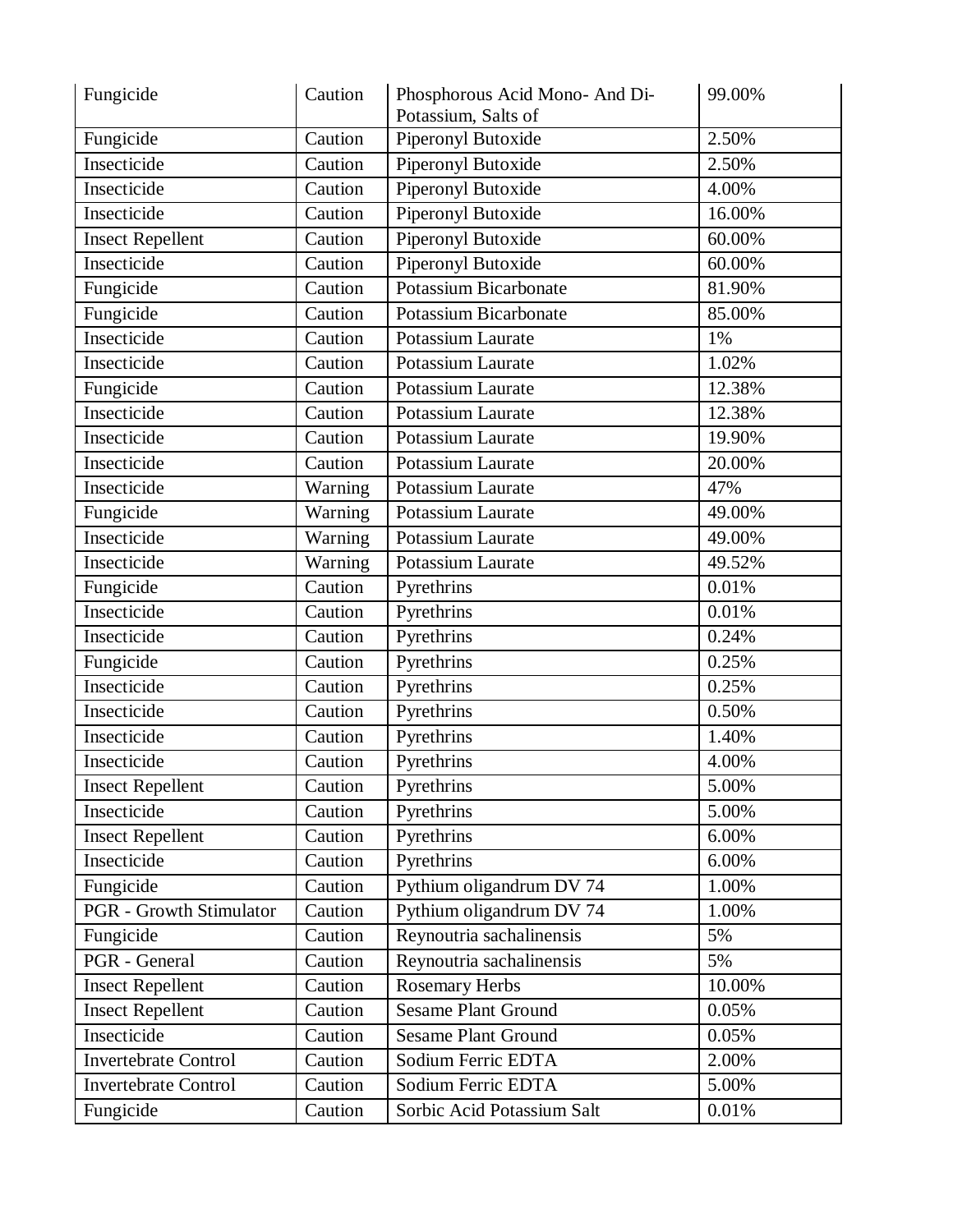| Fungicide | Caution | Phosphorous Acid Mono- And Di-Potassium, Salts of | 99.00% |
|---|---|---|---|
| Fungicide | Caution | Piperonyl Butoxide | 2.50% |
| Insecticide | Caution | Piperonyl Butoxide | 2.50% |
| Insecticide | Caution | Piperonyl Butoxide | 4.00% |
| Insecticide | Caution | Piperonyl Butoxide | 16.00% |
| Insect Repellent | Caution | Piperonyl Butoxide | 60.00% |
| Insecticide | Caution | Piperonyl Butoxide | 60.00% |
| Fungicide | Caution | Potassium Bicarbonate | 81.90% |
| Fungicide | Caution | Potassium Bicarbonate | 85.00% |
| Insecticide | Caution | Potassium Laurate | 1% |
| Insecticide | Caution | Potassium Laurate | 1.02% |
| Fungicide | Caution | Potassium Laurate | 12.38% |
| Insecticide | Caution | Potassium Laurate | 12.38% |
| Insecticide | Caution | Potassium Laurate | 19.90% |
| Insecticide | Caution | Potassium Laurate | 20.00% |
| Insecticide | Warning | Potassium Laurate | 47% |
| Fungicide | Warning | Potassium Laurate | 49.00% |
| Insecticide | Warning | Potassium Laurate | 49.00% |
| Insecticide | Warning | Potassium Laurate | 49.52% |
| Fungicide | Caution | Pyrethrins | 0.01% |
| Insecticide | Caution | Pyrethrins | 0.01% |
| Insecticide | Caution | Pyrethrins | 0.24% |
| Fungicide | Caution | Pyrethrins | 0.25% |
| Insecticide | Caution | Pyrethrins | 0.25% |
| Insecticide | Caution | Pyrethrins | 0.50% |
| Insecticide | Caution | Pyrethrins | 1.40% |
| Insecticide | Caution | Pyrethrins | 4.00% |
| Insect Repellent | Caution | Pyrethrins | 5.00% |
| Insecticide | Caution | Pyrethrins | 5.00% |
| Insect Repellent | Caution | Pyrethrins | 6.00% |
| Insecticide | Caution | Pyrethrins | 6.00% |
| Fungicide | Caution | Pythium oligandrum DV 74 | 1.00% |
| PGR - Growth Stimulator | Caution | Pythium oligandrum DV 74 | 1.00% |
| Fungicide | Caution | Reynoutria sachalinensis | 5% |
| PGR - General | Caution | Reynoutria sachalinensis | 5% |
| Insect Repellent | Caution | Rosemary Herbs | 10.00% |
| Insect Repellent | Caution | Sesame Plant Ground | 0.05% |
| Insecticide | Caution | Sesame Plant Ground | 0.05% |
| Invertebrate Control | Caution | Sodium Ferric EDTA | 2.00% |
| Invertebrate Control | Caution | Sodium Ferric EDTA | 5.00% |
| Fungicide | Caution | Sorbic Acid Potassium Salt | 0.01% |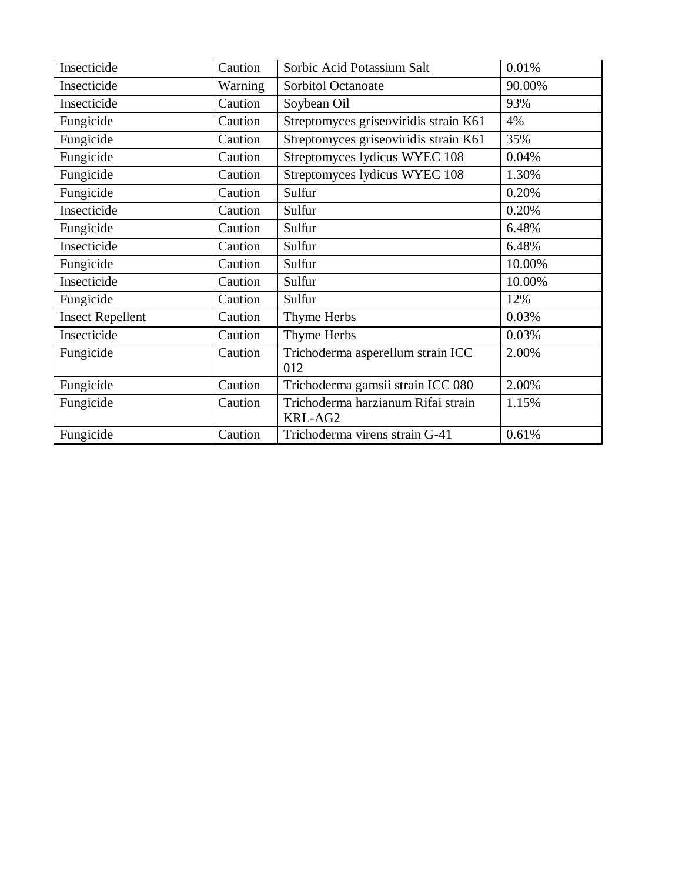| | | | |
|---|---|---|---|
| Insecticide | Caution | Sorbic Acid Potassium Salt | 0.01% |
| Insecticide | Warning | Sorbitol Octanoate | 90.00% |
| Insecticide | Caution | Soybean Oil | 93% |
| Fungicide | Caution | Streptomyces griseoviridis strain K61 | 4% |
| Fungicide | Caution | Streptomyces griseoviridis strain K61 | 35% |
| Fungicide | Caution | Streptomyces lydicus WYEC 108 | 0.04% |
| Fungicide | Caution | Streptomyces lydicus WYEC 108 | 1.30% |
| Fungicide | Caution | Sulfur | 0.20% |
| Insecticide | Caution | Sulfur | 0.20% |
| Fungicide | Caution | Sulfur | 6.48% |
| Insecticide | Caution | Sulfur | 6.48% |
| Fungicide | Caution | Sulfur | 10.00% |
| Insecticide | Caution | Sulfur | 10.00% |
| Fungicide | Caution | Sulfur | 12% |
| Insect Repellent | Caution | Thyme Herbs | 0.03% |
| Insecticide | Caution | Thyme Herbs | 0.03% |
| Fungicide | Caution | Trichoderma asperellum strain ICC 012 | 2.00% |
| Fungicide | Caution | Trichoderma gamsii strain ICC 080 | 2.00% |
| Fungicide | Caution | Trichoderma harzianum Rifai strain KRL-AG2 | 1.15% |
| Fungicide | Caution | Trichoderma virens strain G-41 | 0.61% |